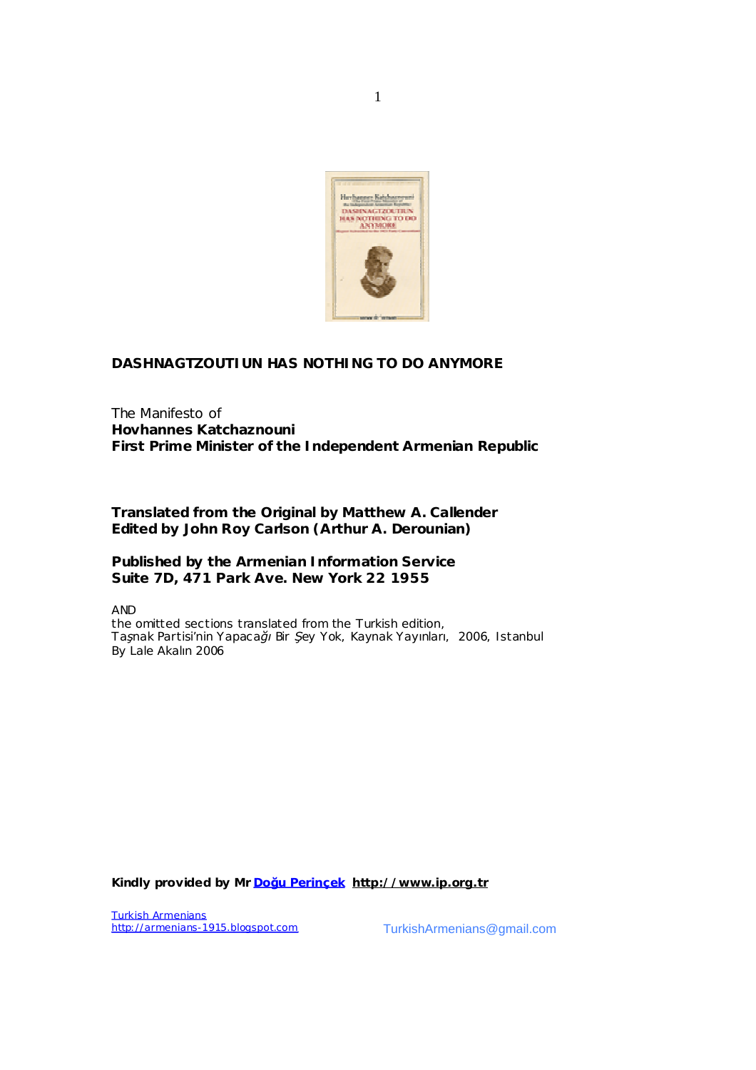# DASHNAGTZOUTIUN HAS NOTHING TO DO ANYMORE

The Manifesto of
**Hovhannes Katchaznouni**
**First Prime Minister of the Independent Armenian Republic**

**Translated from the Original by Matthew A. Callender**
**Edited by John Roy Carlson (Arthur A. Derounian)**

**Published by the Armenian Information Service**
**Suite 7D, 471 Park Ave. New York 22 1955**

AND
the omitted sections translated from the Turkish edition,
Taşnak Partisi'nin Yapacağı Bir Şey Yok, Kaynak Yayınları, 2006, Istanbul
By Lale Akalın 2006

**Kindly provided by Mr Doğu Perinçek http://www.ip.org.tr**

Turkish Armenians
http://armenians-1915.blogspot.com
TurkishArmenians@gmail.com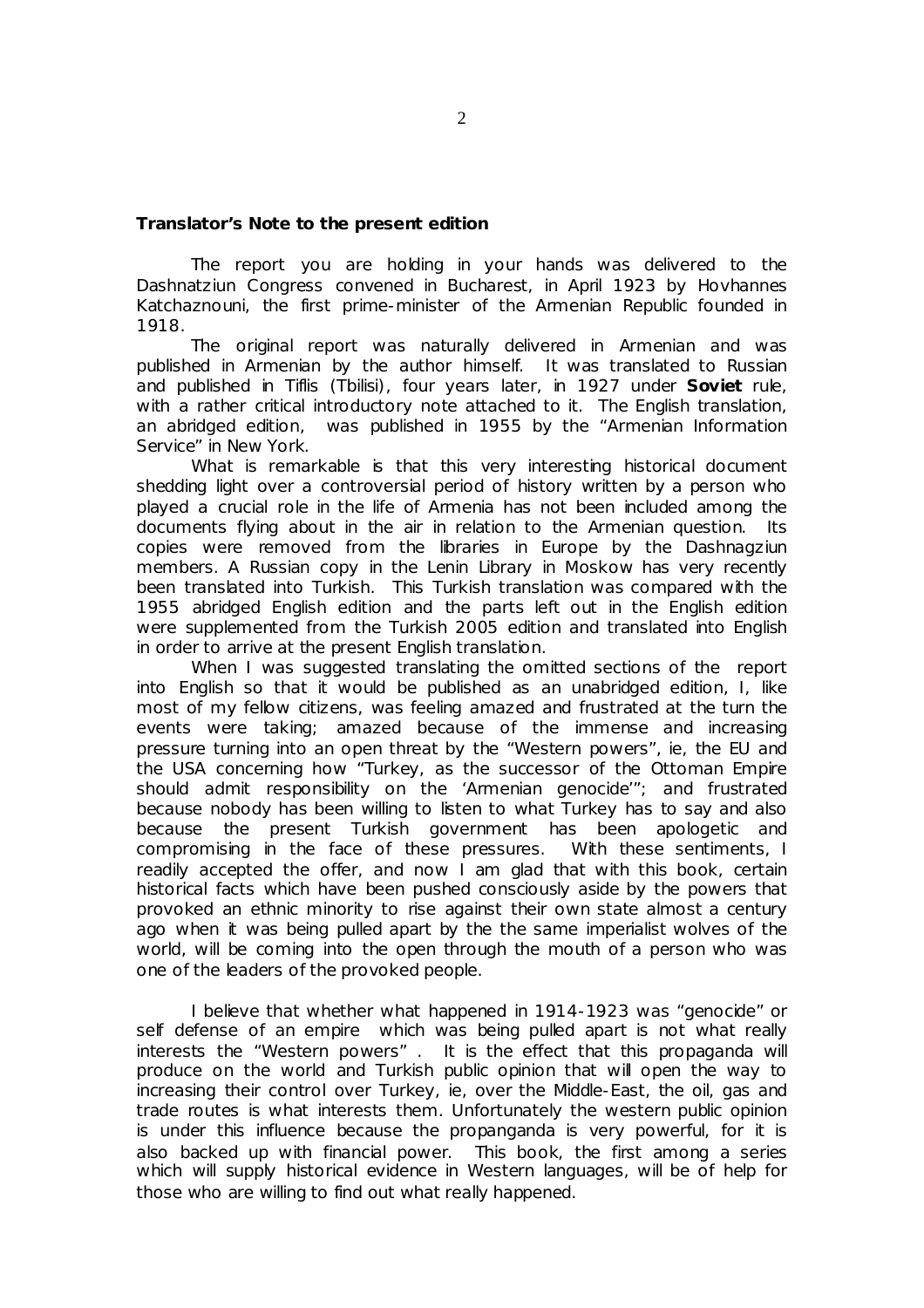**Translator's Note to the present edition**

The report you are holding in your hands was delivered to the Dashnatziun Congress convened in Bucharest, in April 1923 by Hovhannes Katchaznouni, the first prime-minister of the Armenian Republic founded in 1918.

The original report was naturally delivered in Armenian and was published in Armenian by the author himself. It was translated to Russian and published in Tiflis (Tbilisi), four years later, in 1927 under **Soviet** rule, with a rather critical introductory note attached to it. The English translation, an abridged edition, was published in 1955 by the "Armenian Information Service" in New York.

What is remarkable is that this very interesting historical document shedding light over a controversial period of history written by a person who played a crucial role in the life of Armenia has not been included among the documents flying about in the air in relation to the Armenian question. Its copies were removed from the libraries in Europe by the Dashnagziun members. A Russian copy in the Lenin Library in Moskow has very recently been translated into Turkish. This Turkish translation was compared with the 1955 abridged English edition and the parts left out in the English edition were supplemented from the Turkish 2005 edition and translated into English in order to arrive at the present English translation.

When I was suggested translating the omitted sections of the report into English so that it would be published as an unabridged edition, I, like most of my fellow citizens, was feeling amazed and frustrated at the turn the events were taking; amazed because of the immense and increasing pressure turning into an open threat by the "Western powers", ie, the EU and the USA concerning how "Turkey, as the successor of the Ottoman Empire should admit responsibility on the 'Armenian genocide'"; and frustrated because nobody has been willing to listen to what Turkey has to say and also because the present Turkish government has been apologetic and compromising in the face of these pressures. With these sentiments, I readily accepted the offer, and now I am glad that with this book, certain historical facts which have been pushed consciously aside by the powers that provoked an ethnic minority to rise against their own state almost a century ago when it was being pulled apart by the the same imperialist wolves of the world, will be coming into the open through the mouth of a person who was one of the leaders of the provoked people.

I believe that whether what happened in 1914-1923 was "genocide" or self defense of an empire which was being pulled apart is not what really interests the "Western powers" . It is the effect that this propaganda will produce on the world and Turkish public opinion that will open the way to increasing their control over Turkey, ie, over the Middle-East, the oil, gas and trade routes is what interests them. Unfortunately the western public opinion is under this influence because the propanganda is very powerful, for it is also backed up with financial power. This book, the first among a series which will supply historical evidence in Western languages, will be of help for those who are willing to find out what really happened.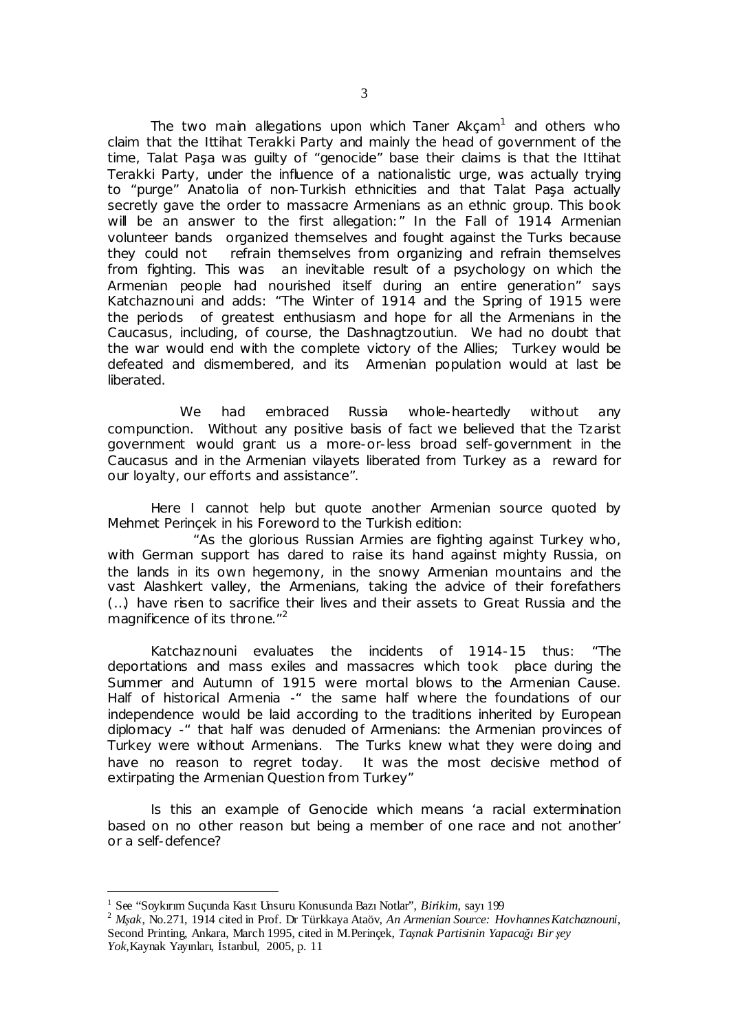The two main allegations upon which Taner Akçam[1] and others who claim that the Ittihat Terakki Party and mainly the head of government of the time, Talat Paşa was guilty of "genocide" base their claims is that the Ittihat Terakki Party, under the influence of a nationalistic urge, was actually trying to "purge" Anatolia of non-Turkish ethnicities and that Talat Paşa actually secretly gave the order to massacre Armenians as an ethnic group. This book will be an answer to the first allegation:" In the Fall of 1914 Armenian volunteer bands organized themselves and fought against the Turks because they could not refrain themselves from organizing and refrain themselves from fighting. This was an inevitable result of a psychology on which the Armenian people had nourished itself during an entire generation" says Katchaznouni and adds: "The Winter of 1914 and the Spring of 1915 were the periods of greatest enthusiasm and hope for all the Armenians in the Caucasus, including, of course, the Dashnagtzoutiun. We had no doubt that the war would end with the complete victory of the Allies; Turkey would be defeated and dismembered, and its Armenian population would at last be liberated.

We had embraced Russia whole-heartedly without any compunction. Without any positive basis of fact we believed that the Tzarist government would grant us a more-or-less broad self-government in the Caucasus and in the Armenian vilayets liberated from Turkey as a reward for our loyalty, our efforts and assistance".

Here I cannot help but quote another Armenian source quoted by Mehmet Perinçek in his Foreword to the Turkish edition:

"As the glorious Russian Armies are fighting against Turkey who, with German support has dared to raise its hand against mighty Russia, on the lands in its own hegemony, in the snowy Armenian mountains and the vast Alashkert valley, the Armenians, taking the advice of their forefathers (...) have risen to sacrifice their lives and their assets to Great Russia and the magnificence of its throne."[2]

Katchaznouni evaluates the incidents of 1914-15 thus: "The deportations and mass exiles and massacres which took place during the Summer and Autumn of 1915 were mortal blows to the Armenian Cause. Half of historical Armenia -" the same half where the foundations of our independence would be laid according to the traditions inherited by European diplomacy -" that half was denuded of Armenians: the Armenian provinces of Turkey were without Armenians. The Turks knew what they were doing and have no reason to regret today. It was the most decisive method of extirpating the Armenian Question from Turkey"

Is this an example of Genocide which means 'a racial extermination based on no other reason but being a member of one race and not another' or a self-defence?

---

[1] See "Soykırım Suçunda Kasıt Unsuru Konusunda Bazı Notlar", *Birikim*, sayı 199

[2] *Mşak*, No.271, 1914 cited in Prof. Dr Türkkaya Ataöv, *An Armenian Source: Hovhannes Katchaznouni*, Second Printing, Ankara, March 1995, cited in M.Perinçek, *Taşnak Partisinin Yapacağı Bir şey Yok*, Kaynak Yayınları, İstanbul, 2005, p. 11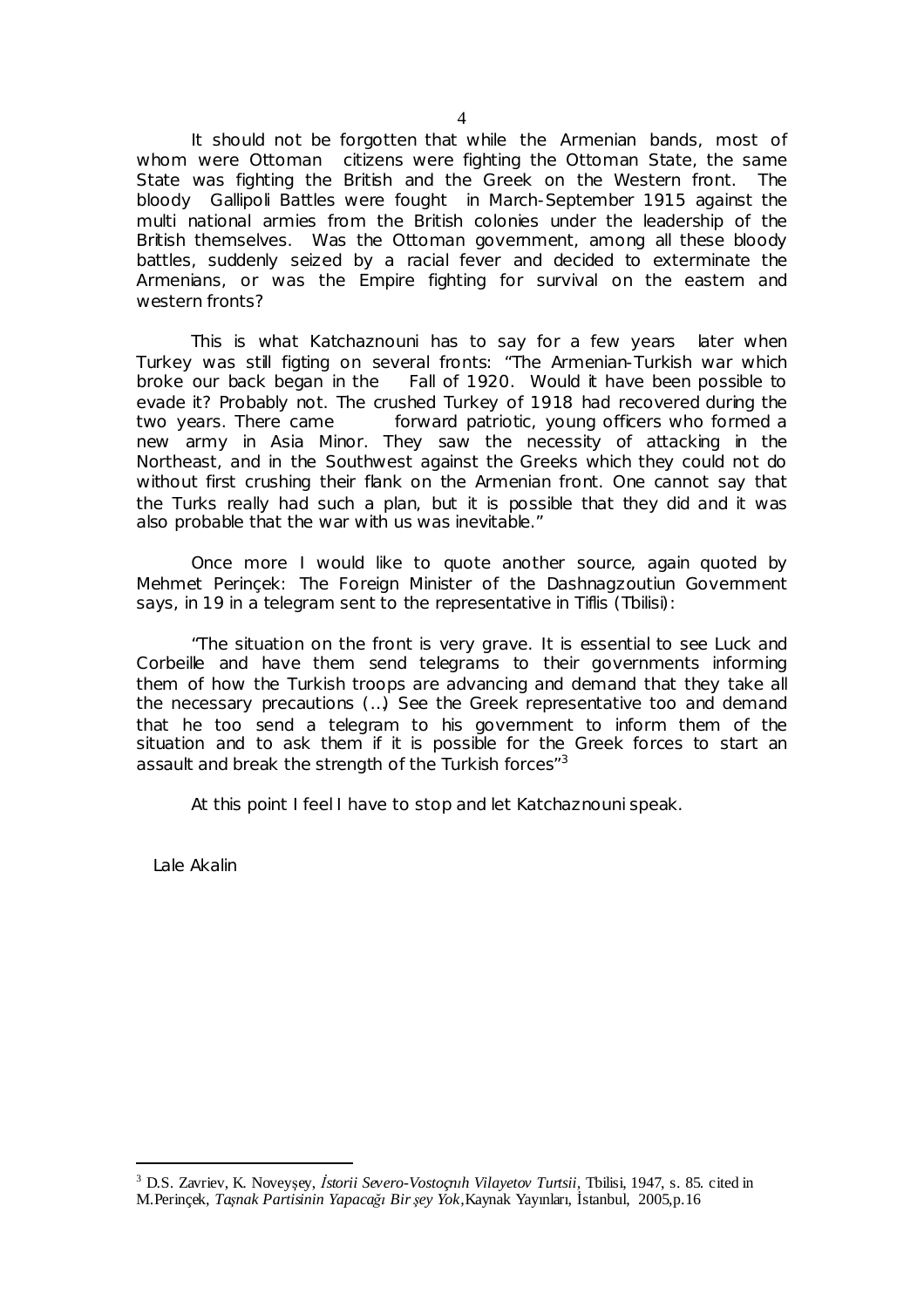It should not be forgotten that while the Armenian bands, most of whom were Ottoman citizens were fighting the Ottoman State, the same State was fighting the British and the Greek on the Western front. The bloody Gallipoli Battles were fought in March-September 1915 against the multi national armies from the British colonies under the leadership of the British themselves. Was the Ottoman government, among all these bloody battles, suddenly seized by a racial fever and decided to exterminate the Armenians, or was the Empire fighting for survival on the eastern and western fronts?

This is what Katchaznouni has to say for a few years later when Turkey was still figting on several fronts: "The Armenian-Turkish war which broke our back began in the Fall of 1920. Would it have been possible to evade it? Probably not. The crushed Turkey of 1918 had recovered during the two years. There came forward patriotic, young officers who formed a new army in Asia Minor. They saw the necessity of attacking in the Northeast, and in the Southwest against the Greeks which they could not do without first crushing their flank on the Armenian front. One cannot say that the Turks really had such a plan, but it is possible that they did and it was also probable that the war with us was inevitable."

Once more I would like to quote another source, again quoted by Mehmet Perinçek: The Foreign Minister of the Dashnagzoutiun Government says, in 19 in a telegram sent to the representative in Tiflis (Tbilisi):

"The situation on the front is very grave. It is essential to see Luck and Corbeille and have them send telegrams to their governments informing them of how the Turkish troops are advancing and demand that they take all the necessary precautions (...) See the Greek representative too and demand that he too send a telegram to his government to inform them of the situation and to ask them if it is possible for the Greek forces to start an assault and break the strength of the Turkish forces"[3]

At this point I feel I have to stop and let Katchaznouni speak.

Lale Akalin

---

[3] D.S. Zavriev, K. Noveyşey, *İstorii Severo-Vostoçnıh Vilayetov Turtsii*, Tbilisi, 1947, s. 85. cited in M.Perinçek, *Taşnak Partisinin Yapacağı Bir şey Yok*,Kaynak Yayınları, İstanbul, 2005,p.16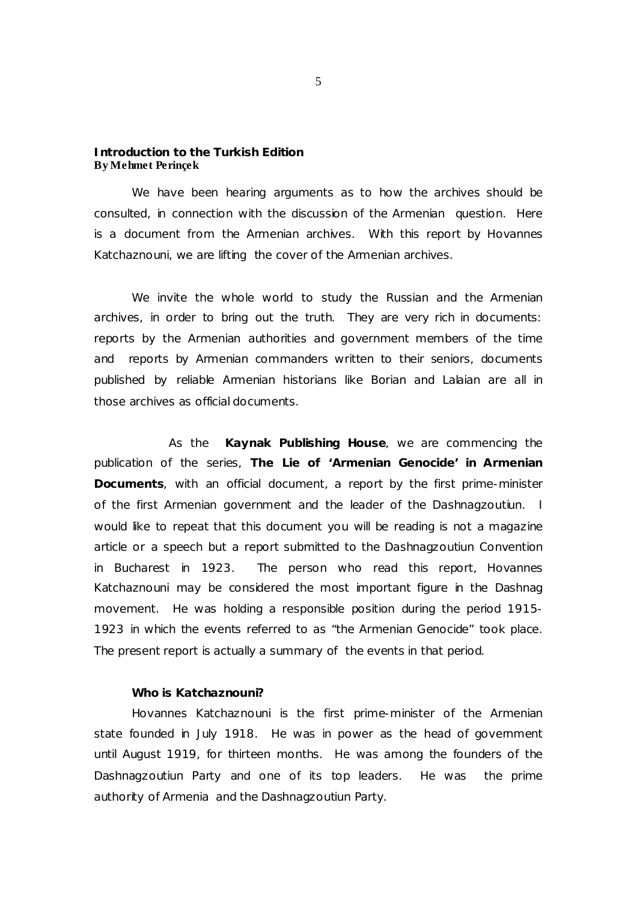## Introduction to the Turkish Edition
**By Mehmet Perinçek**

We have been hearing arguments as to how the archives should be consulted, in connection with the discussion of the Armenian question. Here is a document from the Armenian archives. With this report by Hovannes Katchaznouni, we are lifting the cover of the Armenian archives.

We invite the whole world to study the Russian and the Armenian archives, in order to bring out the truth. They are very rich in documents: reports by the Armenian authorities and government members of the time and reports by Armenian commanders written to their seniors, documents published by reliable Armenian historians like Borian and Lalaian are all in those archives as official documents.

As the **Kaynak Publishing House**, we are commencing the publication of the series, **The Lie of 'Armenian Genocide' in Armenian Documents**, with an official document, a report by the first prime-minister of the first Armenian government and the leader of the Dashnagzoutiun. I would like to repeat that this document you will be reading is not a magazine article or a speech but a report submitted to the Dashnagzoutiun Convention in Bucharest in 1923. The person who read this report, Hovannes Katchaznouni may be considered the most important figure in the Dashnag movement. He was holding a responsible position during the period 1915-1923 in which the events referred to as "the Armenian Genocide" took place. The present report is actually a summary of the events in that period.

### Who is Katchaznouni?

Hovannes Katchaznouni is the first prime-minister of the Armenian state founded in July 1918. He was in power as the head of government until August 1919, for thirteen months. He was among the founders of the Dashnagzoutiun Party and one of its top leaders. He was the prime authority of Armenia and the Dashnagzoutiun Party.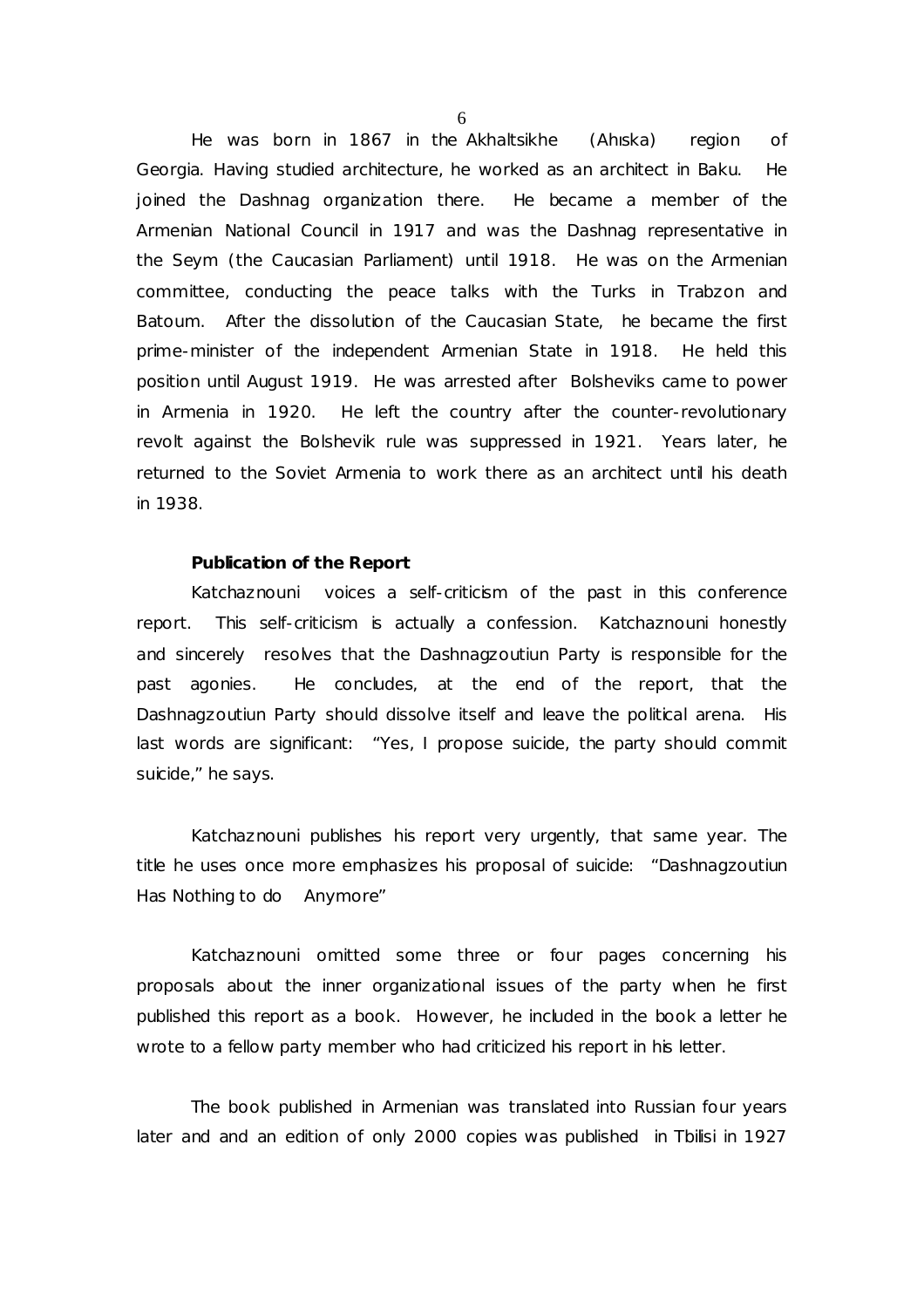He was born in 1867 in the Akhaltsikhe (Ahıska) region of Georgia. Having studied architecture, he worked as an architect in Baku. He joined the Dashnag organization there. He became a member of the Armenian National Council in 1917 and was the Dashnag representative in the Seym (the Caucasian Parliament) until 1918. He was on the Armenian committee, conducting the peace talks with the Turks in Trabzon and Batoum. After the dissolution of the Caucasian State, he became the first prime-minister of the independent Armenian State in 1918. He held this position until August 1919. He was arrested after Bolsheviks came to power in Armenia in 1920. He left the country after the counter-revolutionary revolt against the Bolshevik rule was suppressed in 1921. Years later, he returned to the Soviet Armenia to work there as an architect until his death in 1938.

**Publication of the Report**

Katchaznouni voices a self-criticism of the past in this conference report. This self-criticism is actually a confession. Katchaznouni honestly and sincerely resolves that the Dashnagzoutiun Party is responsible for the past agonies. He concludes, at the end of the report, that the Dashnagzoutiun Party should dissolve itself and leave the political arena. His last words are significant: "Yes, I propose suicide, the party should commit suicide," he says.

Katchaznouni publishes his report very urgently, that same year. The title he uses once more emphasizes his proposal of suicide: "Dashnagzoutiun Has Nothing to do Anymore"

Katchaznouni omitted some three or four pages concerning his proposals about the inner organizational issues of the party when he first published this report as a book. However, he included in the book a letter he wrote to a fellow party member who had criticized his report in his letter.

The book published in Armenian was translated into Russian four years later and and an edition of only 2000 copies was published in Tbilisi in 1927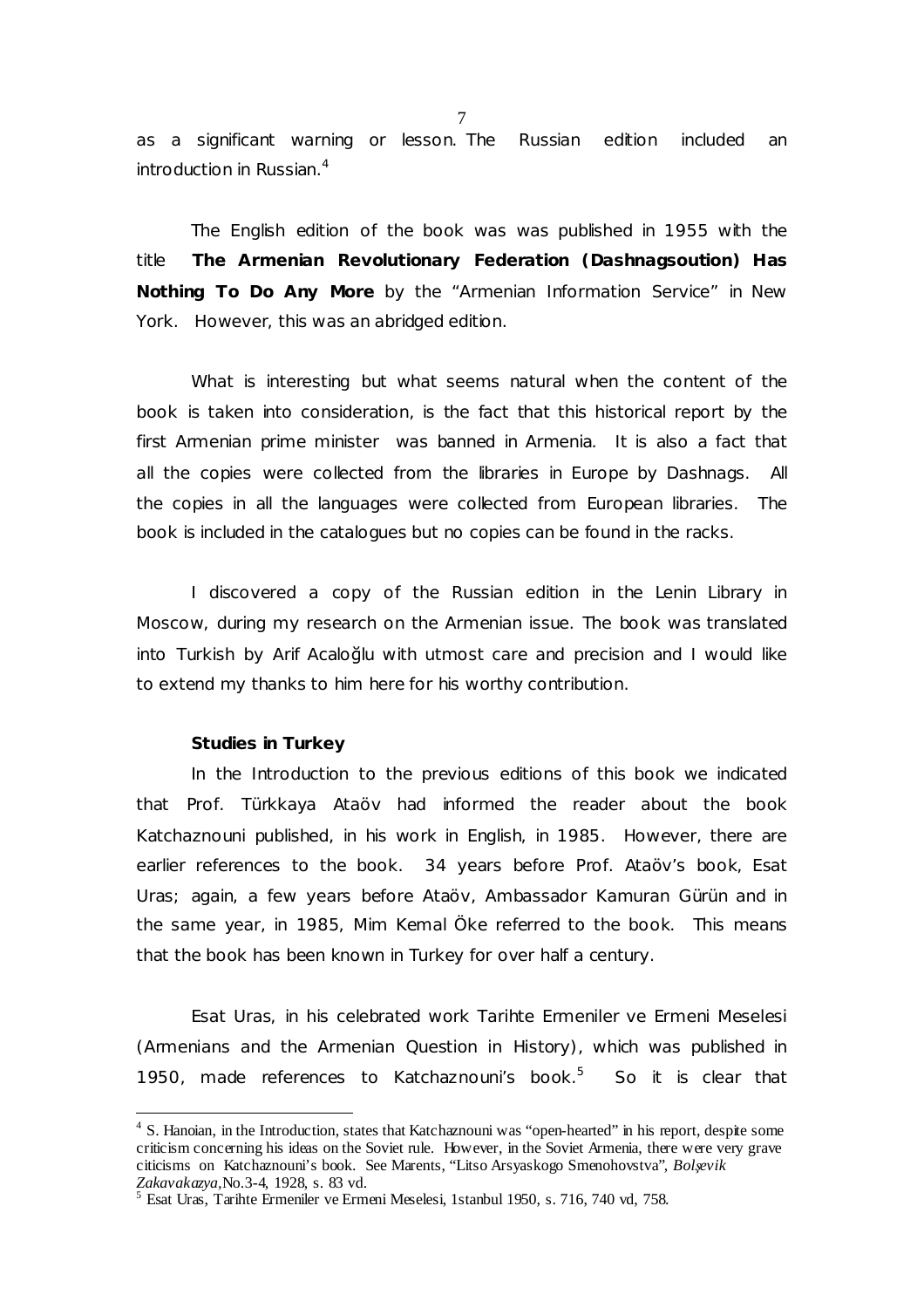as a significant warning or lesson. The Russian edition included an introduction in Russian.[4]

The English edition of the book was was published in 1955 with the title **The Armenian Revolutionary Federation (Dashnagsoution) Has Nothing To Do Any More** by the "Armenian Information Service" in New York. However, this was an abridged edition.

What is interesting but what seems natural when the content of the book is taken into consideration, is the fact that this historical report by the first Armenian prime minister was banned in Armenia. It is also a fact that all the copies were collected from the libraries in Europe by Dashnags. All the copies in all the languages were collected from European libraries. The book is included in the catalogues but no copies can be found in the racks.

I discovered a copy of the Russian edition in the Lenin Library in Moscow, during my research on the Armenian issue. The book was translated into Turkish by Arif Acaloğlu with utmost care and precision and I would like to extend my thanks to him here for his worthy contribution.

**Studies in Turkey**

In the Introduction to the previous editions of this book we indicated that Prof. Türkkaya Ataöv had informed the reader about the book Katchaznouni published, in his work in English, in 1985. However, there are earlier references to the book. 34 years before Prof. Ataöv's book, Esat Uras; again, a few years before Ataöv, Ambassador Kamuran Gürün and in the same year, in 1985, Mim Kemal Öke referred to the book. This means that the book has been known in Turkey for over half a century.

Esat Uras, in his celebrated work Tarihte Ermeniler ve Ermeni Meselesi (Armenians and the Armenian Question in History), which was published in 1950, made references to Katchaznouni's book.[5] So it is clear that

---

[4] S. Hanoian, in the Introduction, states that Katchaznouni was "open-hearted" in his report, despite some criticism concerning his ideas on the Soviet rule. However, in the Soviet Armenia, there were very grave citicisms on Katchaznouni's book. See Marents, "Litso Arsyaskogo Smenohovstva", *Bolşevik Zakavakazya*,No.3-4, 1928, s. 83 vd.

[5] Esat Uras, Tarihte Ermeniler ve Ermeni Meselesi, 1stanbul 1950, s. 716, 740 vd, 758.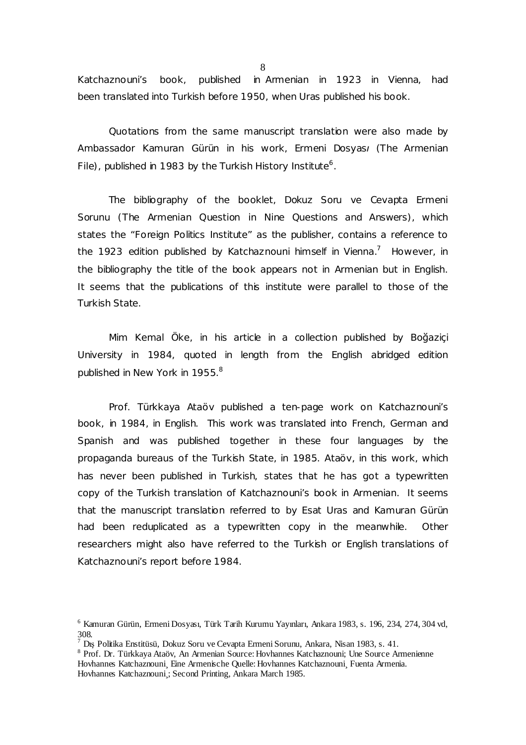Katchaznouni's book, published in Armenian in 1923 in Vienna, had been translated into Turkish before 1950, when Uras published his book.

Quotations from the same manuscript translation were also made by Ambassador Kamuran Gürün in his work, *Ermeni Dosyası* (The Armenian File), published in 1983 by the Turkish History Institute[6].

The bibliography of the booklet, Dokuz Soru ve Cevapta Ermeni Sorunu (The Armenian Question in Nine Questions and Answers), which states the "Foreign Politics Institute" as the publisher, contains a reference to the 1923 edition published by Katchaznouni himself in Vienna.[7] However, in the bibliography the title of the book appears not in Armenian but in English. It seems that the publications of this institute were parallel to those of the Turkish State.

Mim Kemal Öke, in his article in a collection published by Boğaziçi University in 1984, quoted in length from the English abridged edition published in New York in 1955.[8]

Prof. Türkkaya Ataöv published a ten-page work on Katchaznouni's book, in 1984, in English. This work was translated into French, German and Spanish and was published together in these four languages by the propaganda bureaus of the Turkish State, in 1985. Ataöv, in this work, which has never been published in Turkish, states that he has got a typewritten copy of the Turkish translation of Katchaznouni's book in Armenian. It seems that the manuscript translation referred to by Esat Uras and Kamuran Gürün had been reduplicated as a typewritten copy in the meanwhile. Other researchers might also have referred to the Turkish or English translations of Katchaznouni's report before 1984.

---

[6] Kamuran Gürün, Ermeni Dosyası, Türk Tarih Kurumu Yayınları, Ankara 1983, s. 196, 234, 274, 304 vd, 308.

[7] Dış Politika Enstitüsü, Dokuz Soru ve Cevapta Ermeni Sorunu, Ankara, Nisan 1983, s. 41.

[8] Prof. Dr. Türkkaya Ataöv, An Armenian Source: Hovhannes Katchaznouni; Une Source Armenienne Hovhannes Katchaznouni¸ Eine Armenische Quelle: Hovhannes Katchaznouni¸ Fuenta Armenia. Hovhannes Katchaznouni¸; Second Printing, Ankara March 1985.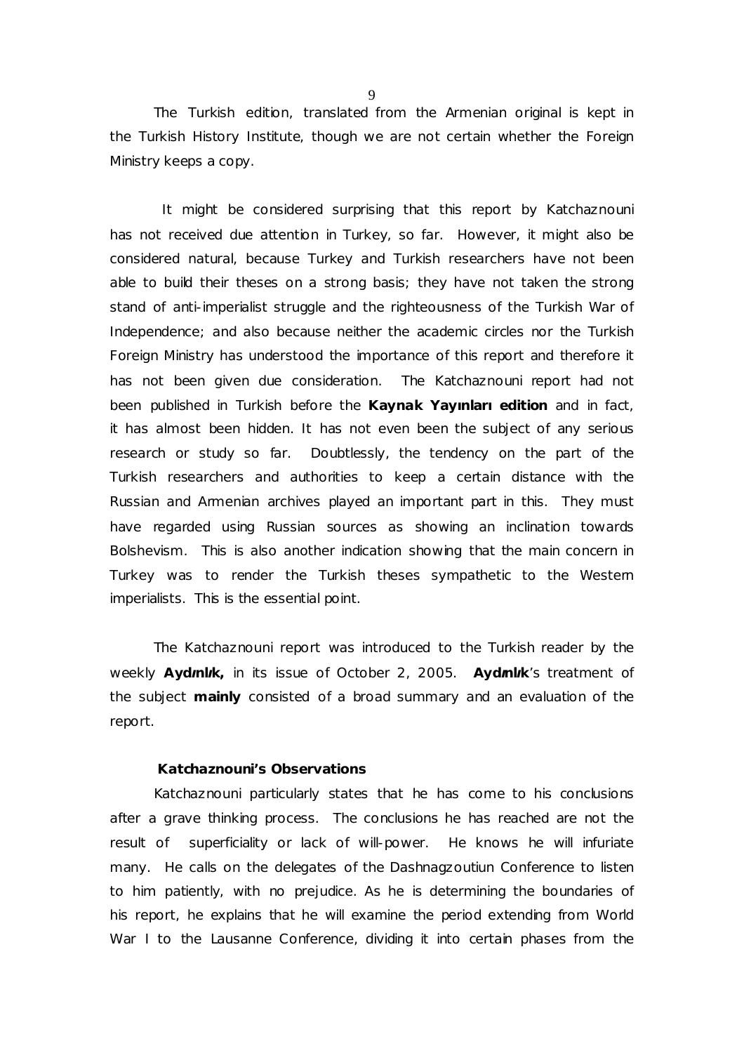The Turkish edition, translated from the Armenian original is kept in the Turkish History Institute, though we are not certain whether the Foreign Ministry keeps a copy.

It might be considered surprising that this report by Katchaznouni has not received due attention in Turkey, so far. However, it might also be considered natural, because Turkey and Turkish researchers have not been able to build their theses on a strong basis; they have not taken the strong stand of anti-imperialist struggle and the righteousness of the Turkish War of Independence; and also because neither the academic circles nor the Turkish Foreign Ministry has understood the importance of this report and therefore it has not been given due consideration. The Katchaznouni report had not been published in Turkish before the **Kaynak Yayınları edition** and in fact, it has almost been hidden. It has not even been the subject of any serious research or study so far. Doubtlessly, the tendency on the part of the Turkish researchers and authorities to keep a certain distance with the Russian and Armenian archives played an important part in this. They must have regarded using Russian sources as showing an inclination towards Bolshevism. This is also another indication showing that the main concern in Turkey was to render the Turkish theses sympathetic to the Western imperialists. This is the essential point.

The Katchaznouni report was introduced to the Turkish reader by the weekly **Aydınlık,** in its issue of October 2, 2005. **Aydınlık**'s treatment of the subject **mainly** consisted of a broad summary and an evaluation of the report.

**Katchaznouni's Observations**

Katchaznouni particularly states that he has come to his conclusions after a grave thinking process. The conclusions he has reached are not the result of superficiality or lack of will-power. He knows he will infuriate many. He calls on the delegates of the Dashnagzoutiun Conference to listen to him patiently, with no prejudice. As he is determining the boundaries of his report, he explains that he will examine the period extending from World War I to the Lausanne Conference, dividing it into certain phases from the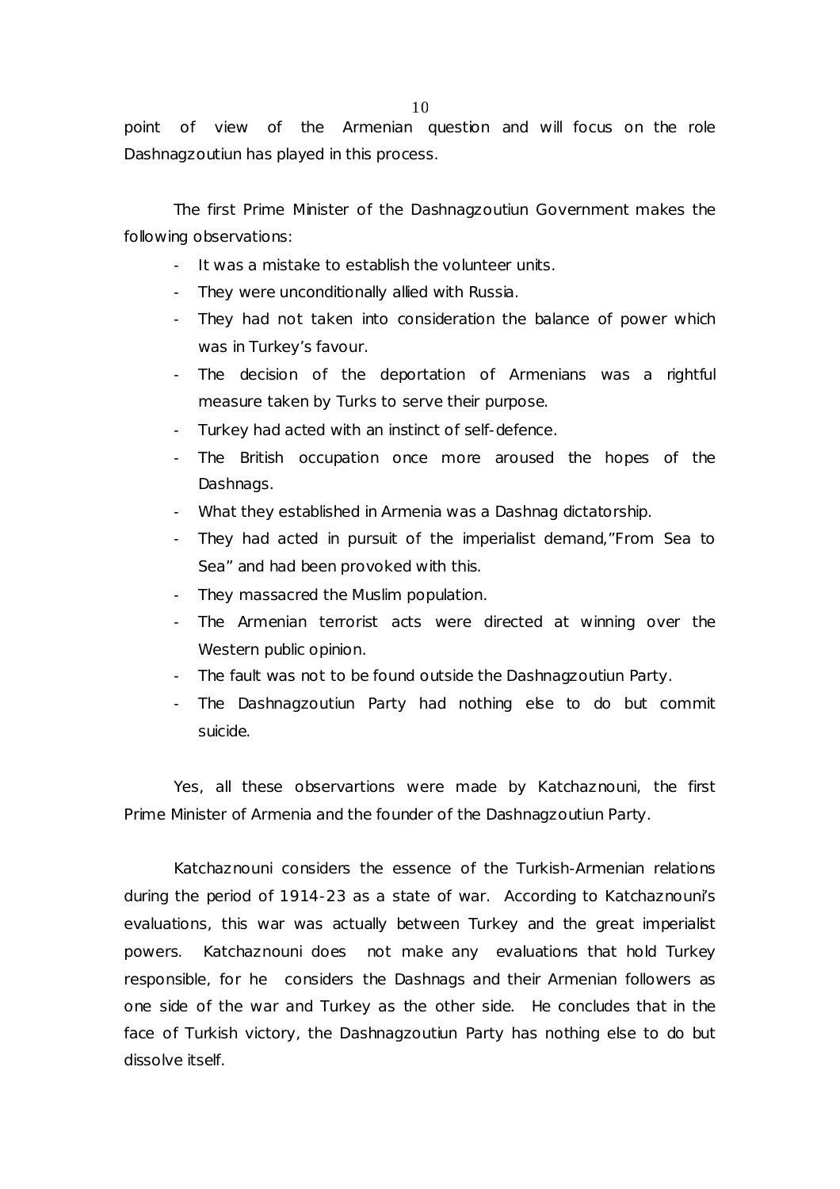point of view of the Armenian question and will focus on the role Dashnagzoutiun has played in this process.

The first Prime Minister of the Dashnagzoutiun Government makes the following observations:

- It was a mistake to establish the volunteer units.
- They were unconditionally allied with Russia.
- They had not taken into consideration the balance of power which was in Turkey's favour.
- The decision of the deportation of Armenians was a rightful measure taken by Turks to serve their purpose.
- Turkey had acted with an instinct of self-defence.
- The British occupation once more aroused the hopes of the Dashnags.
- What they established in Armenia was a Dashnag dictatorship.
- They had acted in pursuit of the imperialist demand,"From Sea to Sea" and had been provoked with this.
- They massacred the Muslim population.
- The Armenian terrorist acts were directed at winning over the Western public opinion.
- The fault was not to be found outside the Dashnagzoutiun Party.
- The Dashnagzoutiun Party had nothing else to do but commit suicide.

Yes, all these observartions were made by Katchaznouni, the first Prime Minister of Armenia and the founder of the Dashnagzoutiun Party.

Katchaznouni considers the essence of the Turkish-Armenian relations during the period of 1914-23 as a state of war. According to Katchaznouni's evaluations, this war was actually between Turkey and the great imperialist powers. Katchaznouni does not make any evaluations that hold Turkey responsible, for he considers the Dashnags and their Armenian followers as one side of the war and Turkey as the other side. He concludes that in the face of Turkish victory, the Dashnagzoutiun Party has nothing else to do but dissolve itself.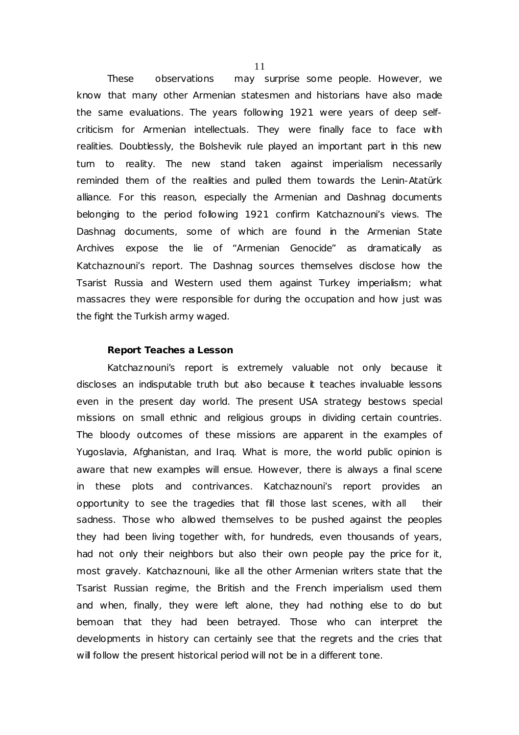These observations may surprise some people. However, we know that many other Armenian statesmen and historians have also made the same evaluations. The years following 1921 were years of deep self-criticism for Armenian intellectuals. They were finally face to face with realities. Doubtlessly, the Bolshevik rule played an important part in this new turn to reality. The new stand taken against imperialism necessarily reminded them of the realities and pulled them towards the Lenin-Atatürk alliance. For this reason, especially the Armenian and Dashnag documents belonging to the period following 1921 confirm Katchaznouni's views. The Dashnag documents, some of which are found in the Armenian State Archives expose the lie of "Armenian Genocide" as dramatically as Katchaznouni's report. The Dashnag sources themselves disclose how the Tsarist Russia and Western used them against Turkey imperialism; what massacres they were responsible for during the occupation and how just was the fight the Turkish army waged.

**Report Teaches a Lesson**

Katchaznouni's report is extremely valuable not only because it discloses an indisputable truth but also because it teaches invaluable lessons even in the present day world. The present USA strategy bestows special missions on small ethnic and religious groups in dividing certain countries. The bloody outcomes of these missions are apparent in the examples of Yugoslavia, Afghanistan, and Iraq. What is more, the world public opinion is aware that new examples will ensue. However, there is always a final scene in these plots and contrivances. Katchaznouni's report provides an opportunity to see the tragedies that fill those last scenes, with all their sadness. Those who allowed themselves to be pushed against the peoples they had been living together with, for hundreds, even thousands of years, had not only their neighbors but also their own people pay the price for it, most gravely. Katchaznouni, like all the other Armenian writers state that the Tsarist Russian regime, the British and the French imperialism used them and when, finally, they were left alone, they had nothing else to do but bemoan that they had been betrayed. Those who can interpret the developments in history can certainly see that the regrets and the cries that will follow the present historical period will not be in a different tone.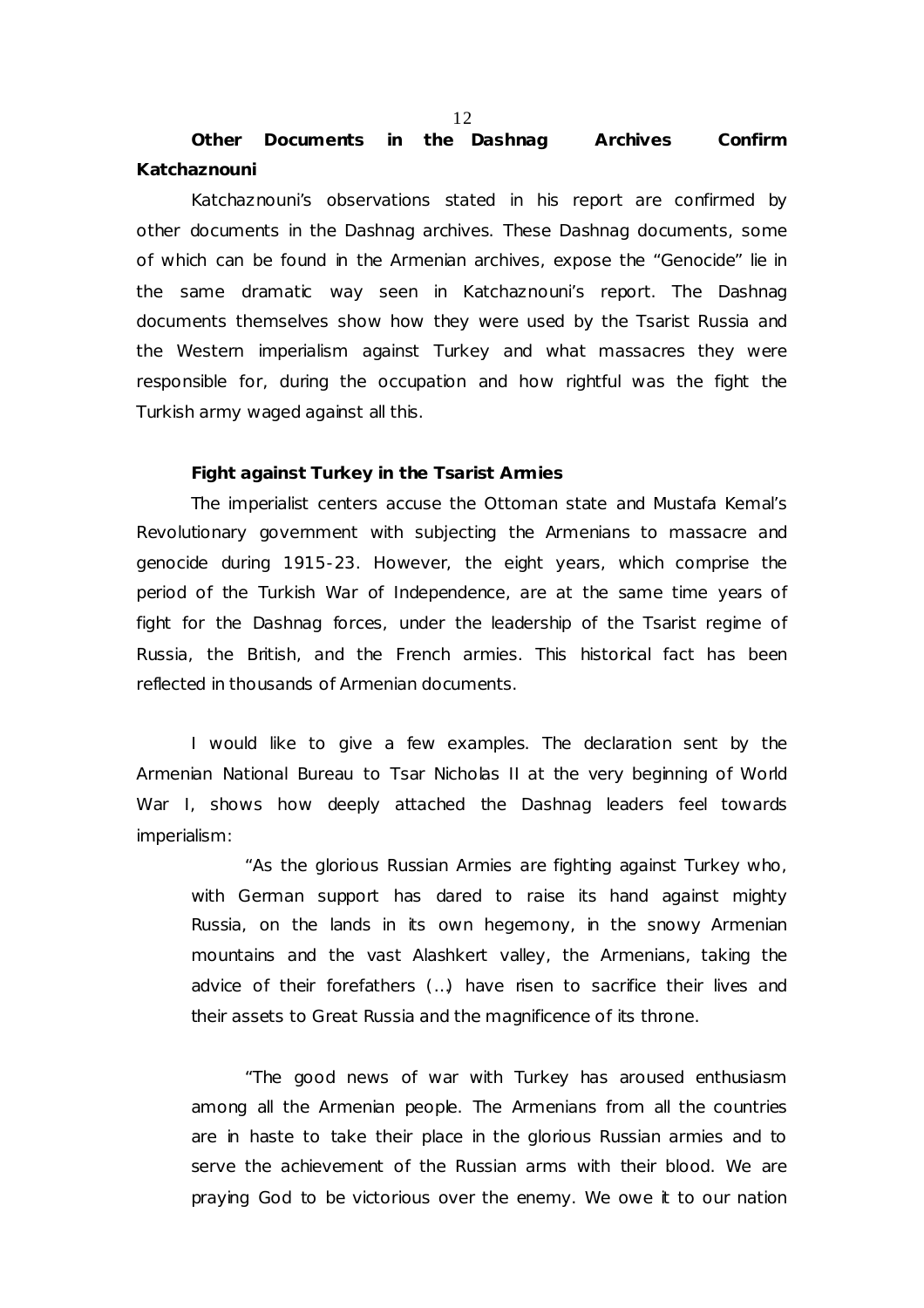## Other Documents in the Dashnag Archives Confirm Katchaznouni

Katchaznouni's observations stated in his report are confirmed by other documents in the Dashnag archives. These Dashnag documents, some of which can be found in the Armenian archives, expose the "Genocide" lie in the same dramatic way seen in Katchaznouni's report. The Dashnag documents themselves show how they were used by the Tsarist Russia and the Western imperialism against Turkey and what massacres they were responsible for, during the occupation and how rightful was the fight the Turkish army waged against all this.

### Fight against Turkey in the Tsarist Armies

The imperialist centers accuse the Ottoman state and Mustafa Kemal's Revolutionary government with subjecting the Armenians to massacre and genocide during 1915-23. However, the eight years, which comprise the period of the Turkish War of Independence, are at the same time years of fight for the Dashnag forces, under the leadership of the Tsarist regime of Russia, the British, and the French armies. This historical fact has been reflected in thousands of Armenian documents.

I would like to give a few examples. The declaration sent by the Armenian National Bureau to Tsar Nicholas II at the very beginning of World War I, shows how deeply attached the Dashnag leaders feel towards imperialism:

> "As the glorious Russian Armies are fighting against Turkey who, with German support has dared to raise its hand against mighty Russia, on the lands in its own hegemony, in the snowy Armenian mountains and the vast Alashkert valley, the Armenians, taking the advice of their forefathers (...) have risen to sacrifice their lives and their assets to Great Russia and the magnificence of its throne.
>
> "The good news of war with Turkey has aroused enthusiasm among all the Armenian people. The Armenians from all the countries are in haste to take their place in the glorious Russian armies and to serve the achievement of the Russian arms with their blood. We are praying God to be victorious over the enemy. We owe it to our nation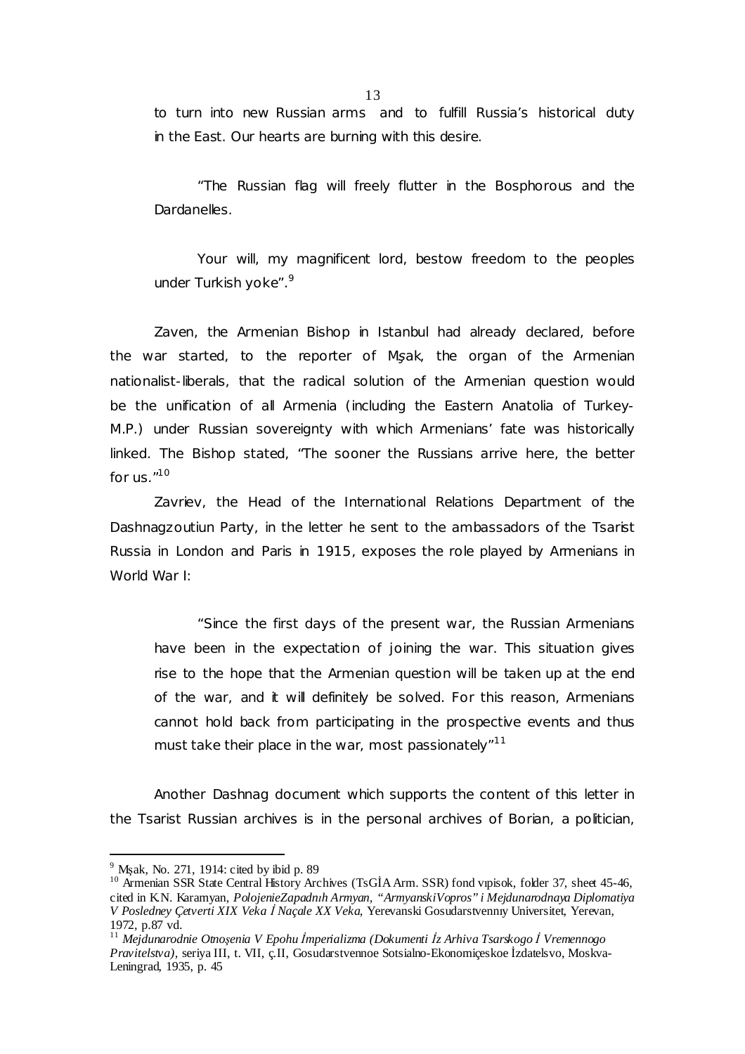to turn into new Russian arms and to fulfill Russia's historical duty in the East. Our hearts are burning with this desire.

"The Russian flag will freely flutter in the Bosphorous and the Dardanelles.

Your will, my magnificent lord, bestow freedom to the peoples under Turkish yoke".[9]

Zaven, the Armenian Bishop in Istanbul had already declared, before the war started, to the reporter of Mşak, the organ of the Armenian nationalist-liberals, that the radical solution of the Armenian question would be the unification of all Armenia (including the Eastern Anatolia of Turkey-M.P.) under Russian sovereignty with which Armenians' fate was historically linked. The Bishop stated, "The sooner the Russians arrive here, the better for us."[10]

Zavriev, the Head of the International Relations Department of the Dashnagzoutiun Party, in the letter he sent to the ambassadors of the Tsarist Russia in London and Paris in 1915, exposes the role played by Armenians in World War I:

"Since the first days of the present war, the Russian Armenians have been in the expectation of joining the war. This situation gives rise to the hope that the Armenian question will be taken up at the end of the war, and it will definitely be solved. For this reason, Armenians cannot hold back from participating in the prospective events and thus must take their place in the war, most passionately"[11]

Another Dashnag document which supports the content of this letter in the Tsarist Russian archives is in the personal archives of Borian, a politician,

---

[9] Mşak, No. 271, 1914: cited by ibid p. 89

[10] Armenian SSR State Central History Archives (TsGİA Arm. SSR) fond vıpisok, folder 37, sheet 45-46, cited in K.N. Karamyan, *PolojenieZapadnıh Armyan, "ArmyanskiVopros" i Mejdunarodnaya Diplomatiya V Posledney Çetverti XIX Veka İ Naçale XX Veka*, Yerevanski Gosudarstvennıy Universitet, Yerevan, 1972, p.87 vd.

[11] *Mejdunarodnie Otnoşenia V Epohu İmperializma (Dokumenti İz Arhiva Tsarskogo İ Vremennogo Pravitelstva)*, seriya III, t. VII, ç.II, Gosudarstvennoe Sotsialno-Ekonomiçeskoe İzdatelsvo, Moskva-Leningrad, 1935, p. 45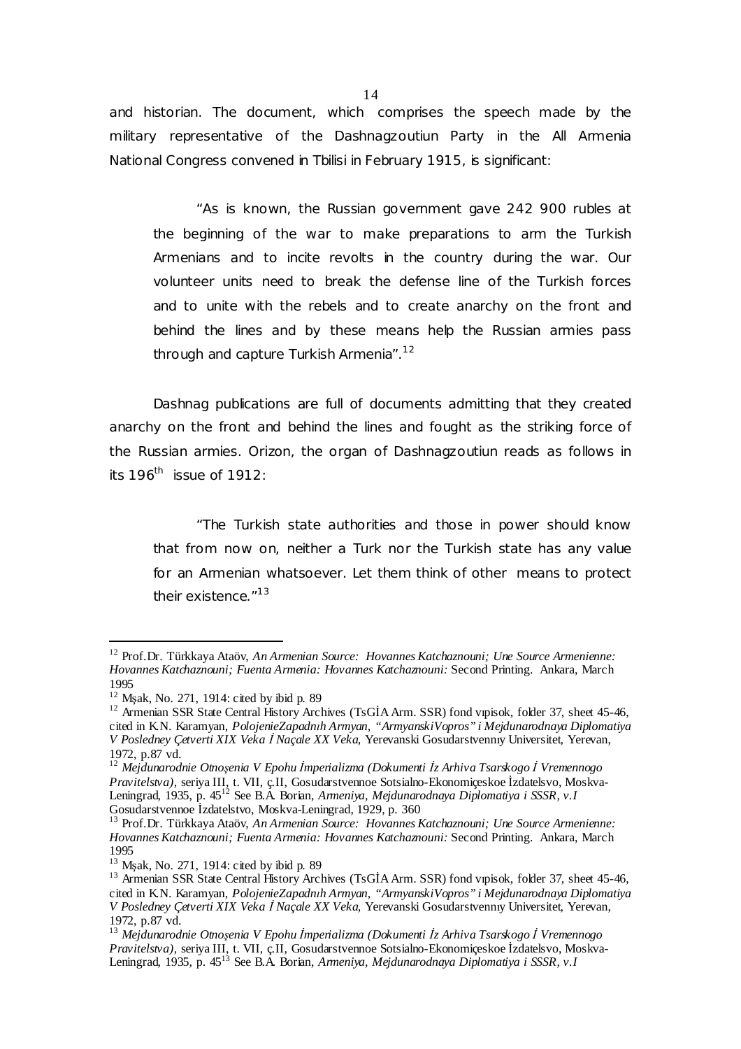and historian. The document, which comprises the speech made by the military representative of the Dashnagzoutiun Party in the All Armenia National Congress convened in Tbilisi in February 1915, is significant:

> "As is known, the Russian government gave 242 900 rubles at the beginning of the war to make preparations to arm the Turkish Armenians and to incite revolts in the country during the war. Our volunteer units need to break the defense line of the Turkish forces and to unite with the rebels and to create anarchy on the front and behind the lines and by these means help the Russian armies pass through and capture Turkish Armenia".[12]

Dashnag publications are full of documents admitting that they created anarchy on the front and behind the lines and fought as the striking force of the Russian armies. Orizon, the organ of Dashnagzoutiun reads as follows in its 196th issue of 1912:

> "The Turkish state authorities and those in power should know that from now on, neither a Turk nor the Turkish state has any value for an Armenian whatsoever. Let them think of other means to protect their existence."[13]

---

[12] Prof.Dr. Türkkaya Ataöv, *An Armenian Source: Hovannes Katchaznouni; Une Source Armenienne: Hovannes Katchaznouni; Fuenta Armenia: Hovannes Katchaznouni:* Second Printing. Ankara, March 1995

[12] Mşak, No. 271, 1914: cited by ibid p. 89

[12] Armenian SSR State Central History Archives (TsGİA Arm. SSR) fond vıpisok, folder 37, sheet 45-46, cited in K.N. Karamyan, *PolojenieZapadnıh Armyan, "ArmyanskiVopros" i Mejdunarodnaya Diplomatiya V Posledney Çetverti XIX Veka İ Naçale XX Veka*, Yerevanski Gosudarstvennıy Universitet, Yerevan, 1972, p.87 vd.

[12] *Mejdunarodnie Otnoşenia V Epohu İmperializma (Dokumenti İz Arhiva Tsarskogo İ Vremennogo Pravitelstva)*, seriya III, t. VII, ç.II, Gosudarstvennoe Sotsialno-Ekonomiçeskoe İzdatelsvo, Moskva-Leningrad, 1935, p. 45[12] See B.A. Borian, *Armeniya, Mejdunarodnaya Diplomatiya i SSSR, v.I* Gosudarstvennoe İzdatelstvo, Moskva-Leningrad, 1929, p. 360

[13] Prof.Dr. Türkkaya Ataöv, *An Armenian Source: Hovannes Katchaznouni; Une Source Armenienne: Hovannes Katchaznouni; Fuenta Armenia: Hovannes Katchaznouni:* Second Printing. Ankara, March 1995

[13] Mşak, No. 271, 1914: cited by ibid p. 89

[13] Armenian SSR State Central History Archives (TsGİA Arm. SSR) fond vıpisok, folder 37, sheet 45-46, cited in K.N. Karamyan, *PolojenieZapadnıh Armyan, "ArmyanskiVopros" i Mejdunarodnaya Diplomatiya V Posledney Çetverti XIX Veka İ Naçale XX Veka*, Yerevanski Gosudarstvennıy Universitet, Yerevan, 1972, p.87 vd.

[13] *Mejdunarodnie Otnoşenia V Epohu İmperializma (Dokumenti İz Arhiva Tsarskogo İ Vremennogo Pravitelstva)*, seriya III, t. VII, ç.II, Gosudarstvennoe Sotsialno-Ekonomiçeskoe İzdatelsvo, Moskva-Leningrad, 1935, p. 45[13] See B.A. Borian, *Armeniya, Mejdunarodnaya Diplomatiya i SSSR, v.I*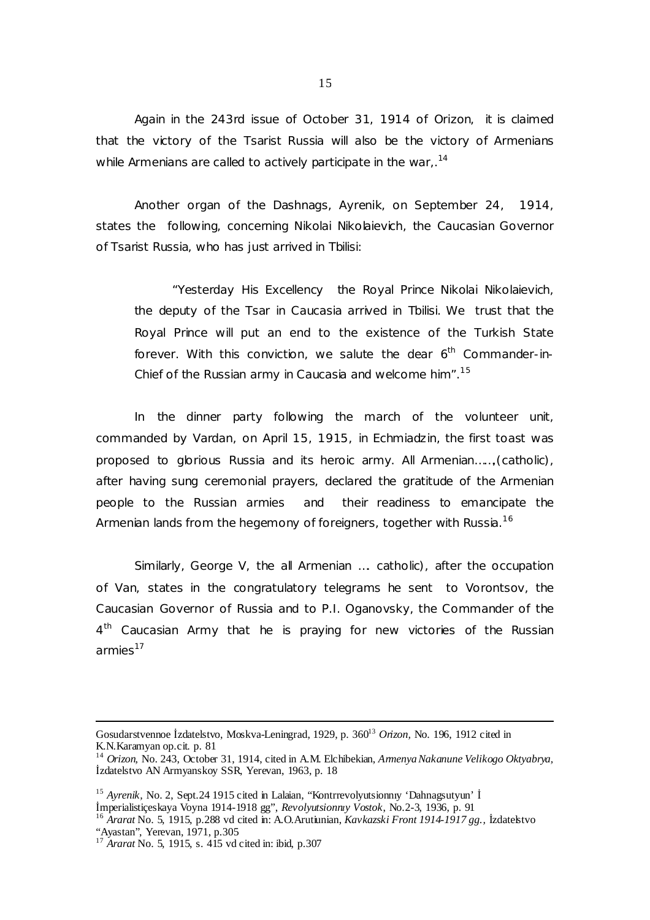Again in the 243rd issue of October 31, 1914 of Orizon, it is claimed that the victory of the Tsarist Russia will also be the victory of Armenians while Armenians are called to actively participate in the war,.[14]

Another organ of the Dashnags, Ayrenik, on September 24, 1914, states the following, concerning Nikolai Nikolaievich, the Caucasian Governor of Tsarist Russia, who has just arrived in Tbilisi:

> "Yesterday His Excellency the Royal Prince Nikolai Nikolaievich, the deputy of the Tsar in Caucasia arrived in Tbilisi. We trust that the Royal Prince will put an end to the existence of the Turkish State forever. With this conviction, we salute the dear 6th Commander-in-Chief of the Russian army in Caucasia and welcome him".[15]

In the dinner party following the march of the volunteer unit, commanded by Vardan, on April 15, 1915, in Echmiadzin, the first toast was proposed to glorious Russia and its heroic army. All Armenian……(catholic), after having sung ceremonial prayers, declared the gratitude of the Armenian people to the Russian armies and their readiness to emancipate the Armenian lands from the hegemony of foreigners, together with Russia.[16]

Similarly, George V, the all Armenian … catholic), after the occupation of Van, states in the congratulatory telegrams he sent to Vorontsov, the Caucasian Governor of Russia and to P.I. Oganovsky, the Commander of the 4th Caucasian Army that he is praying for new victories of the Russian armies[17]

---

Gosudarstvennoe İzdatelstvo, Moskva-Leningrad, 1929, p. 360[13] *Orizon*, No. 196, 1912 cited in K.N.Karamyan op.cit. p. 81

[14] *Orizon*, No. 243, October 31, 1914, cited in A.M. Elchibekian, *Armenya Nakanune Velikogo Oktyabrya*, İzdatelstvo AN Armyanskoy SSR, Yerevan, 1963, p. 18

[15] *Ayrenik*, No. 2, Sept.24 1915 cited in Lalaian, "Kontrrevolyutsionnıy 'Dahnagsutyun' İ İmperialistiçeskaya Voyna 1914-1918 gg", *Revolyutsionnıy Vostok*, No.2-3, 1936, p. 91

[16] *Ararat* No. 5, 1915, p.288 vd cited in: A.O.Arutiunian, *Kavkazski Front 1914-1917 gg.*, İzdatelstvo "Ayastan", Yerevan, 1971, p.305

[17] *Ararat* No. 5, 1915, s. 415 vd cited in: ibid, p.307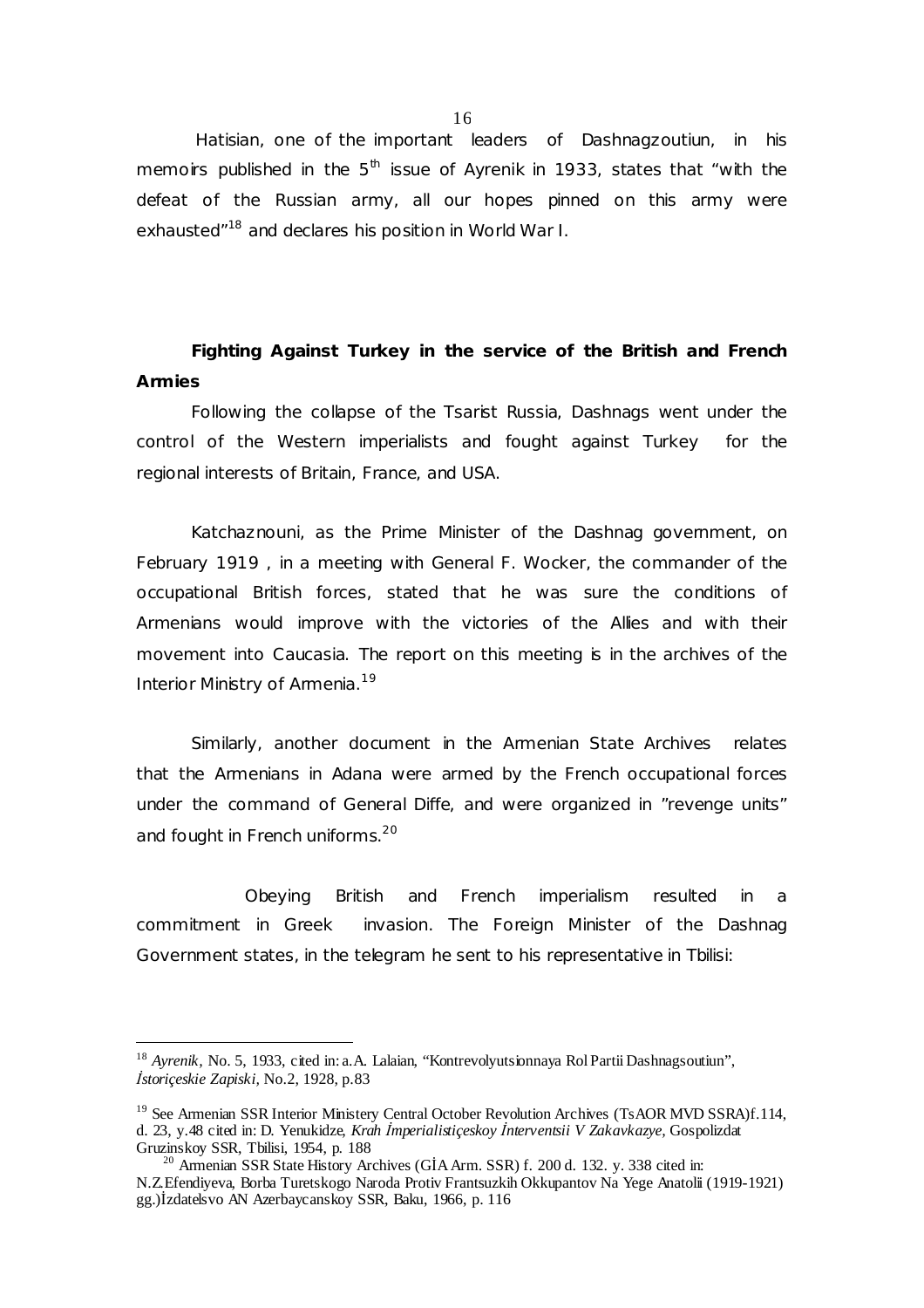Hatisian, one of the important leaders of Dashnagzoutiun, in his memoirs published in the 5th issue of Ayrenik in 1933, states that "with the defeat of the Russian army, all our hopes pinned on this army were exhausted"[18] and declares his position in World War I.

**Fighting Against Turkey in the service of the British and French Armies**

Following the collapse of the Tsarist Russia, Dashnags went under the control of the Western imperialists and fought against Turkey for the regional interests of Britain, France, and USA.

Katchaznouni, as the Prime Minister of the Dashnag government, on February 1919 , in a meeting with General F. Wocker, the commander of the occupational British forces, stated that he was sure the conditions of Armenians would improve with the victories of the Allies and with their movement into Caucasia. The report on this meeting is in the archives of the Interior Ministry of Armenia.[19]

Similarly, another document in the Armenian State Archives relates that the Armenians in Adana were armed by the French occupational forces under the command of General Diffe, and were organized in "revenge units" and fought in French uniforms.[20]

Obeying British and French imperialism resulted in a commitment in Greek invasion. The Foreign Minister of the Dashnag Government states, in the telegram he sent to his representative in Tbilisi:

---

[18] *Ayrenik*, No. 5, 1933, cited in: a.A. Lalaian, "Kontrevolyutsionnaya Rol Partii Dashnagsoutiun", *İstoriçeskie Zapiski*, No.2, 1928, p.83

[19] See Armenian SSR Interior Ministery Central October Revolution Archives (TsAOR MVD SSRA)f.114, d. 23, y.48 cited in: D. Yenukidze, *Krah İmperialistiçeskoy İnterventsii V Zakavkazye*, Gospolizdat Gruzinskoy SSR, Tbilisi, 1954, p. 188

[20] Armenian SSR State History Archives (GİA Arm. SSR) f. 200 d. 132. y. 338 cited in: N.Z.Efendiyeva, Borba Turetskogo Naroda Protiv Frantsuzkih Okkupantov Na Yege Anatolii (1919-1921) gg.)İzdatelsvo AN Azerbaycanskoy SSR, Baku, 1966, p. 116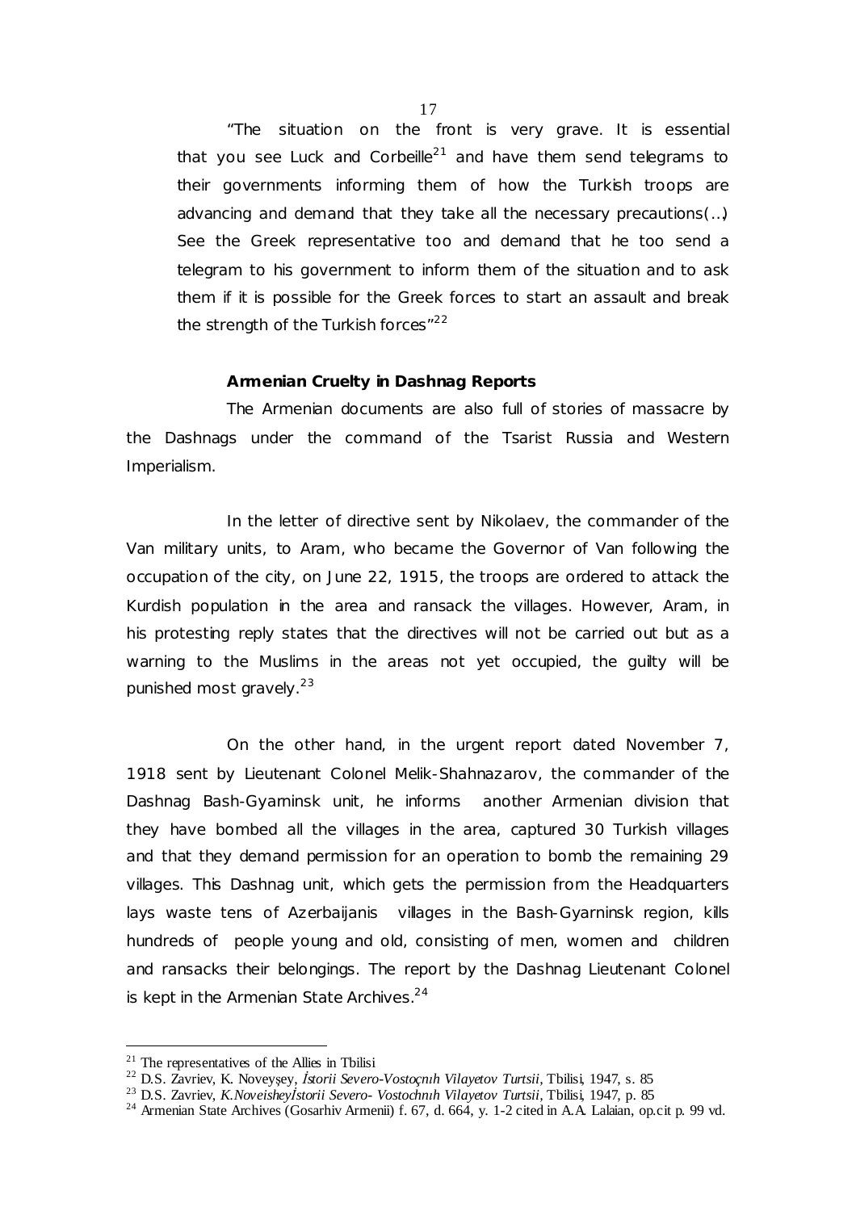"The situation on the front is very grave. It is essential that you see Luck and Corbeille[21] and have them send telegrams to their governments informing them of how the Turkish troops are advancing and demand that they take all the necessary precautions(…) See the Greek representative too and demand that he too send a telegram to his government to inform them of the situation and to ask them if it is possible for the Greek forces to start an assault and break the strength of the Turkish forces"[22]

**Armenian Cruelty in Dashnag Reports**

The Armenian documents are also full of stories of massacre by the Dashnags under the command of the Tsarist Russia and Western Imperialism.

In the letter of directive sent by Nikolaev, the commander of the Van military units, to Aram, who became the Governor of Van following the occupation of the city, on June 22, 1915, the troops are ordered to attack the Kurdish population in the area and ransack the villages. However, Aram, in his protesting reply states that the directives will not be carried out but as a warning to the Muslims in the areas not yet occupied, the guilty will be punished most gravely.[23]

On the other hand, in the urgent report dated November 7, 1918 sent by Lieutenant Colonel Melik-Shahnazarov, the commander of the Dashnag Bash-Gyarninsk unit, he informs another Armenian division that they have bombed all the villages in the area, captured 30 Turkish villages and that they demand permission for an operation to bomb the remaining 29 villages. This Dashnag unit, which gets the permission from the Headquarters lays waste tens of Azerbaijanis villages in the Bash-Gyarninsk region, kills hundreds of people young and old, consisting of men, women and children and ransacks their belongings. The report by the Dashnag Lieutenant Colonel is kept in the Armenian State Archives.[24]

---

[21] The representatives of the Allies in Tbilisi

[22] D.S. Zavriev, K. Noveyşey, *İstorii Severo-Vostoçnıh Vilayetov Turtsii*, Tbilisi, 1947, s. 85

[23] D.S. Zavriev, *K.Noveisheyİstorii Severo- Vostochnıh Vilayetov Turtsii*, Tbilisi, 1947, p. 85

[24] Armenian State Archives (Gosarhiv Armenii) f. 67, d. 664, y. 1-2 cited in A.A. Lalaian, op.cit p. 99 vd.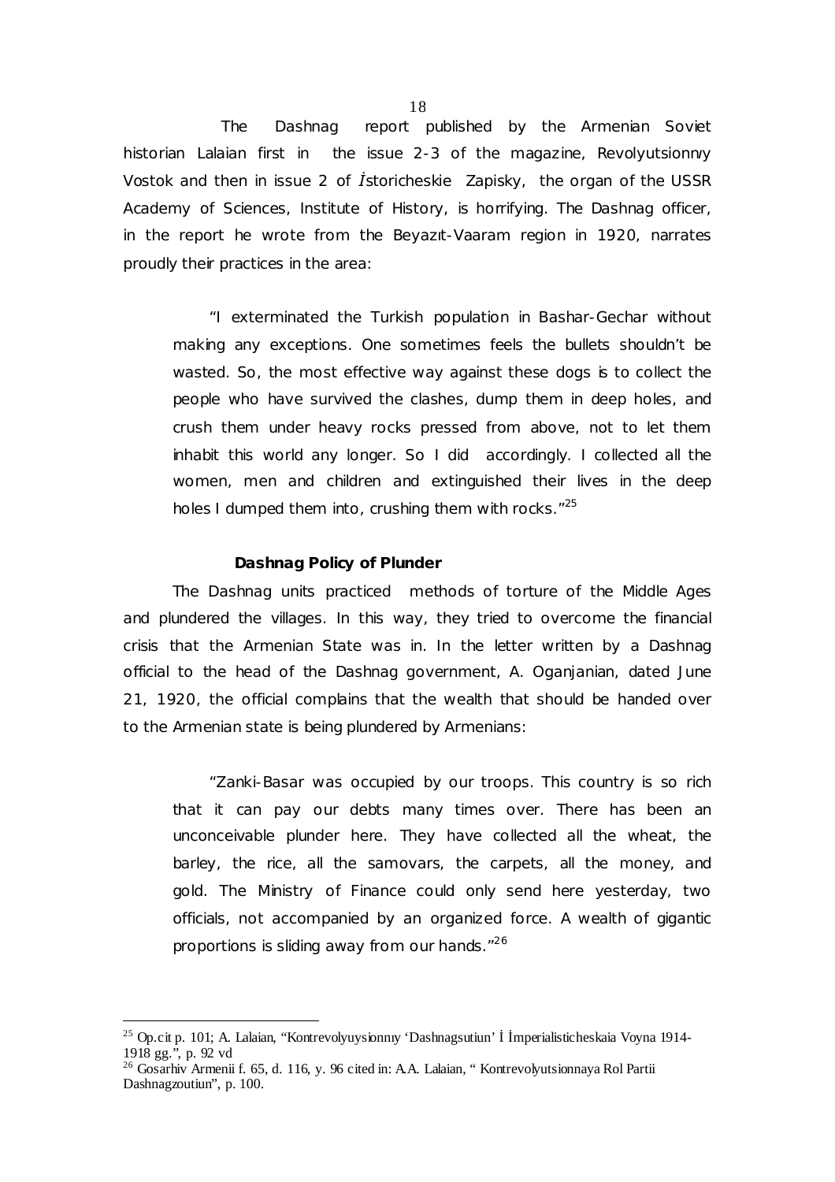The Dashnag report published by the Armenian Soviet historian Lalaian first in the issue 2-3 of the magazine, Revolyutsionnyy Vostok and then in issue 2 of İstoricheskie Zapisky, the organ of the USSR Academy of Sciences, Institute of History, is horrifying. The Dashnag officer, in the report he wrote from the Beyazıt-Vaaram region in 1920, narrates proudly their practices in the area:

> "I exterminated the Turkish population in Bashar-Gechar without making any exceptions. One sometimes feels the bullets shouldn't be wasted. So, the most effective way against these dogs is to collect the people who have survived the clashes, dump them in deep holes, and crush them under heavy rocks pressed from above, not to let them inhabit this world any longer. So I did accordingly. I collected all the women, men and children and extinguished their lives in the deep holes I dumped them into, crushing them with rocks."[25]

### Dashnag Policy of Plunder

The Dashnag units practiced methods of torture of the Middle Ages and plundered the villages. In this way, they tried to overcome the financial crisis that the Armenian State was in. In the letter written by a Dashnag official to the head of the Dashnag government, A. Oganjanian, dated June 21, 1920, the official complains that the wealth that should be handed over to the Armenian state is being plundered by Armenians:

> "Zanki-Basar was occupied by our troops. This country is so rich that it can pay our debts many times over. There has been an unconceivable plunder here. They have collected all the wheat, the barley, the rice, all the samovars, the carpets, all the money, and gold. The Ministry of Finance could only send here yesterday, two officials, not accompanied by an organized force. A wealth of gigantic proportions is sliding away from our hands."[26]

---

[25] Op.cit p. 101; A. Lalaian, "Kontrevolyuysionnıy 'Dashnagsutiun' İ İmperialisticheskaia Voyna 1914-1918 gg.", p. 92 vd

[26] Gosarhiv Armenii f. 65, d. 116, y. 96 cited in: A.A. Lalaian, " Kontrevolyutsionnaya Rol Partii Dashnagzoutiun", p. 100.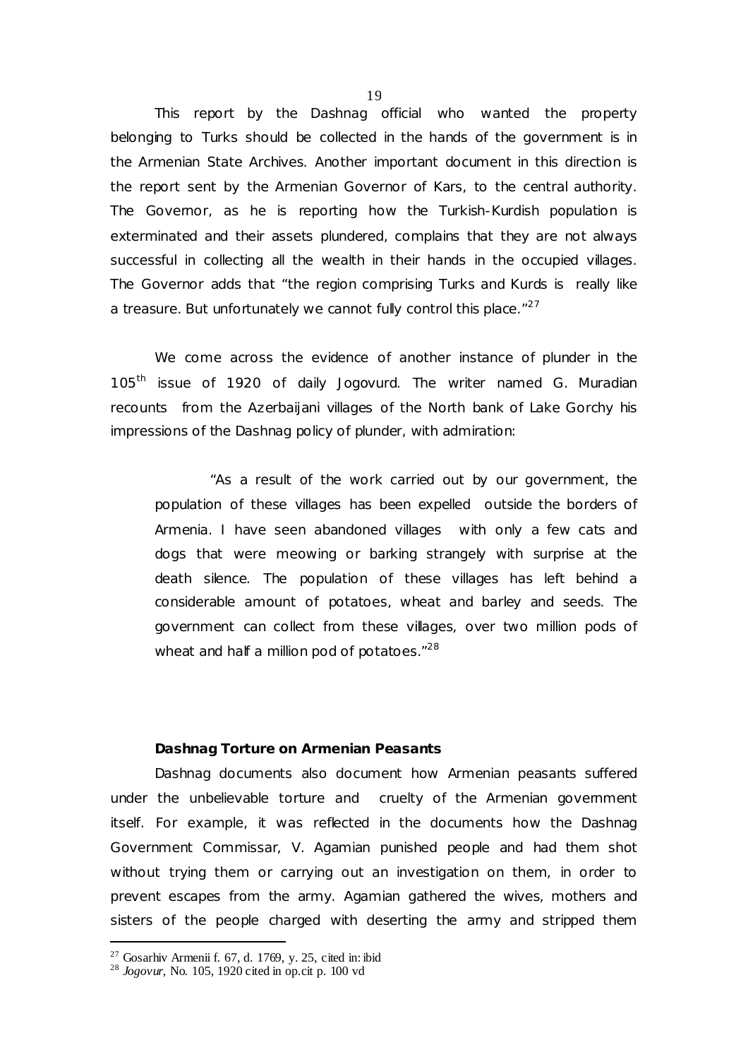This report by the Dashnag official who wanted the property belonging to Turks should be collected in the hands of the government is in the Armenian State Archives. Another important document in this direction is the report sent by the Armenian Governor of Kars, to the central authority. The Governor, as he is reporting how the Turkish-Kurdish population is exterminated and their assets plundered, complains that they are not always successful in collecting all the wealth in their hands in the occupied villages. The Governor adds that "the region comprising Turks and Kurds is really like a treasure. But unfortunately we cannot fully control this place."[27]

We come across the evidence of another instance of plunder in the 105th issue of 1920 of daily Jogovurd. The writer named G. Muradian recounts from the Azerbaijani villages of the North bank of Lake Gorchy his impressions of the Dashnag policy of plunder, with admiration:

> "As a result of the work carried out by our government, the population of these villages has been expelled outside the borders of Armenia. I have seen abandoned villages with only a few cats and dogs that were meowing or barking strangely with surprise at the death silence. The population of these villages has left behind a considerable amount of potatoes, wheat and barley and seeds. The government can collect from these villages, over two million pods of wheat and half a million pod of potatoes."[28]

### Dashnag Torture on Armenian Peasants

Dashnag documents also document how Armenian peasants suffered under the unbelievable torture and cruelty of the Armenian government itself. For example, it was reflected in the documents how the Dashnag Government Commissar, V. Agamian punished people and had them shot without trying them or carrying out an investigation on them, in order to prevent escapes from the army. Agamian gathered the wives, mothers and sisters of the people charged with deserting the army and stripped them

---

[27] Gosarhiv Armenii f. 67, d. 1769, y. 25, cited in: ibid

[28] *Jogovur*, No. 105, 1920 cited in op.cit p. 100 vd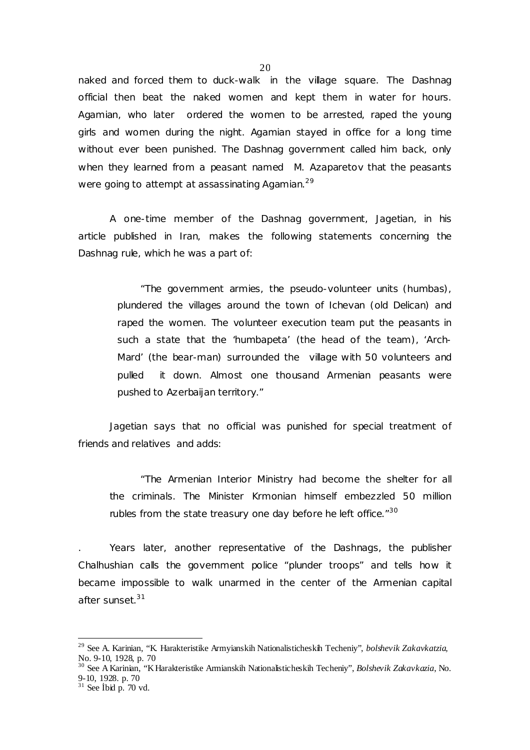naked and forced them to duck-walk in the village square. The Dashnag official then beat the naked women and kept them in water for hours. Agamian, who later ordered the women to be arrested, raped the young girls and women during the night. Agamian stayed in office for a long time without ever been punished. The Dashnag government called him back, only when they learned from a peasant named M. Azaparetov that the peasants were going to attempt at assassinating Agamian.[29]

A one-time member of the Dashnag government, Jagetian, in his article published in Iran, makes the following statements concerning the Dashnag rule, which he was a part of:

> "The government armies, the pseudo-volunteer units (humbas), plundered the villages around the town of Ichevan (old Delican) and raped the women. The volunteer execution team put the peasants in such a state that the 'humbapeta' (the head of the team), 'Arch-Mard' (the bear-man) surrounded the village with 50 volunteers and pulled it down. Almost one thousand Armenian peasants were pushed to Azerbaijan territory."

Jagetian says that no official was punished for special treatment of friends and relatives and adds:

> "The Armenian Interior Ministry had become the shelter for all the criminals. The Minister Krmonian himself embezzled 50 million rubles from the state treasury one day before he left office."[30]

. Years later, another representative of the Dashnags, the publisher Chalhushian calls the government police "plunder troops" and tells how it became impossible to walk unarmed in the center of the Armenian capital after sunset.[31]

---

[29] See A. Karinian, "K. Harakteristike Armyianskih Nationalisticheskih Techeniy", *bolshevik Zakavkatzia*, No. 9-10, 1928, p. 70

[30] See A Karinian, "K Harakteristike Armianskih Nationalisticheskih Techeniy", *Bolshevik Zakavkazia*, No. 9-10, 1928. p. 70

[31] See İbid p. 70 vd.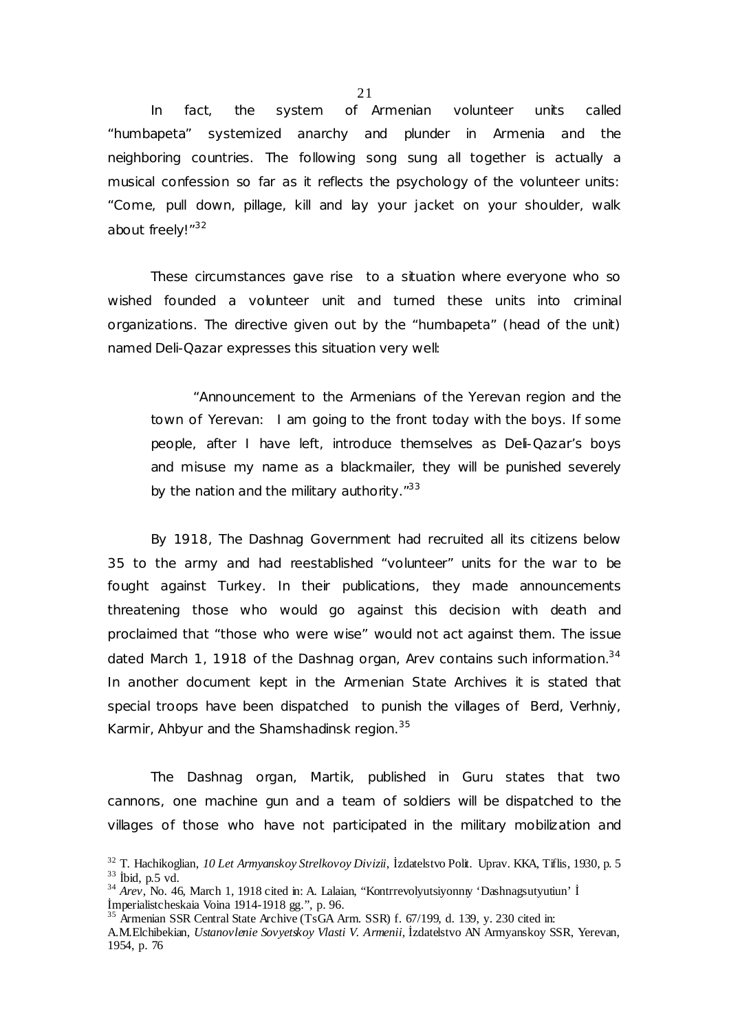In fact, the system of Armenian volunteer units called "humbapeta" systemized anarchy and plunder in Armenia and the neighboring countries. The following song sung all together is actually a musical confession so far as it reflects the psychology of the volunteer units: "Come, pull down, pillage, kill and lay your jacket on your shoulder, walk about freely!"[32]

These circumstances gave rise to a situation where everyone who so wished founded a volunteer unit and turned these units into criminal organizations. The directive given out by the "humbapeta" (head of the unit) named Deli-Qazar expresses this situation very well:

> "Announcement to the Armenians of the Yerevan region and the town of Yerevan: I am going to the front today with the boys. If some people, after I have left, introduce themselves as Deli-Qazar's boys and misuse my name as a blackmailer, they will be punished severely by the nation and the military authority."[33]

By 1918, The Dashnag Government had recruited all its citizens below 35 to the army and had reestablished "volunteer" units for the war to be fought against Turkey. In their publications, they made announcements threatening those who would go against this decision with death and proclaimed that "those who were wise" would not act against them. The issue dated March 1, 1918 of the Dashnag organ, Arev contains such information.[34] In another document kept in the Armenian State Archives it is stated that special troops have been dispatched to punish the villages of Berd, Verhniy, Karmir, Ahbyur and the Shamshadinsk region.[35]

The Dashnag organ, Martik, published in Guru states that two cannons, one machine gun and a team of soldiers will be dispatched to the villages of those who have not participated in the military mobilization and

---

[32] T. Hachikoglian, *10 Let Armyanskoy Strelkovoy Divizii*, İzdatelstvo Polit. Uprav. KKA, Tiflis, 1930, p. 5
[33] İbid, p.5 vd.
[34] *Arev*, No. 46, March 1, 1918 cited in: A. Lalaian, "Kontrrevolyutsiyonnıy 'Dashnagsutyutiun' İ İmperialistcheskaia Voina 1914-1918 gg.", p. 96.
[35] Armenian SSR Central State Archive (TsGA Arm. SSR) f. 67/199, d. 139, y. 230 cited in: A.M.Elchibekian, *Ustanovlenie Sovyetskoy Vlasti V. Armenii*, İzdatelstvo AN Armyanskoy SSR, Yerevan, 1954, p. 76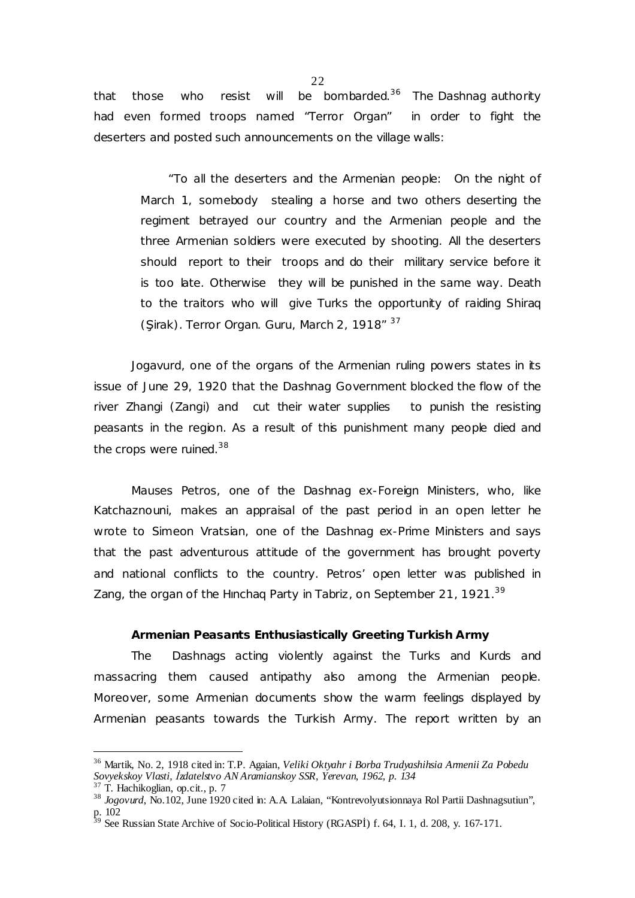that those who resist will be bombarded.[36] The Dashnag authority had even formed troops named "Terror Organ" in order to fight the deserters and posted such announcements on the village walls:

> "To all the deserters and the Armenian people: On the night of March 1, somebody stealing a horse and two others deserting the regiment betrayed our country and the Armenian people and the three Armenian soldiers were executed by shooting. All the deserters should report to their troops and do their military service before it is too late. Otherwise they will be punished in the same way. Death to the traitors who will give Turks the opportunity of raiding Shiraq (Şirak). Terror Organ. Guru, March 2, 1918" [37]

Jogavurd, one of the organs of the Armenian ruling powers states in its issue of June 29, 1920 that the Dashnag Government blocked the flow of the river Zhangi (Zangi) and cut their water supplies to punish the resisting peasants in the region. As a result of this punishment many people died and the crops were ruined.[38]

Mauses Petros, one of the Dashnag ex-Foreign Ministers, who, like Katchaznouni, makes an appraisal of the past period in an open letter he wrote to Simeon Vratsian, one of the Dashnag ex-Prime Ministers and says that the past adventurous attitude of the government has brought poverty and national conflicts to the country. Petros' open letter was published in Zang, the organ of the Hınchaq Party in Tabriz, on September 21, 1921.[39]

### Armenian Peasants Enthusiastically Greeting Turkish Army

The Dashnags acting violently against the Turks and Kurds and massacring them caused antipathy also among the Armenian people. Moreover, some Armenian documents show the warm feelings displayed by Armenian peasants towards the Turkish Army. The report written by an

---

[36] Martik, No. 2, 1918 cited in: T.P. Agaian, *Veliki Oktyahr i Borba Trudyashihsia Armenii Za Pobedu Sovyekskoy Vlasti, İzdatelstvo AN Aramianskoy SSR, Yerevan, 1962, p. 134*

[37] T. Hachikoglian, op.cit., p. 7

[38] *Jogovurd*, No.102, June 1920 cited in: A.A. Lalaian, "Kontrevolyutsionnaya Rol Partii Dashnagsutiun", p. 102

[39] See Russian State Archive of Socio-Political History (RGASPİ) f. 64, I. 1, d. 208, y. 167-171.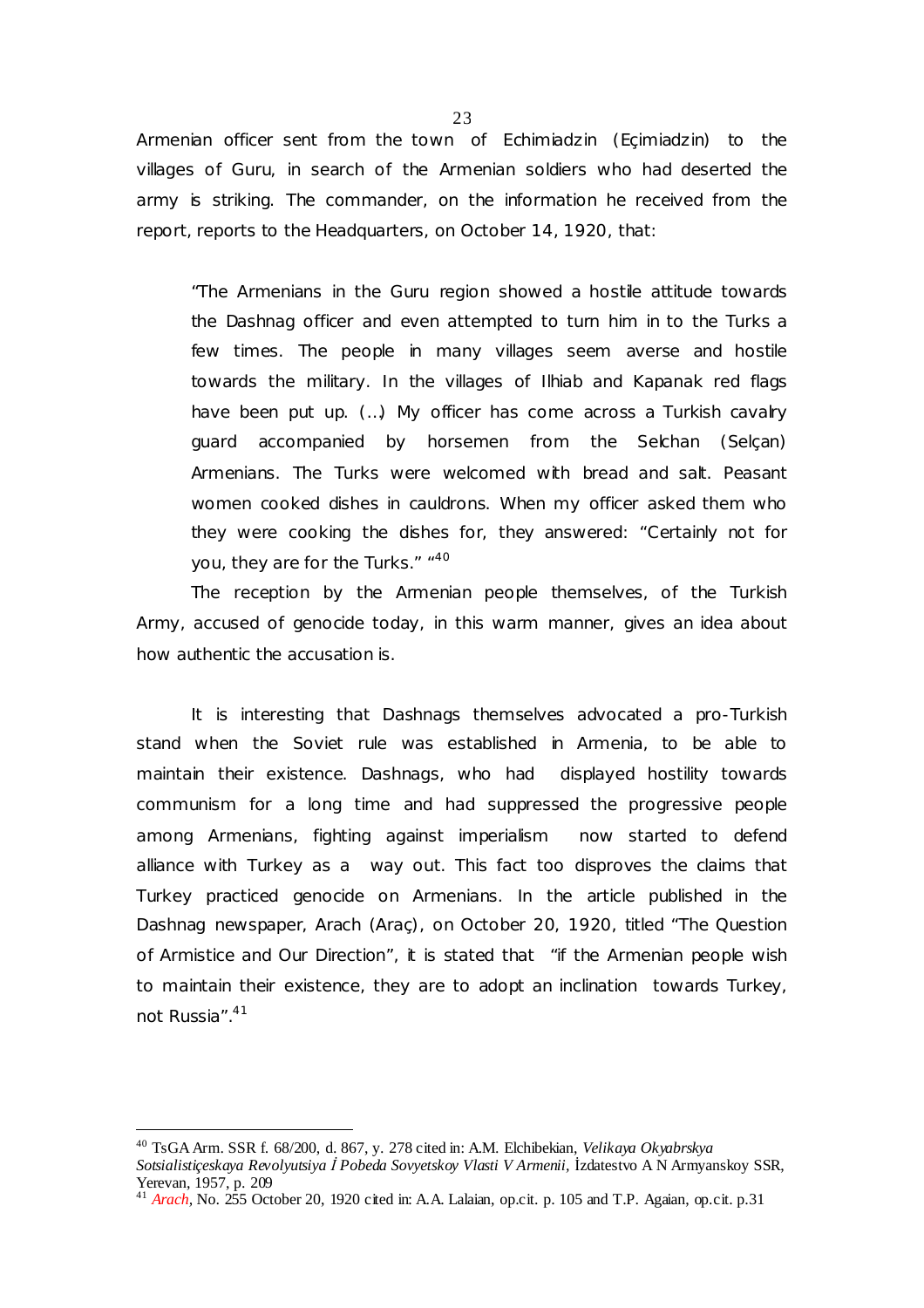Armenian officer sent from the town of Echimiadzin (Eçimiadzin) to the villages of Guru, in search of the Armenian soldiers who had deserted the army is striking. The commander, on the information he received from the report, reports to the Headquarters, on October 14, 1920, that:

> "The Armenians in the Guru region showed a hostile attitude towards the Dashnag officer and even attempted to turn him in to the Turks a few times. The people in many villages seem averse and hostile towards the military. In the villages of Ilhiab and Kapanak red flags have been put up. (…) My officer has come across a Turkish cavalry guard accompanied by horsemen from the Selchan (Selçan) Armenians. The Turks were welcomed with bread and salt. Peasant women cooked dishes in cauldrons. When my officer asked them who they were cooking the dishes for, they answered: "Certainly not for you, they are for the Turks." "[40]

The reception by the Armenian people themselves, of the Turkish Army, accused of genocide today, in this warm manner, gives an idea about how authentic the accusation is.

It is interesting that Dashnags themselves advocated a pro-Turkish stand when the Soviet rule was established in Armenia, to be able to maintain their existence. Dashnags, who had displayed hostility towards communism for a long time and had suppressed the progressive people among Armenians, fighting against imperialism now started to defend alliance with Turkey as a way out. This fact too disproves the claims that Turkey practiced genocide on Armenians. In the article published in the Dashnag newspaper, Arach (Araç), on October 20, 1920, titled "The Question of Armistice and Our Direction", it is stated that "if the Armenian people wish to maintain their existence, they are to adopt an inclination towards Turkey, not Russia".[41]

---

[40] TsGA Arm. SSR f. 68/200, d. 867, y. 278 cited in: A.M. Elchibekian, *Velikaya Okyabrskya Sotsialistiçeskaya Revolyutsiya İ Pobeda Sovyetskoy Vlasti V Armenii*, İzdatestvo A N Armyanskoy SSR, Yerevan, 1957, p. 209

[41] *Arach*, No. 255 October 20, 1920 cited in: A.A. Lalaian, op.cit. p. 105 and T.P. Agaian, op.cit. p.31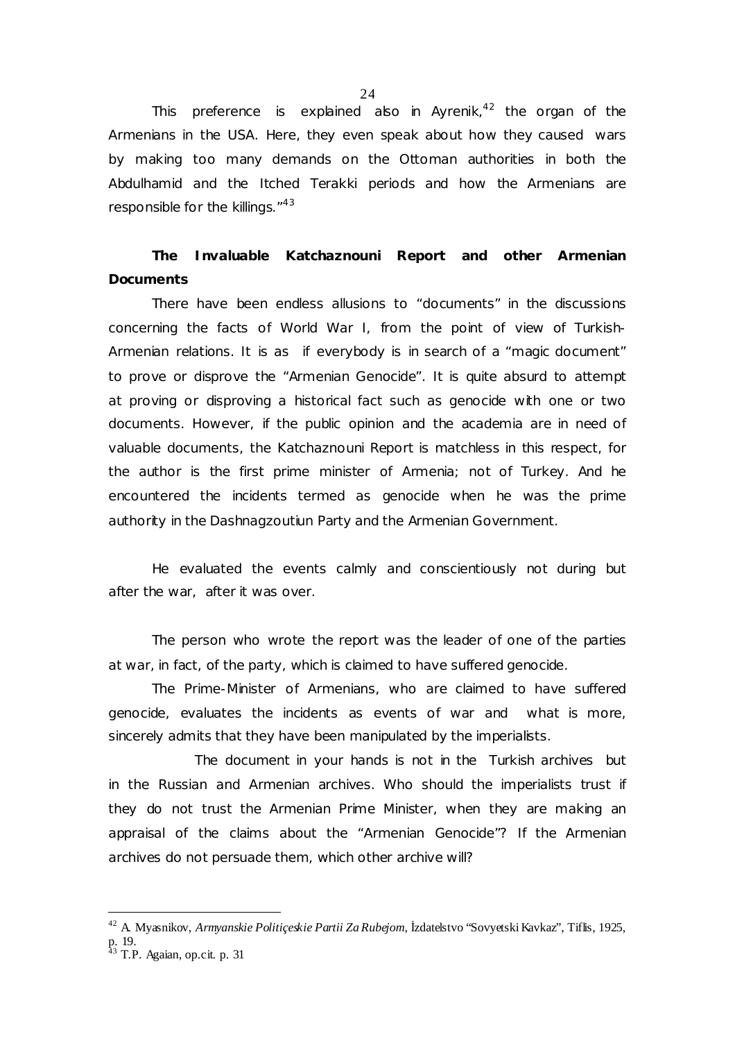This preference is explained also in Ayrenik,[42] the organ of the Armenians in the USA. Here, they even speak about how they caused wars by making too many demands on the Ottoman authorities in both the Abdulhamid and the Itched Terakki periods and how the Armenians are responsible for the killings."[43]

## The Invaluable Katchaznouni Report and other Armenian Documents

There have been endless allusions to "documents" in the discussions concerning the facts of World War I, from the point of view of Turkish-Armenian relations. It is as if everybody is in search of a "magic document" to prove or disprove the "Armenian Genocide". It is quite absurd to attempt at proving or disproving a historical fact such as genocide with one or two documents. However, if the public opinion and the academia are in need of valuable documents, the Katchaznouni Report is matchless in this respect, for the author is the first prime minister of Armenia; not of Turkey. And he encountered the incidents termed as genocide when he was the prime authority in the Dashnagzoutiun Party and the Armenian Government.

He evaluated the events calmly and conscientiously not during but after the war, after it was over.

The person who wrote the report was the leader of one of the parties at war, in fact, of the party, which is claimed to have suffered genocide.

The Prime-Minister of Armenians, who are claimed to have suffered genocide, evaluates the incidents as events of war and what is more, sincerely admits that they have been manipulated by the imperialists.

The document in your hands is not in the Turkish archives but in the Russian and Armenian archives. Who should the imperialists trust if they do not trust the Armenian Prime Minister, when they are making an appraisal of the claims about the "Armenian Genocide"? If the Armenian archives do not persuade them, which other archive will?

---

[42] A. Myasnikov, *Armyanskie Politiçeskie Partii Za Rubejom*, İzdatelstvo "Sovyetski Kavkaz", Tiflis, 1925, p. 19.

[43] T.P. Agaian, op.cit. p. 31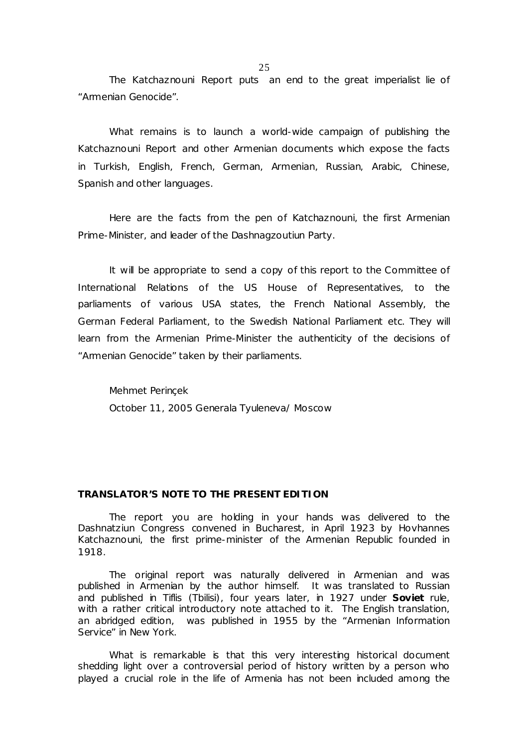The Katchaznouni Report puts an end to the great imperialist lie of "Armenian Genocide".

What remains is to launch a world-wide campaign of publishing the Katchaznouni Report and other Armenian documents which expose the facts in Turkish, English, French, German, Armenian, Russian, Arabic, Chinese, Spanish and other languages.

Here are the facts from the pen of Katchaznouni, the first Armenian Prime-Minister, and leader of the Dashnagzoutiun Party.

It will be appropriate to send a copy of this report to the Committee of International Relations of the US House of Representatives, to the parliaments of various USA states, the French National Assembly, the German Federal Parliament, to the Swedish National Parliament etc. They will learn from the Armenian Prime-Minister the authenticity of the decisions of "Armenian Genocide" taken by their parliaments.

Mehmet Perinçek

October 11, 2005 Generala Tyuleneva/ Moscow

## TRANSLATOR'S NOTE TO THE PRESENT EDITION

The report you are holding in your hands was delivered to the Dashnatziun Congress convened in Bucharest, in April 1923 by Hovhannes Katchaznouni, the first prime-minister of the Armenian Republic founded in 1918.

The original report was naturally delivered in Armenian and was published in Armenian by the author himself. It was translated to Russian and published in Tiflis (Tbilisi), four years later, in 1927 under **Soviet** rule, with a rather critical introductory note attached to it. The English translation, an abridged edition, was published in 1955 by the "Armenian Information Service" in New York.

What is remarkable is that this very interesting historical document shedding light over a controversial period of history written by a person who played a crucial role in the life of Armenia has not been included among the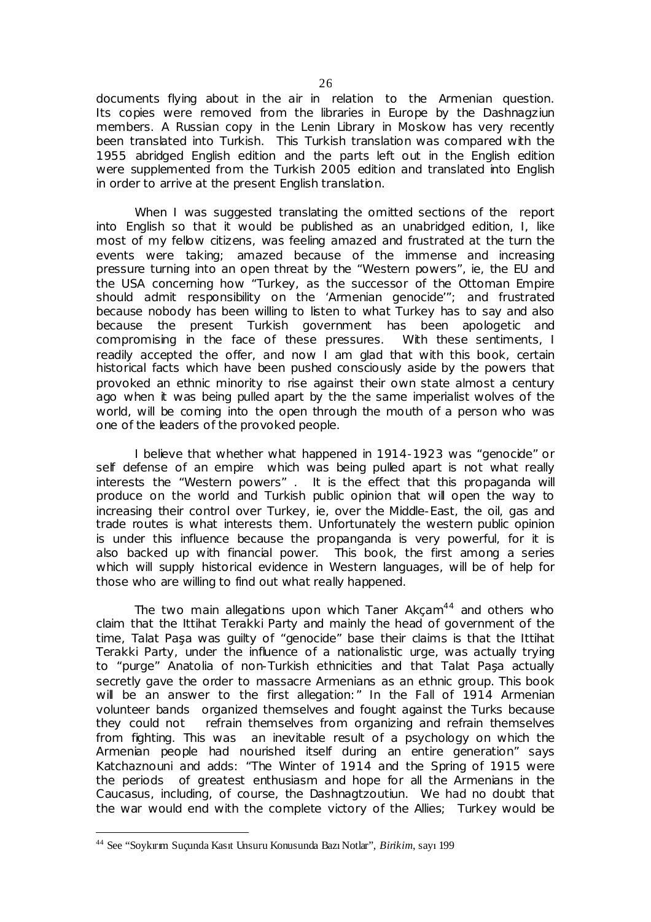documents flying about in the air in relation to the Armenian question. Its copies were removed from the libraries in Europe by the Dashnagziun members. A Russian copy in the Lenin Library in Moskow has very recently been translated into Turkish. This Turkish translation was compared with the 1955 abridged English edition and the parts left out in the English edition were supplemented from the Turkish 2005 edition and translated into English in order to arrive at the present English translation.

When I was suggested translating the omitted sections of the report into English so that it would be published as an unabridged edition, I, like most of my fellow citizens, was feeling amazed and frustrated at the turn the events were taking; amazed because of the immense and increasing pressure turning into an open threat by the "Western powers", ie, the EU and the USA concerning how "Turkey, as the successor of the Ottoman Empire should admit responsibility on the 'Armenian genocide'"; and frustrated because nobody has been willing to listen to what Turkey has to say and also because the present Turkish government has been apologetic and compromising in the face of these pressures. With these sentiments, I readily accepted the offer, and now I am glad that with this book, certain historical facts which have been pushed consciously aside by the powers that provoked an ethnic minority to rise against their own state almost a century ago when it was being pulled apart by the the same imperialist wolves of the world, will be coming into the open through the mouth of a person who was one of the leaders of the provoked people.

I believe that whether what happened in 1914-1923 was "genocide" or self defense of an empire which was being pulled apart is not what really interests the "Western powers" . It is the effect that this propaganda will produce on the world and Turkish public opinion that will open the way to increasing their control over Turkey, ie, over the Middle-East, the oil, gas and trade routes is what interests them. Unfortunately the western public opinion is under this influence because the propanganda is very powerful, for it is also backed up with financial power. This book, the first among a series which will supply historical evidence in Western languages, will be of help for those who are willing to find out what really happened.

The two main allegations upon which Taner Akçam[44] and others who claim that the Ittihat Terakki Party and mainly the head of government of the time, Talat Paşa was guilty of "genocide" base their claims is that the Ittihat Terakki Party, under the influence of a nationalistic urge, was actually trying to "purge" Anatolia of non-Turkish ethnicities and that Talat Paşa actually secretly gave the order to massacre Armenians as an ethnic group. This book will be an answer to the first allegation:" In the Fall of 1914 Armenian volunteer bands organized themselves and fought against the Turks because they could not refrain themselves from organizing and refrain themselves from fighting. This was an inevitable result of a psychology on which the Armenian people had nourished itself during an entire generation" says Katchaznouni and adds: "The Winter of 1914 and the Spring of 1915 were the periods of greatest enthusiasm and hope for all the Armenians in the Caucasus, including, of course, the Dashnagtzoutiun. We had no doubt that the war would end with the complete victory of the Allies; Turkey would be

---

[44] See "Soykırım Suçunda Kasıt Unsuru Konusunda Bazı Notlar", *Birikim*, sayı 199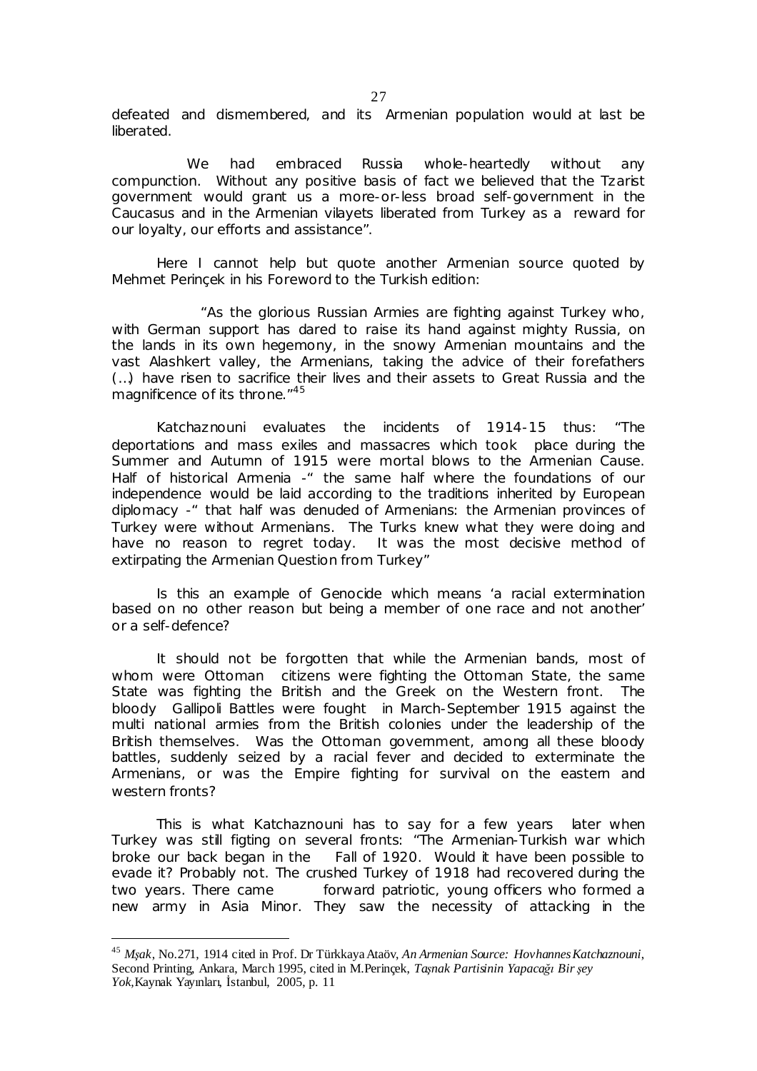defeated and dismembered, and its Armenian population would at last be liberated.

We had embraced Russia whole-heartedly without any compunction. Without any positive basis of fact we believed that the Tzarist government would grant us a more-or-less broad self-government in the Caucasus and in the Armenian vilayets liberated from Turkey as a reward for our loyalty, our efforts and assistance".

Here I cannot help but quote another Armenian source quoted by Mehmet Perinçek in his Foreword to the Turkish edition:

"As the glorious Russian Armies are fighting against Turkey who, with German support has dared to raise its hand against mighty Russia, on the lands in its own hegemony, in the snowy Armenian mountains and the vast Alashkert valley, the Armenians, taking the advice of their forefathers (...) have risen to sacrifice their lives and their assets to Great Russia and the magnificence of its throne."[45]

Katchaznouni evaluates the incidents of 1914-15 thus: "The deportations and mass exiles and massacres which took place during the Summer and Autumn of 1915 were mortal blows to the Armenian Cause. Half of historical Armenia -" the same half where the foundations of our independence would be laid according to the traditions inherited by European diplomacy -" that half was denuded of Armenians: the Armenian provinces of Turkey were without Armenians. The Turks knew what they were doing and have no reason to regret today. It was the most decisive method of extirpating the Armenian Question from Turkey"

Is this an example of Genocide which means 'a racial extermination based on no other reason but being a member of one race and not another' or a self-defence?

It should not be forgotten that while the Armenian bands, most of whom were Ottoman citizens were fighting the Ottoman State, the same State was fighting the British and the Greek on the Western front. The bloody Gallipoli Battles were fought in March-September 1915 against the multi national armies from the British colonies under the leadership of the British themselves. Was the Ottoman government, among all these bloody battles, suddenly seized by a racial fever and decided to exterminate the Armenians, or was the Empire fighting for survival on the eastern and western fronts?

This is what Katchaznouni has to say for a few years later when Turkey was still figting on several fronts: "The Armenian-Turkish war which broke our back began in the Fall of 1920. Would it have been possible to evade it? Probably not. The crushed Turkey of 1918 had recovered during the two years. There came forward patriotic, young officers who formed a new army in Asia Minor. They saw the necessity of attacking in the

---

[45] *Mşak*, No.271, 1914 cited in Prof. Dr Türkkaya Ataöv, *An Armenian Source: Hovhannes Katchaznouni*, Second Printing, Ankara, March 1995, cited in M.Perinçek, *Taşnak Partisinin Yapacağı Bir şey Yok*, Kaynak Yayınları, İstanbul, 2005, p. 11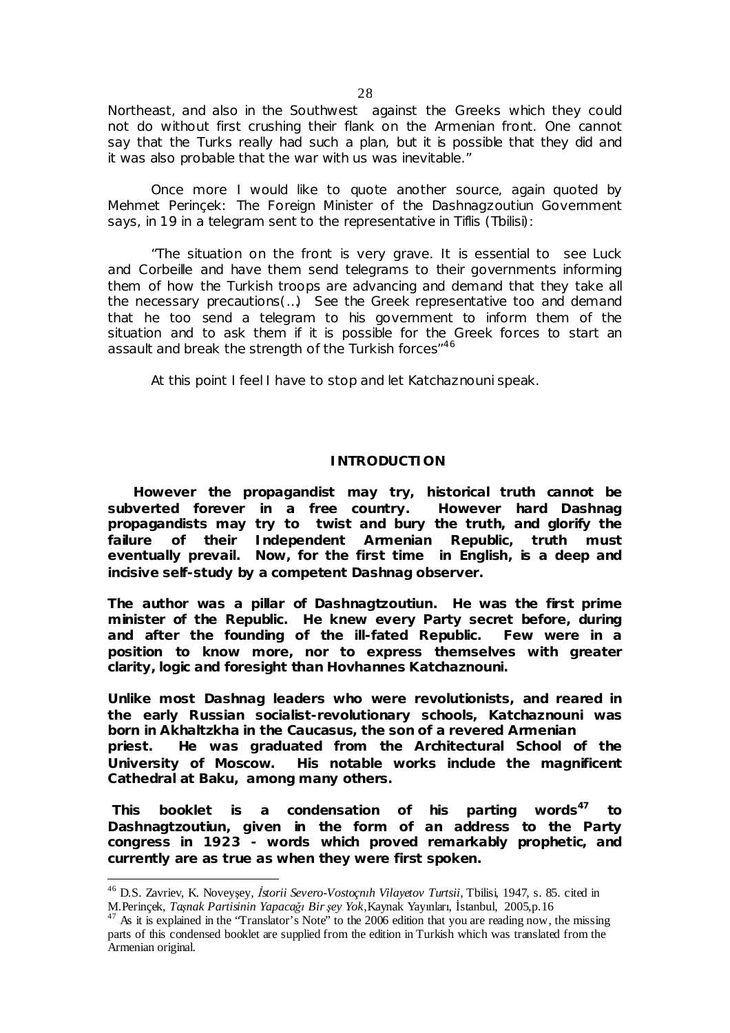Northeast, and also in the Southwest against the Greeks which they could not do without first crushing their flank on the Armenian front. One cannot say that the Turks really had such a plan, but it is possible that they did and it was also probable that the war with us was inevitable."

Once more I would like to quote another source, again quoted by Mehmet Perinçek: The Foreign Minister of the Dashnagzoutiun Government says, in 19 in a telegram sent to the representative in Tiflis (Tbilisi):

"The situation on the front is very grave. It is essential to see Luck and Corbeille and have them send telegrams to their governments informing them of how the Turkish troops are advancing and demand that they take all the necessary precautions(...) See the Greek representative too and demand that he too send a telegram to his government to inform them of the situation and to ask them if it is possible for the Greek forces to start an assault and break the strength of the Turkish forces"[46]

At this point I feel I have to stop and let Katchaznouni speak.

## INTRODUCTION

**However the propagandist may try, historical truth cannot be subverted forever in a free country. However hard Dashnag propagandists may try to twist and bury the truth, and glorify the failure of their Independent Armenian Republic, truth must eventually prevail. Now, for the first time in English, is a deep and incisive self-study by a competent Dashnag observer.**

**The author was a pillar of Dashnagtzoutiun. He was the first prime minister of the Republic. He knew every Party secret before, during and after the founding of the ill-fated Republic. Few were in a position to know more, nor to express themselves with greater clarity, logic and foresight than Hovhannes Katchaznouni.**

**Unlike most Dashnag leaders who were revolutionists, and reared in the early Russian socialist-revolutionary schools, Katchaznouni was born in Akhaltzkha in the Caucasus, the son of a revered Armenian priest. He was graduated from the Architectural School of the University of Moscow. His notable works include the magnificent Cathedral at Baku, among many others.**

**This booklet is a condensation of his parting words[47] to Dashnagtzoutiun, given in the form of an address to the Party congress in 1923 - words which proved remarkably prophetic, and currently are as true as when they were first spoken.**

---

[46] D.S. Zavriev, K. Noveyşey, *İstorii Severo-Vostoçnıh Vilayetov Turtsii*, Tbilisi, 1947, s. 85. cited in M.Perinçek, *Taşnak Partisinin Yapacağı Bir şey Yok*, Kaynak Yayınları, İstanbul, 2005,p.16

[47] As it is explained in the "Translator's Note" to the 2006 edition that you are reading now, the missing parts of this condensed booklet are supplied from the edition in Turkish which was translated from the Armenian original.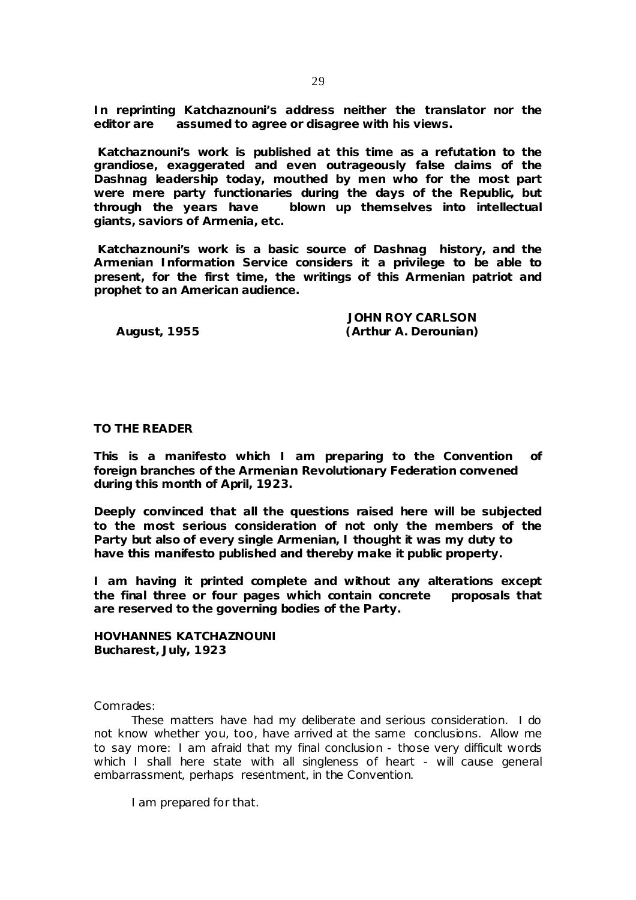**In reprinting Katchaznouni's address neither the translator nor the editor are assumed to agree or disagree with his views.**

**Katchaznouni's work is published at this time as a refutation to the grandiose, exaggerated and even outrageously false claims of the Dashnag leadership today, mouthed by men who for the most part were mere party functionaries during the days of the Republic, but through the years have blown up themselves into intellectual giants, saviors of Armenia, etc.**

**Katchaznouni's work is a basic source of Dashnag history, and the Armenian Information Service considers it a privilege to be able to present, for the first time, the writings of this Armenian patriot and prophet to an American audience.**

**JOHN ROY CARLSON**
**August, 1955 (Arthur A. Derounian)**

**TO THE READER**

**This is a manifesto which I am preparing to the Convention of foreign branches of the Armenian Revolutionary Federation convened during this month of April, 1923.**

**Deeply convinced that all the questions raised here will be subjected to the most serious consideration of not only the members of the Party but also of every single Armenian, I thought it was my duty to have this manifesto published and thereby make it public property.**

**I am having it printed complete and without any alterations except the final three or four pages which contain concrete proposals that are reserved to the governing bodies of the Party.**

**HOVHANNES KATCHAZNOUNI**
**Bucharest, July, 1923**

Comrades:

These matters have had my deliberate and serious consideration. I do not know whether you, too, have arrived at the same conclusions. Allow me to say more: I am afraid that my final conclusion - those very difficult words which I shall here state with all singleness of heart - will cause general embarrassment, perhaps resentment, in the Convention.

I am prepared for that.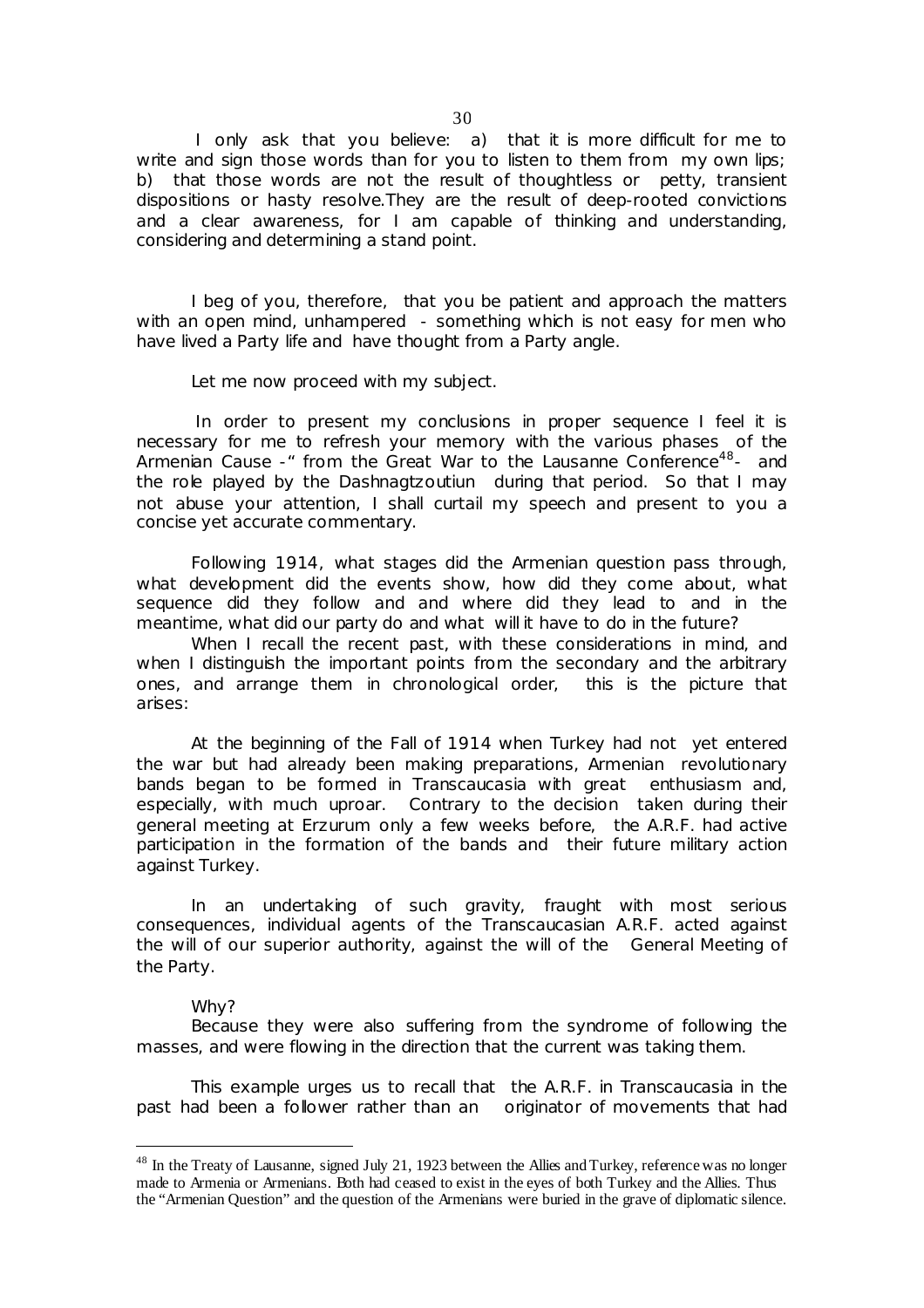I only ask that you believe: a) that it is more difficult for me to write and sign those words than for you to listen to them from my own lips; b) that those words are not the result of thoughtless or petty, transient dispositions or hasty resolve.They are the result of deep-rooted convictions and a clear awareness, for I am capable of thinking and understanding, considering and determining a stand point.

I beg of you, therefore, that you be patient and approach the matters with an open mind, unhampered - something which is not easy for men who have lived a Party life and have thought from a Party angle.

Let me now proceed with my subject.

In order to present my conclusions in proper sequence I feel it is necessary for me to refresh your memory with the various phases of the Armenian Cause -" from the Great War to the Lausanne Conference[48]- and the role played by the Dashnagtzoutiun during that period. So that I may not abuse your attention, I shall curtail my speech and present to you a concise yet accurate commentary.

Following 1914, what stages did the Armenian question pass through, what development did the events show, how did they come about, what sequence did they follow and and where did they lead to and in the meantime, what did our party do and what will it have to do in the future?

When I recall the recent past, with these considerations in mind, and when I distinguish the important points from the secondary and the arbitrary ones, and arrange them in chronological order, this is the picture that arises:

At the beginning of the Fall of 1914 when Turkey had not yet entered the war but had already been making preparations, Armenian revolutionary bands began to be formed in Transcaucasia with great enthusiasm and, especially, with much uproar. Contrary to the decision taken during their general meeting at Erzurum only a few weeks before, the A.R.F. had active participation in the formation of the bands and their future military action against Turkey.

In an undertaking of such gravity, fraught with most serious consequences, individual agents of the Transcaucasian A.R.F. acted against the will of our superior authority, against the will of the General Meeting of the Party.

Why?

Because they were also suffering from the syndrome of following the masses, and were flowing in the direction that the current was taking them.

This example urges us to recall that the A.R.F. in Transcaucasia in the past had been a follower rather than an originator of movements that had

[48] In the Treaty of Lausanne, signed July 21, 1923 between the Allies and Turkey, reference was no longer made to Armenia or Armenians. Both had ceased to exist in the eyes of both Turkey and the Allies. Thus the "Armenian Question" and the question of the Armenians were buried in the grave of diplomatic silence.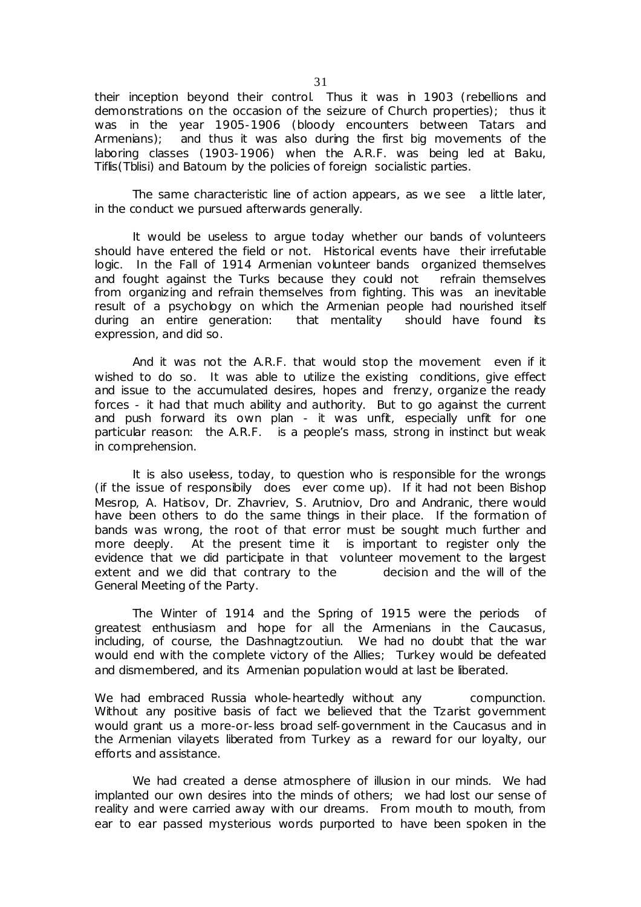their inception beyond their control. Thus it was in 1903 (rebellions and demonstrations on the occasion of the seizure of Church properties); thus it was in the year 1905-1906 (bloody encounters between Tatars and Armenians); and thus it was also during the first big movements of the laboring classes (1903-1906) when the A.R.F. was being led at Baku, Tiflis(Tblisi) and Batoum by the policies of foreign socialistic parties.

The same characteristic line of action appears, as we see a little later, in the conduct we pursued afterwards generally.

It would be useless to argue today whether our bands of volunteers should have entered the field or not. Historical events have their irrefutable logic. In the Fall of 1914 Armenian volunteer bands organized themselves and fought against the Turks because they could not refrain themselves from organizing and refrain themselves from fighting. This was an inevitable result of a psychology on which the Armenian people had nourished itself during an entire generation: that mentality should have found its expression, and did so.

And it was not the A.R.F. that would stop the movement even if it wished to do so. It was able to utilize the existing conditions, give effect and issue to the accumulated desires, hopes and frenzy, organize the ready forces - it had that much ability and authority. But to go against the current and push forward its own plan - it was unfit, especially unfit for one particular reason: the A.R.F. is a people's mass, strong in instinct but weak in comprehension.

It is also useless, today, to question who is responsible for the wrongs (if the issue of responsibily does ever come up). If it had not been Bishop Mesrop, A. Hatisov, Dr. Zhavriev, S. Arutniov, Dro and Andranic, there would have been others to do the same things in their place. If the formation of bands was wrong, the root of that error must be sought much further and more deeply. At the present time it is important to register only the evidence that we did participate in that volunteer movement to the largest extent and we did that contrary to the decision and the will of the General Meeting of the Party.

The Winter of 1914 and the Spring of 1915 were the periods of greatest enthusiasm and hope for all the Armenians in the Caucasus, including, of course, the Dashnagtzoutiun. We had no doubt that the war would end with the complete victory of the Allies; Turkey would be defeated and dismembered, and its Armenian population would at last be liberated.

We had embraced Russia whole-heartedly without any compunction. Without any positive basis of fact we believed that the Tzarist government would grant us a more-or-less broad self-government in the Caucasus and in the Armenian vilayets liberated from Turkey as a reward for our loyalty, our efforts and assistance.

We had created a dense atmosphere of illusion in our minds. We had implanted our own desires into the minds of others; we had lost our sense of reality and were carried away with our dreams. From mouth to mouth, from ear to ear passed mysterious words purported to have been spoken in the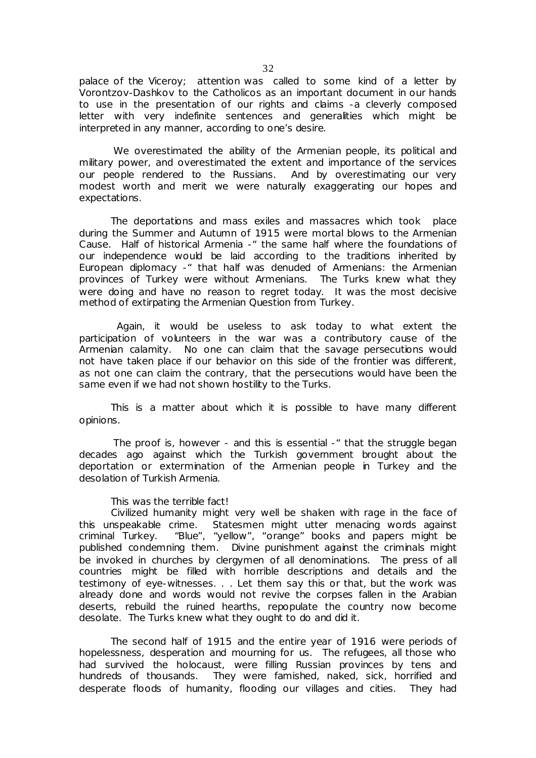palace of the Viceroy; attention was called to some kind of a letter by Vorontzov-Dashkov to the Catholicos as an important document in our hands to use in the presentation of our rights and claims -a cleverly composed letter with very indefinite sentences and generalities which might be interpreted in any manner, according to one's desire.

We overestimated the ability of the Armenian people, its political and military power, and overestimated the extent and importance of the services our people rendered to the Russians. And by overestimating our very modest worth and merit we were naturally exaggerating our hopes and expectations.

The deportations and mass exiles and massacres which took place during the Summer and Autumn of 1915 were mortal blows to the Armenian Cause. Half of historical Armenia -" the same half where the foundations of our independence would be laid according to the traditions inherited by European diplomacy -" that half was denuded of Armenians: the Armenian provinces of Turkey were without Armenians. The Turks knew what they were doing and have no reason to regret today. It was the most decisive method of extirpating the Armenian Question from Turkey.

Again, it would be useless to ask today to what extent the participation of volunteers in the war was a contributory cause of the Armenian calamity. No one can claim that the savage persecutions would not have taken place if our behavior on this side of the frontier was different, as not one can claim the contrary, that the persecutions would have been the same even if we had not shown hostility to the Turks.

This is a matter about which it is possible to have many different opinions.

The proof is, however - and this is essential -" that the struggle began decades ago against which the Turkish government brought about the deportation or extermination of the Armenian people in Turkey and the desolation of Turkish Armenia.

This was the terrible fact!

Civilized humanity might very well be shaken with rage in the face of this unspeakable crime. Statesmen might utter menacing words against criminal Turkey. "Blue", "yellow", "orange" books and papers might be published condemning them. Divine punishment against the criminals might be invoked in churches by clergymen of all denominations. The press of all countries might be filled with horrible descriptions and details and the testimony of eye-witnesses. . . Let them say this or that, but the work was already done and words would not revive the corpses fallen in the Arabian deserts, rebuild the ruined hearths, repopulate the country now become desolate. The Turks knew what they ought to do and did it.

The second half of 1915 and the entire year of 1916 were periods of hopelessness, desperation and mourning for us. The refugees, all those who had survived the holocaust, were filling Russian provinces by tens and hundreds of thousands. They were famished, naked, sick, horrified and desperate floods of humanity, flooding our villages and cities. They had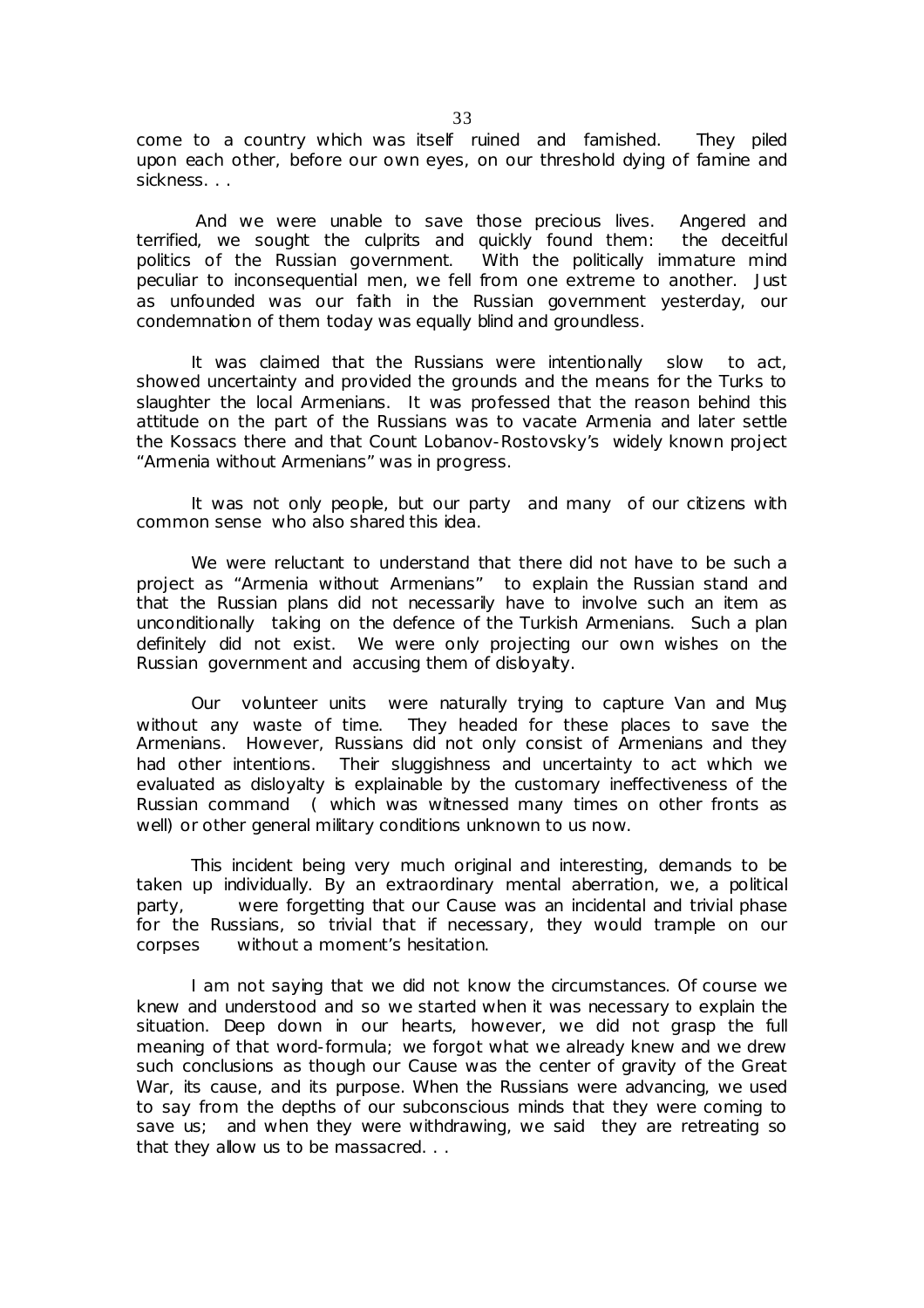come to a country which was itself ruined and famished. They piled upon each other, before our own eyes, on our threshold dying of famine and sickness. . .

And we were unable to save those precious lives. Angered and terrified, we sought the culprits and quickly found them: the deceitful politics of the Russian government. With the politically immature mind peculiar to inconsequential men, we fell from one extreme to another. Just as unfounded was our faith in the Russian government yesterday, our condemnation of them today was equally blind and groundless.

It was claimed that the Russians were intentionally slow to act, showed uncertainty and provided the grounds and the means for the Turks to slaughter the local Armenians. It was professed that the reason behind this attitude on the part of the Russians was to vacate Armenia and later settle the Kossacs there and that Count Lobanov-Rostovsky's widely known project "Armenia without Armenians" was in progress.

It was not only people, but our party and many of our citizens with common sense who also shared this idea.

We were reluctant to understand that there did not have to be such a project as "Armenia without Armenians" to explain the Russian stand and that the Russian plans did not necessarily have to involve such an item as unconditionally taking on the defence of the Turkish Armenians. Such a plan definitely did not exist. We were only projecting our own wishes on the Russian government and accusing them of disloyalty.

Our volunteer units were naturally trying to capture Van and Muş without any waste of time. They headed for these places to save the Armenians. However, Russians did not only consist of Armenians and they had other intentions. Their sluggishness and uncertainty to act which we evaluated as disloyalty is explainable by the customary ineffectiveness of the Russian command ( which was witnessed many times on other fronts as well) or other general military conditions unknown to us now.

This incident being very much original and interesting, demands to be taken up individually. By an extraordinary mental aberration, we, a political party, were forgetting that our Cause was an incidental and trivial phase for the Russians, so trivial that if necessary, they would trample on our corpses without a moment's hesitation.

I am not saying that we did not know the circumstances. Of course we knew and understood and so we started when it was necessary to explain the situation. Deep down in our hearts, however, we did not grasp the full meaning of that word-formula; we forgot what we already knew and we drew such conclusions as though our Cause was the center of gravity of the Great War, its cause, and its purpose. When the Russians were advancing, we used to say from the depths of our subconscious minds that they were coming to save us; and when they were withdrawing, we said they are retreating so that they allow us to be massacred. . .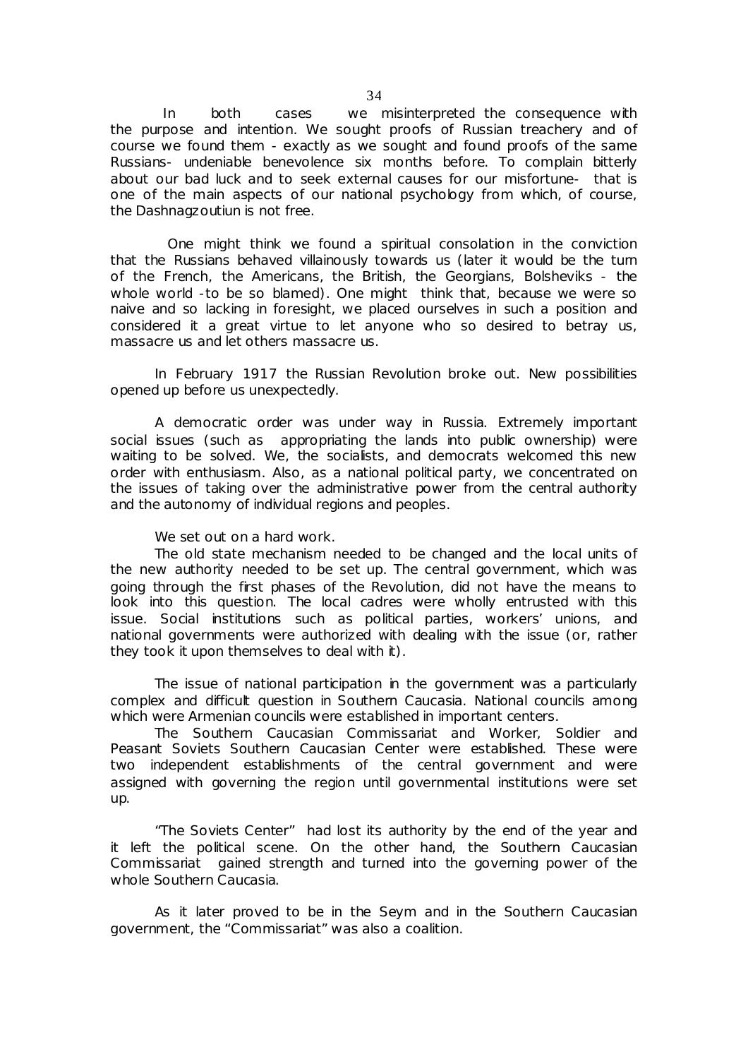In both cases we misinterpreted the consequence with the purpose and intention. We sought proofs of Russian treachery and of course we found them - exactly as we sought and found proofs of the same Russians- undeniable benevolence six months before. To complain bitterly about our bad luck and to seek external causes for our misfortune- that is one of the main aspects of our national psychology from which, of course, the Dashnagzoutiun is not free.

One might think we found a spiritual consolation in the conviction that the Russians behaved villainously towards us (later it would be the turn of the French, the Americans, the British, the Georgians, Bolsheviks - the whole world -to be so blamed). One might think that, because we were so naive and so lacking in foresight, we placed ourselves in such a position and considered it a great virtue to let anyone who so desired to betray us, massacre us and let others massacre us.

In February 1917 the Russian Revolution broke out. New possibilities opened up before us unexpectedly.

A democratic order was under way in Russia. Extremely important social issues (such as appropriating the lands into public ownership) were waiting to be solved. We, the socialists, and democrats welcomed this new order with enthusiasm. Also, as a national political party, we concentrated on the issues of taking over the administrative power from the central authority and the autonomy of individual regions and peoples.

We set out on a hard work.

The old state mechanism needed to be changed and the local units of the new authority needed to be set up. The central government, which was going through the first phases of the Revolution, did not have the means to look into this question. The local cadres were wholly entrusted with this issue. Social institutions such as political parties, workers' unions, and national governments were authorized with dealing with the issue (or, rather they took it upon themselves to deal with it).

The issue of national participation in the government was a particularly complex and difficult question in Southern Caucasia. National councils among which were Armenian councils were established in important centers.

The Southern Caucasian Commissariat and Worker, Soldier and Peasant Soviets Southern Caucasian Center were established. These were two independent establishments of the central government and were assigned with governing the region until governmental institutions were set up.

"The Soviets Center" had lost its authority by the end of the year and it left the political scene. On the other hand, the Southern Caucasian Commissariat gained strength and turned into the governing power of the whole Southern Caucasia.

As it later proved to be in the Seym and in the Southern Caucasian government, the "Commissariat" was also a coalition.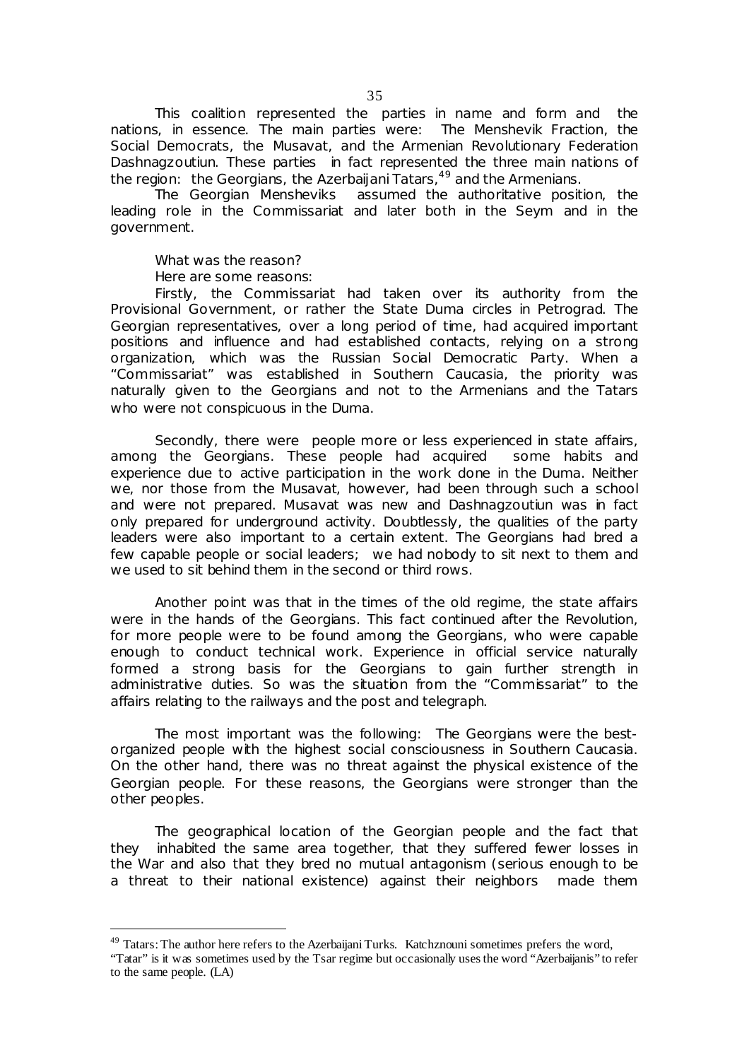This coalition represented the parties in name and form and the nations, in essence. The main parties were: The Menshevik Fraction, the Social Democrats, the Musavat, and the Armenian Revolutionary Federation Dashnagzoutiun. These parties in fact represented the three main nations of the region: the Georgians, the Azerbaijani Tatars,[49] and the Armenians.

The Georgian Mensheviks assumed the authoritative position, the leading role in the Commissariat and later both in the Seym and in the government.

What was the reason?

Here are some reasons:

Firstly, the Commissariat had taken over its authority from the Provisional Government, or rather the State Duma circles in Petrograd. The Georgian representatives, over a long period of time, had acquired important positions and influence and had established contacts, relying on a strong organization, which was the Russian Social Democratic Party. When a "Commissariat" was established in Southern Caucasia, the priority was naturally given to the Georgians and not to the Armenians and the Tatars who were not conspicuous in the Duma.

Secondly, there were people more or less experienced in state affairs, among the Georgians. These people had acquired some habits and experience due to active participation in the work done in the Duma. Neither we, nor those from the Musavat, however, had been through such a school and were not prepared. Musavat was new and Dashnagzoutiun was in fact only prepared for underground activity. Doubtlessly, the qualities of the party leaders were also important to a certain extent. The Georgians had bred a few capable people or social leaders; we had nobody to sit next to them and we used to sit behind them in the second or third rows.

Another point was that in the times of the old regime, the state affairs were in the hands of the Georgians. This fact continued after the Revolution, for more people were to be found among the Georgians, who were capable enough to conduct technical work. Experience in official service naturally formed a strong basis for the Georgians to gain further strength in administrative duties. So was the situation from the "Commissariat" to the affairs relating to the railways and the post and telegraph.

The most important was the following: The Georgians were the best-organized people with the highest social consciousness in Southern Caucasia. On the other hand, there was no threat against the physical existence of the Georgian people. For these reasons, the Georgians were stronger than the other peoples.

The geographical location of the Georgian people and the fact that they inhabited the same area together, that they suffered fewer losses in the War and also that they bred no mutual antagonism (serious enough to be a threat to their national existence) against their neighbors made them

---

[49] Tatars: The author here refers to the Azerbaijani Turks. Katchznouni sometimes prefers the word, "Tatar" is it was sometimes used by the Tsar regime but occasionally uses the word "Azerbaijanis" to refer to the same people. (LA)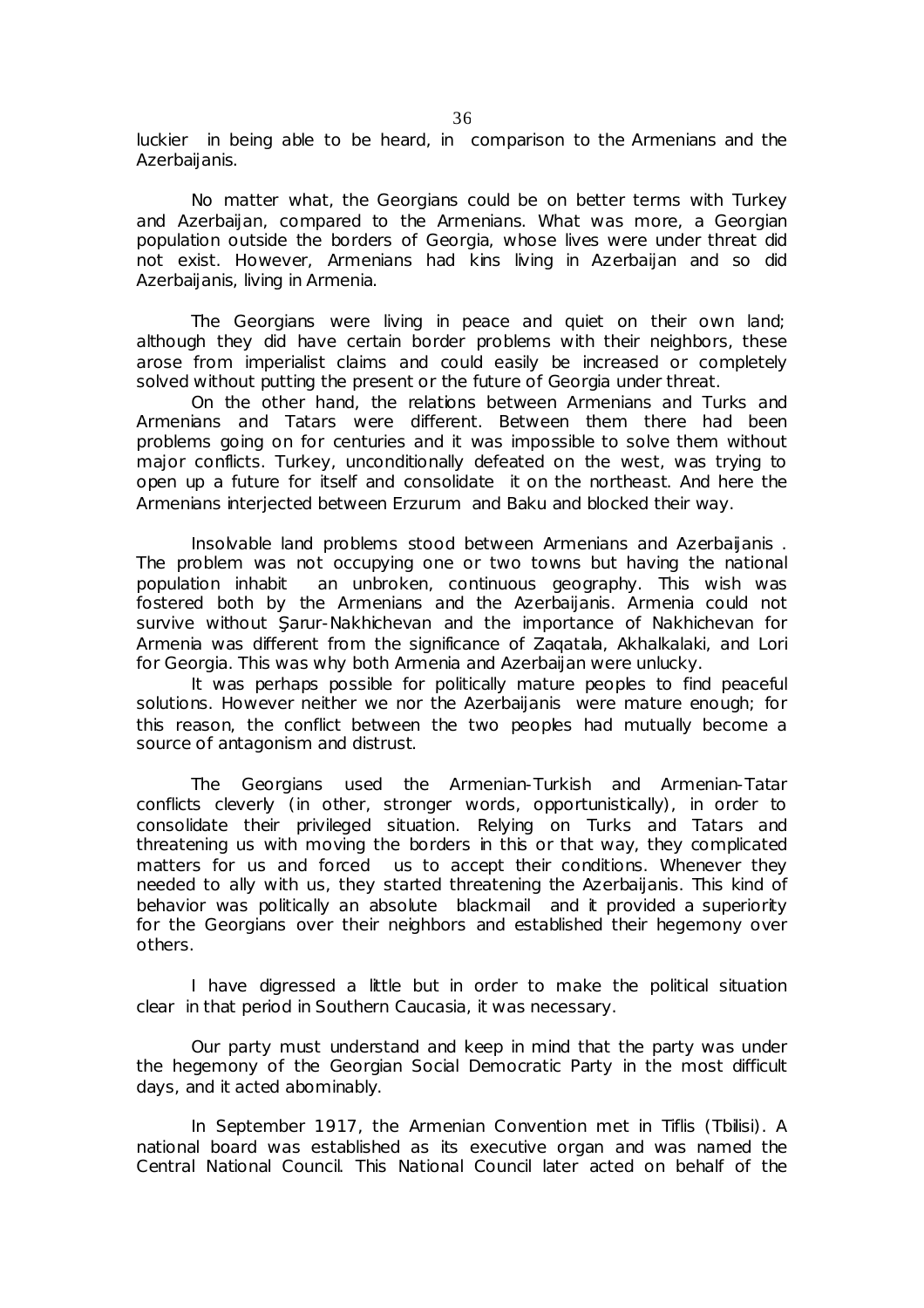luckier in being able to be heard, in comparison to the Armenians and the Azerbaijanis.

No matter what, the Georgians could be on better terms with Turkey and Azerbaijan, compared to the Armenians. What was more, a Georgian population outside the borders of Georgia, whose lives were under threat did not exist. However, Armenians had kins living in Azerbaijan and so did Azerbaijanis, living in Armenia.

The Georgians were living in peace and quiet on their own land; although they did have certain border problems with their neighbors, these arose from imperialist claims and could easily be increased or completely solved without putting the present or the future of Georgia under threat.

On the other hand, the relations between Armenians and Turks and Armenians and Tatars were different. Between them there had been problems going on for centuries and it was impossible to solve them without major conflicts. Turkey, unconditionally defeated on the west, was trying to open up a future for itself and consolidate it on the northeast. And here the Armenians interjected between Erzurum and Baku and blocked their way.

Insolvable land problems stood between Armenians and Azerbaijanis . The problem was not occupying one or two towns but having the national population inhabit an unbroken, continuous geography. This wish was fostered both by the Armenians and the Azerbaijanis. Armenia could not survive without Şarur-Nakhichevan and the importance of Nakhichevan for Armenia was different from the significance of Zaqatala, Akhalkalaki, and Lori for Georgia. This was why both Armenia and Azerbaijan were unlucky.

It was perhaps possible for politically mature peoples to find peaceful solutions. However neither we nor the Azerbaijanis were mature enough; for this reason, the conflict between the two peoples had mutually become a source of antagonism and distrust.

The Georgians used the Armenian-Turkish and Armenian-Tatar conflicts cleverly (in other, stronger words, opportunistically), in order to consolidate their privileged situation. Relying on Turks and Tatars and threatening us with moving the borders in this or that way, they complicated matters for us and forced us to accept their conditions. Whenever they needed to ally with us, they started threatening the Azerbaijanis. This kind of behavior was politically an absolute blackmail and it provided a superiority for the Georgians over their neighbors and established their hegemony over others.

I have digressed a little but in order to make the political situation clear in that period in Southern Caucasia, it was necessary.

Our party must understand and keep in mind that the party was under the hegemony of the Georgian Social Democratic Party in the most difficult days, and it acted abominably.

In September 1917, the Armenian Convention met in Tiflis (Tbilisi). A national board was established as its executive organ and was named the Central National Council. This National Council later acted on behalf of the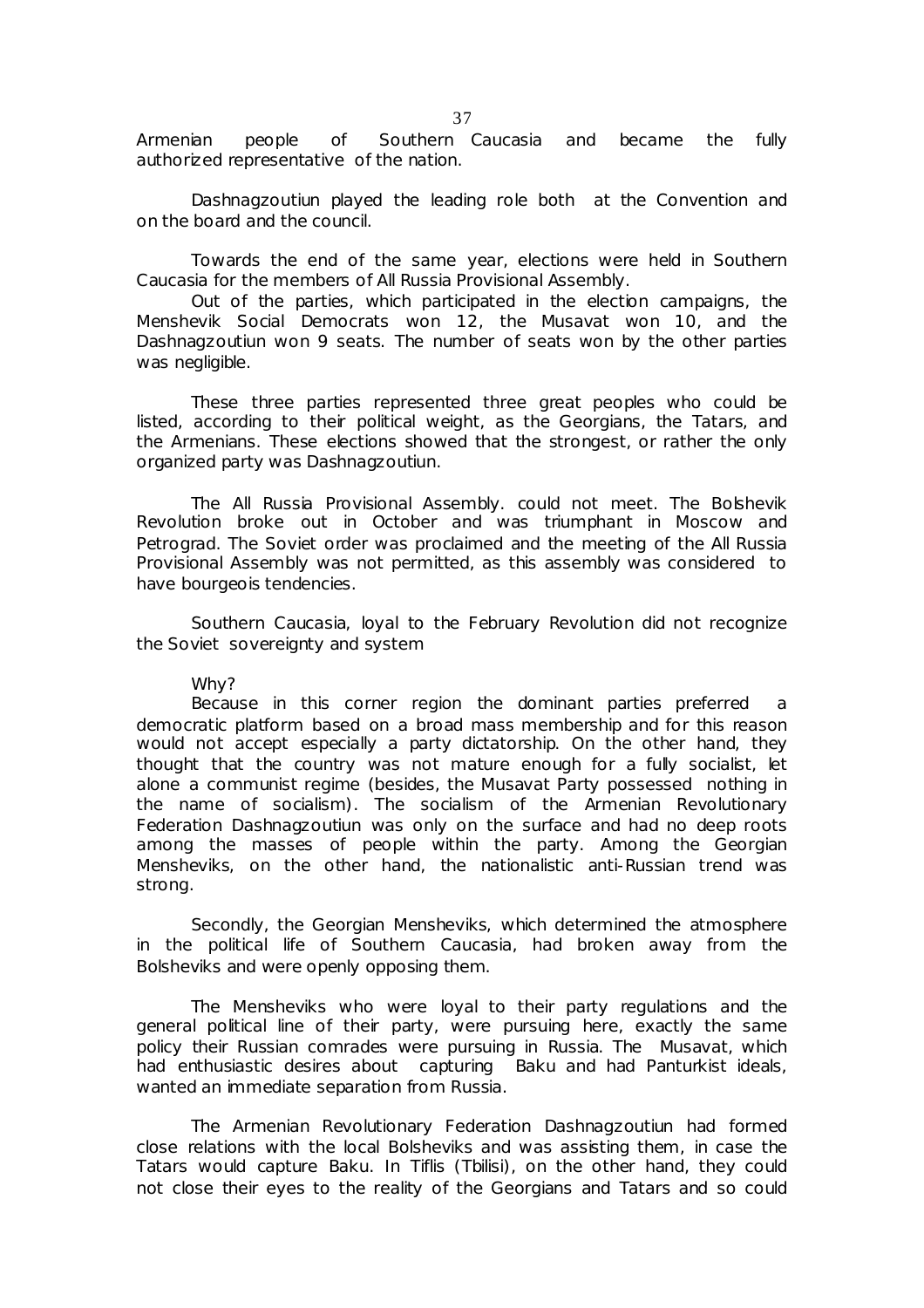Armenian people of Southern Caucasia and became the fully authorized representative of the nation.

Dashnagzoutiun played the leading role both at the Convention and on the board and the council.

Towards the end of the same year, elections were held in Southern Caucasia for the members of All Russia Provisional Assembly.

Out of the parties, which participated in the election campaigns, the Menshevik Social Democrats won 12, the Musavat won 10, and the Dashnagzoutiun won 9 seats. The number of seats won by the other parties was negligible.

These three parties represented three great peoples who could be listed, according to their political weight, as the Georgians, the Tatars, and the Armenians. These elections showed that the strongest, or rather the only organized party was Dashnagzoutiun.

The All Russia Provisional Assembly. could not meet. The Bolshevik Revolution broke out in October and was triumphant in Moscow and Petrograd. The Soviet order was proclaimed and the meeting of the All Russia Provisional Assembly was not permitted, as this assembly was considered to have bourgeois tendencies.

Southern Caucasia, loyal to the February Revolution did not recognize the Soviet sovereignty and system

Why?

Because in this corner region the dominant parties preferred a democratic platform based on a broad mass membership and for this reason would not accept especially a party dictatorship. On the other hand, they thought that the country was not mature enough for a fully socialist, let alone a communist regime (besides, the Musavat Party possessed nothing in the name of socialism). The socialism of the Armenian Revolutionary Federation Dashnagzoutiun was only on the surface and had no deep roots among the masses of people within the party. Among the Georgian Mensheviks, on the other hand, the nationalistic anti-Russian trend was strong.

Secondly, the Georgian Mensheviks, which determined the atmosphere in the political life of Southern Caucasia, had broken away from the Bolsheviks and were openly opposing them.

The Mensheviks who were loyal to their party regulations and the general political line of their party, were pursuing here, exactly the same policy their Russian comrades were pursuing in Russia. The Musavat, which had enthusiastic desires about capturing Baku and had Panturkist ideals, wanted an immediate separation from Russia.

The Armenian Revolutionary Federation Dashnagzoutiun had formed close relations with the local Bolsheviks and was assisting them, in case the Tatars would capture Baku. In Tiflis (Tbilisi), on the other hand, they could not close their eyes to the reality of the Georgians and Tatars and so could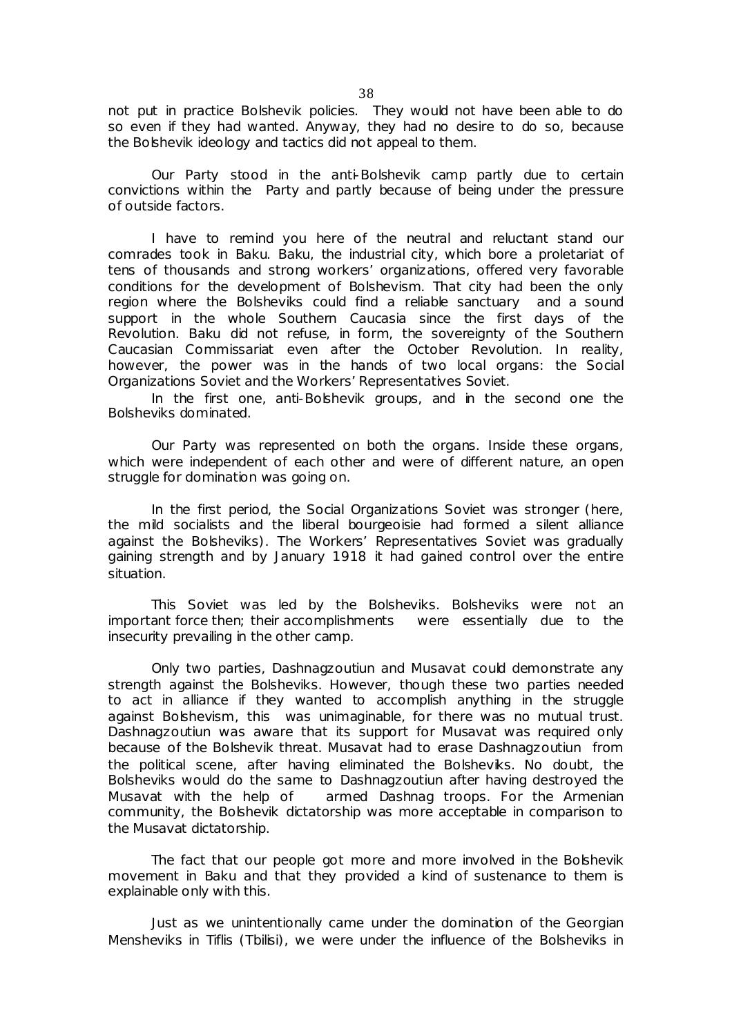not put in practice Bolshevik policies. They would not have been able to do so even if they had wanted. Anyway, they had no desire to do so, because the Bolshevik ideology and tactics did not appeal to them.

Our Party stood in the anti-Bolshevik camp partly due to certain convictions within the Party and partly because of being under the pressure of outside factors.

I have to remind you here of the neutral and reluctant stand our comrades took in Baku. Baku, the industrial city, which bore a proletariat of tens of thousands and strong workers' organizations, offered very favorable conditions for the development of Bolshevism. That city had been the only region where the Bolsheviks could find a reliable sanctuary and a sound support in the whole Southern Caucasia since the first days of the Revolution. Baku did not refuse, in form, the sovereignty of the Southern Caucasian Commissariat even after the October Revolution. In reality, however, the power was in the hands of two local organs: the Social Organizations Soviet and the Workers' Representatives Soviet.

In the first one, anti-Bolshevik groups, and in the second one the Bolsheviks dominated.

Our Party was represented on both the organs. Inside these organs, which were independent of each other and were of different nature, an open struggle for domination was going on.

In the first period, the Social Organizations Soviet was stronger (here, the mild socialists and the liberal bourgeoisie had formed a silent alliance against the Bolsheviks). The Workers' Representatives Soviet was gradually gaining strength and by January 1918 it had gained control over the entire situation.

This Soviet was led by the Bolsheviks. Bolsheviks were not an important force then; their accomplishments were essentially due to the insecurity prevailing in the other camp.

Only two parties, Dashnagzoutiun and Musavat could demonstrate any strength against the Bolsheviks. However, though these two parties needed to act in alliance if they wanted to accomplish anything in the struggle against Bolshevism, this was unimaginable, for there was no mutual trust. Dashnagzoutiun was aware that its support for Musavat was required only because of the Bolshevik threat. Musavat had to erase Dashnagzoutiun from the political scene, after having eliminated the Bolsheviks. No doubt, the Bolsheviks would do the same to Dashnagzoutiun after having destroyed the Musavat with the help of armed Dashnag troops. For the Armenian community, the Bolshevik dictatorship was more acceptable in comparison to the Musavat dictatorship.

The fact that our people got more and more involved in the Bolshevik movement in Baku and that they provided a kind of sustenance to them is explainable only with this.

Just as we unintentionally came under the domination of the Georgian Mensheviks in Tiflis (Tbilisi), we were under the influence of the Bolsheviks in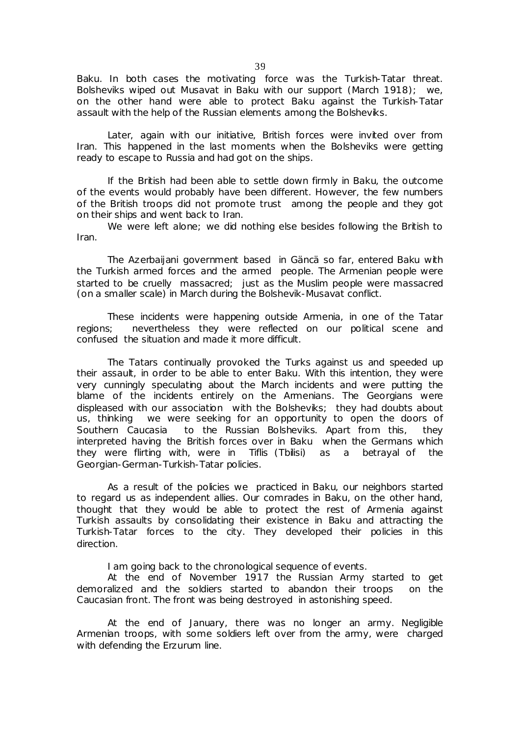Baku. In both cases the motivating force was the Turkish-Tatar threat. Bolsheviks wiped out Musavat in Baku with our support (March 1918); we, on the other hand were able to protect Baku against the Turkish-Tatar assault with the help of the Russian elements among the Bolsheviks.

Later, again with our initiative, British forces were invited over from Iran. This happened in the last moments when the Bolsheviks were getting ready to escape to Russia and had got on the ships.

If the British had been able to settle down firmly in Baku, the outcome of the events would probably have been different. However, the few numbers of the British troops did not promote trust among the people and they got on their ships and went back to Iran.

We were left alone; we did nothing else besides following the British to Iran.

The Azerbaijani government based in Gäncä so far, entered Baku with the Turkish armed forces and the armed people. The Armenian people were started to be cruelly massacred; just as the Muslim people were massacred (on a smaller scale) in March during the Bolshevik-Musavat conflict.

These incidents were happening outside Armenia, in one of the Tatar regions; nevertheless they were reflected on our political scene and confused the situation and made it more difficult.

The Tatars continually provoked the Turks against us and speeded up their assault, in order to be able to enter Baku. With this intention, they were very cunningly speculating about the March incidents and were putting the blame of the incidents entirely on the Armenians. The Georgians were displeased with our association with the Bolsheviks; they had doubts about us, thinking we were seeking for an opportunity to open the doors of Southern Caucasia to the Russian Bolsheviks. Apart from this, they interpreted having the British forces over in Baku when the Germans which they were flirting with, were in Tiflis (Tbilisi) as a betrayal of the Georgian-German-Turkish-Tatar policies.

As a result of the policies we practiced in Baku, our neighbors started to regard us as independent allies. Our comrades in Baku, on the other hand, thought that they would be able to protect the rest of Armenia against Turkish assaults by consolidating their existence in Baku and attracting the Turkish-Tatar forces to the city. They developed their policies in this direction.

I am going back to the chronological sequence of events.

At the end of November 1917 the Russian Army started to get demoralized and the soldiers started to abandon their troops on the Caucasian front. The front was being destroyed in astonishing speed.

At the end of January, there was no longer an army. Negligible Armenian troops, with some soldiers left over from the army, were charged with defending the Erzurum line.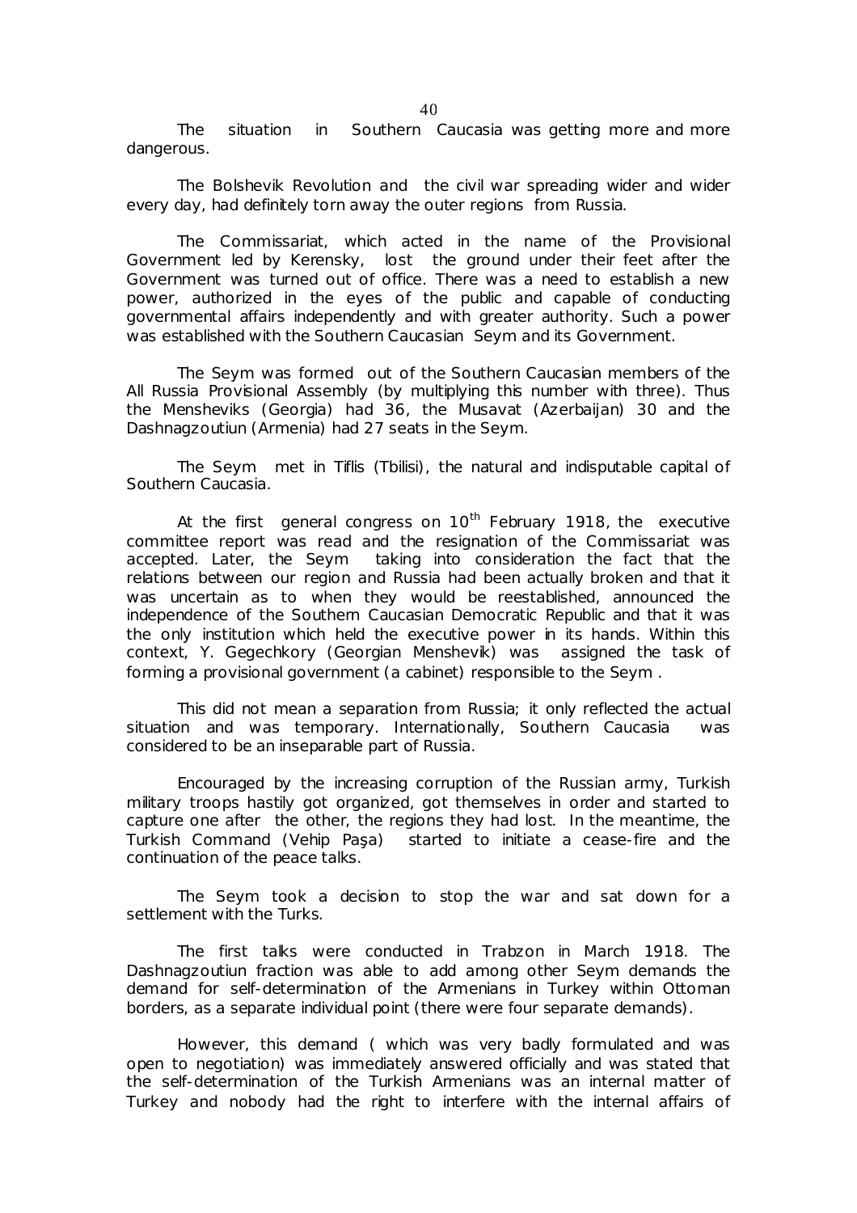The situation in Southern Caucasia was getting more and more dangerous.

The Bolshevik Revolution and the civil war spreading wider and wider every day, had definitely torn away the outer regions from Russia.

The Commissariat, which acted in the name of the Provisional Government led by Kerensky, lost the ground under their feet after the Government was turned out of office. There was a need to establish a new power, authorized in the eyes of the public and capable of conducting governmental affairs independently and with greater authority. Such a power was established with the Southern Caucasian Seym and its Government.

The Seym was formed out of the Southern Caucasian members of the All Russia Provisional Assembly (by multiplying this number with three). Thus the Mensheviks (Georgia) had 36, the Musavat (Azerbaijan) 30 and the Dashnagzoutiun (Armenia) had 27 seats in the Seym.

The Seym met in Tiflis (Tbilisi), the natural and indisputable capital of Southern Caucasia.

At the first general congress on 10th February 1918, the executive committee report was read and the resignation of the Commissariat was accepted. Later, the Seym taking into consideration the fact that the relations between our region and Russia had been actually broken and that it was uncertain as to when they would be reestablished, announced the independence of the Southern Caucasian Democratic Republic and that it was the only institution which held the executive power in its hands. Within this context, Y. Gegechkory (Georgian Menshevik) was assigned the task of forming a provisional government (a cabinet) responsible to the Seym .

This did not mean a separation from Russia; it only reflected the actual situation and was temporary. Internationally, Southern Caucasia was considered to be an inseparable part of Russia.

Encouraged by the increasing corruption of the Russian army, Turkish military troops hastily got organized, got themselves in order and started to capture one after the other, the regions they had lost. In the meantime, the Turkish Command (Vehip Paşa) started to initiate a cease-fire and the continuation of the peace talks.

The Seym took a decision to stop the war and sat down for a settlement with the Turks.

The first talks were conducted in Trabzon in March 1918. The Dashnagzoutiun fraction was able to add among other Seym demands the demand for self-determination of the Armenians in Turkey within Ottoman borders, as a separate individual point (there were four separate demands).

However, this demand ( which was very badly formulated and was open to negotiation) was immediately answered officially and was stated that the self-determination of the Turkish Armenians was an internal matter of Turkey and nobody had the right to interfere with the internal affairs of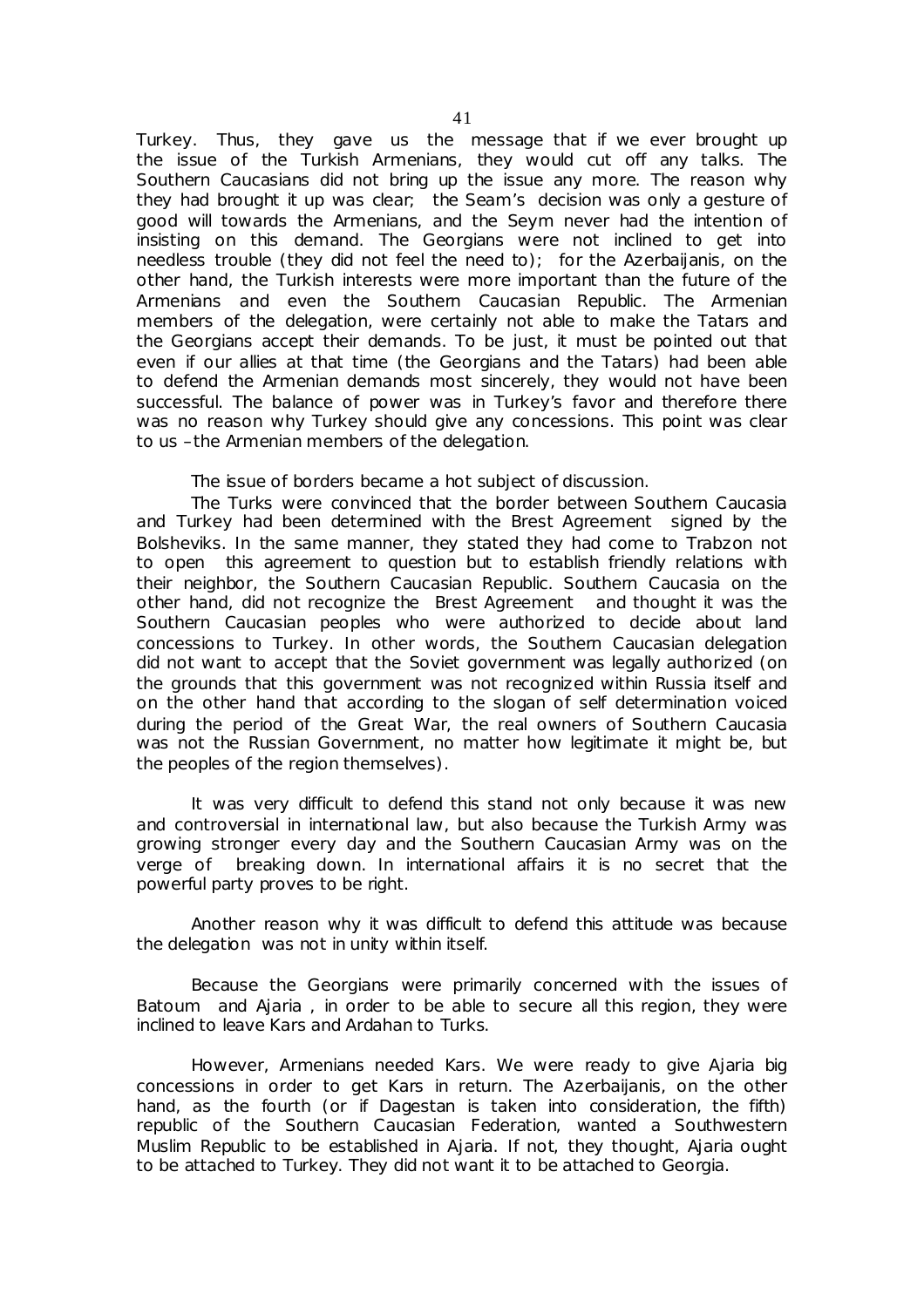Turkey. Thus, they gave us the message that if we ever brought up the issue of the Turkish Armenians, they would cut off any talks. The Southern Caucasians did not bring up the issue any more. The reason why they had brought it up was clear; the Seam's decision was only a gesture of good will towards the Armenians, and the Seym never had the intention of insisting on this demand. The Georgians were not inclined to get into needless trouble (they did not feel the need to); for the Azerbaijanis, on the other hand, the Turkish interests were more important than the future of the Armenians and even the Southern Caucasian Republic. The Armenian members of the delegation, were certainly not able to make the Tatars and the Georgians accept their demands. To be just, it must be pointed out that even if our allies at that time (the Georgians and the Tatars) had been able to defend the Armenian demands most sincerely, they would not have been successful. The balance of power was in Turkey's favor and therefore there was no reason why Turkey should give any concessions. This point was clear to us –the Armenian members of the delegation.

The issue of borders became a hot subject of discussion.

The Turks were convinced that the border between Southern Caucasia and Turkey had been determined with the Brest Agreement signed by the Bolsheviks. In the same manner, they stated they had come to Trabzon not to open this agreement to question but to establish friendly relations with their neighbor, the Southern Caucasian Republic. Southern Caucasia on the other hand, did not recognize the Brest Agreement and thought it was the Southern Caucasian peoples who were authorized to decide about land concessions to Turkey. In other words, the Southern Caucasian delegation did not want to accept that the Soviet government was legally authorized (on the grounds that this government was not recognized within Russia itself and on the other hand that according to the slogan of self determination voiced during the period of the Great War, the real owners of Southern Caucasia was not the Russian Government, no matter how legitimate it might be, but the peoples of the region themselves).

It was very difficult to defend this stand not only because it was new and controversial in international law, but also because the Turkish Army was growing stronger every day and the Southern Caucasian Army was on the verge of breaking down. In international affairs it is no secret that the powerful party proves to be right.

Another reason why it was difficult to defend this attitude was because the delegation was not in unity within itself.

Because the Georgians were primarily concerned with the issues of Batoum and Ajaria , in order to be able to secure all this region, they were inclined to leave Kars and Ardahan to Turks.

However, Armenians needed Kars. We were ready to give Ajaria big concessions in order to get Kars in return. The Azerbaijanis, on the other hand, as the fourth (or if Dagestan is taken into consideration, the fifth) republic of the Southern Caucasian Federation, wanted a Southwestern Muslim Republic to be established in Ajaria. If not, they thought, Ajaria ought to be attached to Turkey. They did not want it to be attached to Georgia.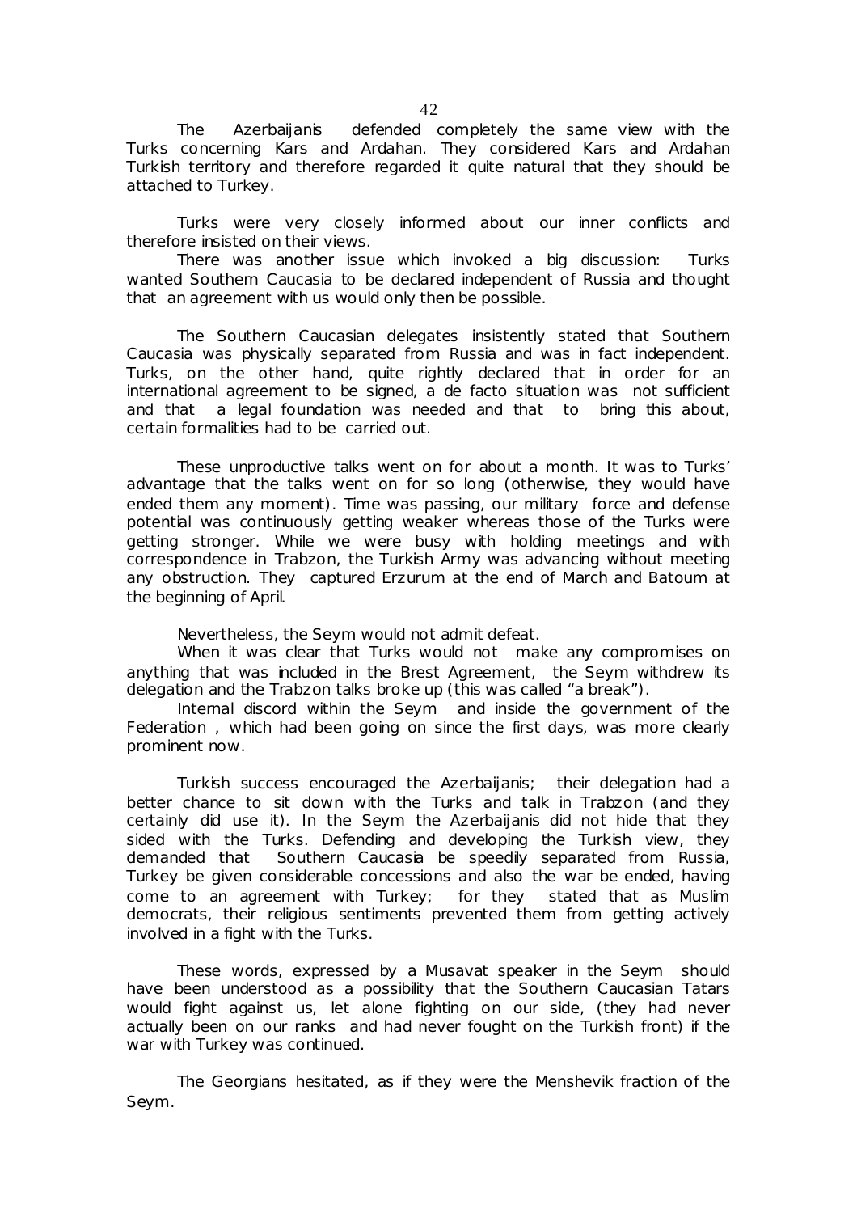The Azerbaijanis defended completely the same view with the Turks concerning Kars and Ardahan. They considered Kars and Ardahan Turkish territory and therefore regarded it quite natural that they should be attached to Turkey.

Turks were very closely informed about our inner conflicts and therefore insisted on their views.

There was another issue which invoked a big discussion: Turks wanted Southern Caucasia to be declared independent of Russia and thought that an agreement with us would only then be possible.

The Southern Caucasian delegates insistently stated that Southern Caucasia was physically separated from Russia and was in fact independent. Turks, on the other hand, quite rightly declared that in order for an international agreement to be signed, a de facto situation was not sufficient and that a legal foundation was needed and that to bring this about, certain formalities had to be carried out.

These unproductive talks went on for about a month. It was to Turks' advantage that the talks went on for so long (otherwise, they would have ended them any moment). Time was passing, our military force and defense potential was continuously getting weaker whereas those of the Turks were getting stronger. While we were busy with holding meetings and with correspondence in Trabzon, the Turkish Army was advancing without meeting any obstruction. They captured Erzurum at the end of March and Batoum at the beginning of April.

Nevertheless, the Seym would not admit defeat.

When it was clear that Turks would not make any compromises on anything that was included in the Brest Agreement, the Seym withdrew its delegation and the Trabzon talks broke up (this was called "a break").

Internal discord within the Seym and inside the government of the Federation , which had been going on since the first days, was more clearly prominent now.

Turkish success encouraged the Azerbaijanis; their delegation had a better chance to sit down with the Turks and talk in Trabzon (and they certainly did use it). In the Seym the Azerbaijanis did not hide that they sided with the Turks. Defending and developing the Turkish view, they demanded that Southern Caucasia be speedily separated from Russia, Turkey be given considerable concessions and also the war be ended, having come to an agreement with Turkey; for they stated that as Muslim democrats, their religious sentiments prevented them from getting actively involved in a fight with the Turks.

These words, expressed by a Musavat speaker in the Seym should have been understood as a possibility that the Southern Caucasian Tatars would fight against us, let alone fighting on our side, (they had never actually been on our ranks and had never fought on the Turkish front) if the war with Turkey was continued.

The Georgians hesitated, as if they were the Menshevik fraction of the Seym.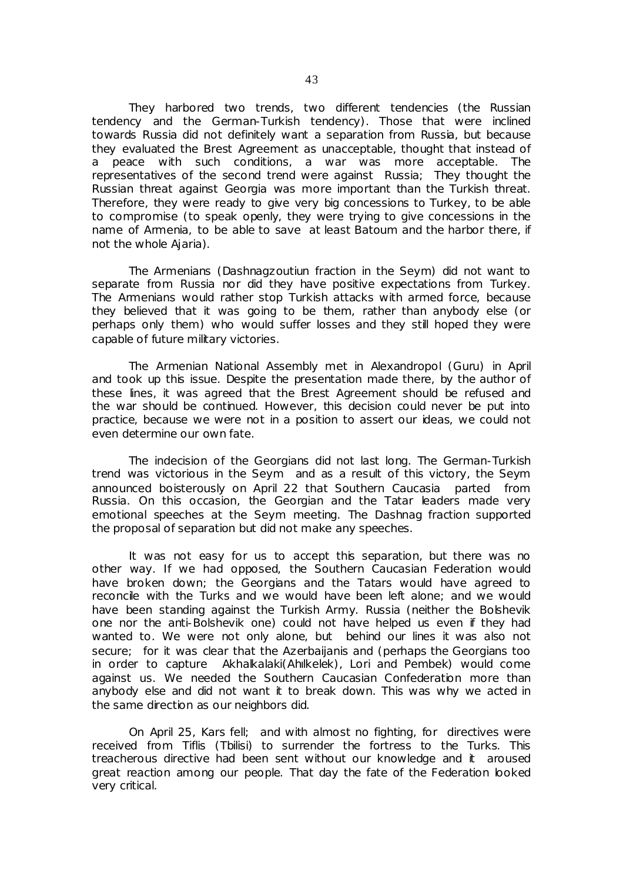They harbored two trends, two different tendencies (the Russian tendency and the German-Turkish tendency). Those that were inclined towards Russia did not definitely want a separation from Russia, but because they evaluated the Brest Agreement as unacceptable, thought that instead of a peace with such conditions, a war was more acceptable. The representatives of the second trend were against Russia; They thought the Russian threat against Georgia was more important than the Turkish threat. Therefore, they were ready to give very big concessions to Turkey, to be able to compromise (to speak openly, they were trying to give concessions in the name of Armenia, to be able to save at least Batoum and the harbor there, if not the whole Ajaria).

The Armenians (Dashnagzoutiun fraction in the Seym) did not want to separate from Russia nor did they have positive expectations from Turkey. The Armenians would rather stop Turkish attacks with armed force, because they believed that it was going to be them, rather than anybody else (or perhaps only them) who would suffer losses and they still hoped they were capable of future military victories.

The Armenian National Assembly met in Alexandropol (Guru) in April and took up this issue. Despite the presentation made there, by the author of these lines, it was agreed that the Brest Agreement should be refused and the war should be continued. However, this decision could never be put into practice, because we were not in a position to assert our ideas, we could not even determine our own fate.

The indecision of the Georgians did not last long. The German-Turkish trend was victorious in the Seym and as a result of this victory, the Seym announced boisterously on April 22 that Southern Caucasia parted from Russia. On this occasion, the Georgian and the Tatar leaders made very emotional speeches at the Seym meeting. The Dashnag fraction supported the proposal of separation but did not make any speeches.

It was not easy for us to accept this separation, but there was no other way. If we had opposed, the Southern Caucasian Federation would have broken down; the Georgians and the Tatars would have agreed to reconcile with the Turks and we would have been left alone; and we would have been standing against the Turkish Army. Russia (neither the Bolshevik one nor the anti-Bolshevik one) could not have helped us even if they had wanted to. We were not only alone, but behind our lines it was also not secure; for it was clear that the Azerbaijanis and (perhaps the Georgians too in order to capture Akhalkalaki(Ahılkelek), Lori and Pembek) would come against us. We needed the Southern Caucasian Confederation more than anybody else and did not want it to break down. This was why we acted in the same direction as our neighbors did.

On April 25, Kars fell; and with almost no fighting, for directives were received from Tiflis (Tbilisi) to surrender the fortress to the Turks. This treacherous directive had been sent without our knowledge and it aroused great reaction among our people. That day the fate of the Federation looked very critical.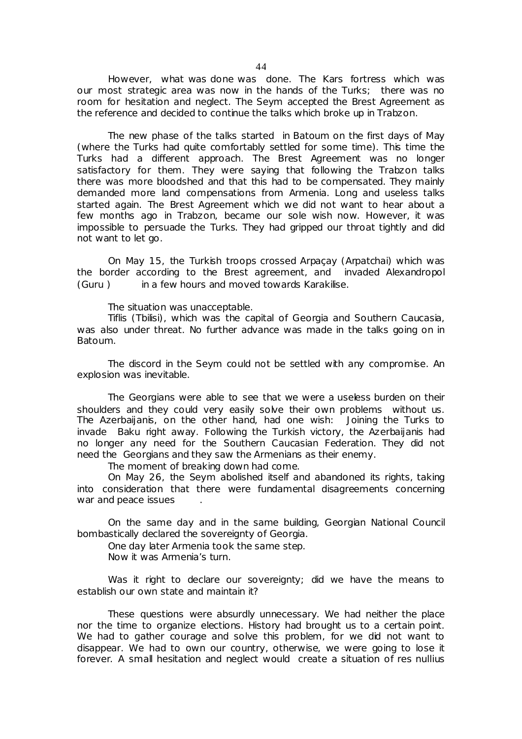However, what was done was done. The Kars fortress which was our most strategic area was now in the hands of the Turks; there was no room for hesitation and neglect. The Seym accepted the Brest Agreement as the reference and decided to continue the talks which broke up in Trabzon.

The new phase of the talks started in Batoum on the first days of May (where the Turks had quite comfortably settled for some time). This time the Turks had a different approach. The Brest Agreement was no longer satisfactory for them. They were saying that following the Trabzon talks there was more bloodshed and that this had to be compensated. They mainly demanded more land compensations from Armenia. Long and useless talks started again. The Brest Agreement which we did not want to hear about a few months ago in Trabzon, became our sole wish now. However, it was impossible to persuade the Turks. They had gripped our throat tightly and did not want to let go.

On May 15, the Turkish troops crossed Arpaçay (Arpatchai) which was the border according to the Brest agreement, and invaded Alexandropol (Guru ) in a few hours and moved towards Karakilise.

The situation was unacceptable.

Tiflis (Tbilisi), which was the capital of Georgia and Southern Caucasia, was also under threat. No further advance was made in the talks going on in Batoum.

The discord in the Seym could not be settled with any compromise. An explosion was inevitable.

The Georgians were able to see that we were a useless burden on their shoulders and they could very easily solve their own problems without us. The Azerbaijanis, on the other hand, had one wish: Joining the Turks to invade Baku right away. Following the Turkish victory, the Azerbaijanis had no longer any need for the Southern Caucasian Federation. They did not need the Georgians and they saw the Armenians as their enemy.

The moment of breaking down had come.

On May 26, the Seym abolished itself and abandoned its rights, taking into consideration that there were fundamental disagreements concerning war and peace issues .

On the same day and in the same building, Georgian National Council bombastically declared the sovereignty of Georgia.

One day later Armenia took the same step.

Now it was Armenia's turn.

Was it right to declare our sovereignty; did we have the means to establish our own state and maintain it?

These questions were absurdly unnecessary. We had neither the place nor the time to organize elections. History had brought us to a certain point. We had to gather courage and solve this problem, for we did not want to disappear. We had to own our country, otherwise, we were going to lose it forever. A small hesitation and neglect would create a situation of res nullius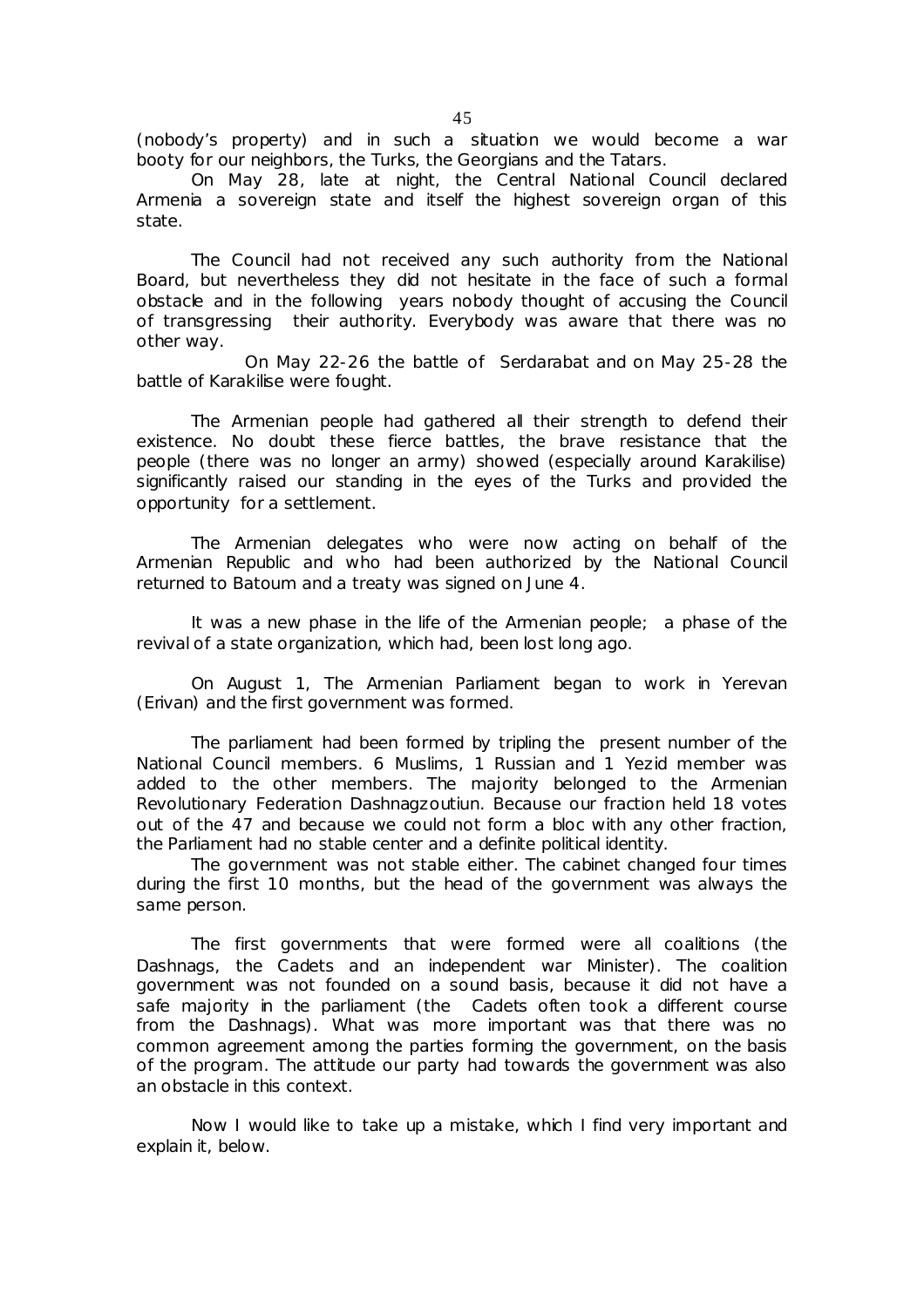(nobody's property) and in such a situation we would become a war booty for our neighbors, the Turks, the Georgians and the Tatars.

On May 28, late at night, the Central National Council declared Armenia a sovereign state and itself the highest sovereign organ of this state.

The Council had not received any such authority from the National Board, but nevertheless they did not hesitate in the face of such a formal obstacle and in the following years nobody thought of accusing the Council of transgressing their authority. Everybody was aware that there was no other way.

On May 22-26 the battle of Serdarabat and on May 25-28 the battle of Karakilise were fought.

The Armenian people had gathered all their strength to defend their existence. No doubt these fierce battles, the brave resistance that the people (there was no longer an army) showed (especially around Karakilise) significantly raised our standing in the eyes of the Turks and provided the opportunity for a settlement.

The Armenian delegates who were now acting on behalf of the Armenian Republic and who had been authorized by the National Council returned to Batoum and a treaty was signed on June 4.

It was a new phase in the life of the Armenian people; a phase of the revival of a state organization, which had, been lost long ago.

On August 1, The Armenian Parliament began to work in Yerevan (Erivan) and the first government was formed.

The parliament had been formed by tripling the present number of the National Council members. 6 Muslims, 1 Russian and 1 Yezid member was added to the other members. The majority belonged to the Armenian Revolutionary Federation Dashnagzoutiun. Because our fraction held 18 votes out of the 47 and because we could not form a bloc with any other fraction, the Parliament had no stable center and a definite political identity.

The government was not stable either. The cabinet changed four times during the first 10 months, but the head of the government was always the same person.

The first governments that were formed were all coalitions (the Dashnags, the Cadets and an independent war Minister). The coalition government was not founded on a sound basis, because it did not have a safe majority in the parliament (the Cadets often took a different course from the Dashnags). What was more important was that there was no common agreement among the parties forming the government, on the basis of the program. The attitude our party had towards the government was also an obstacle in this context.

Now I would like to take up a mistake, which I find very important and explain it, below.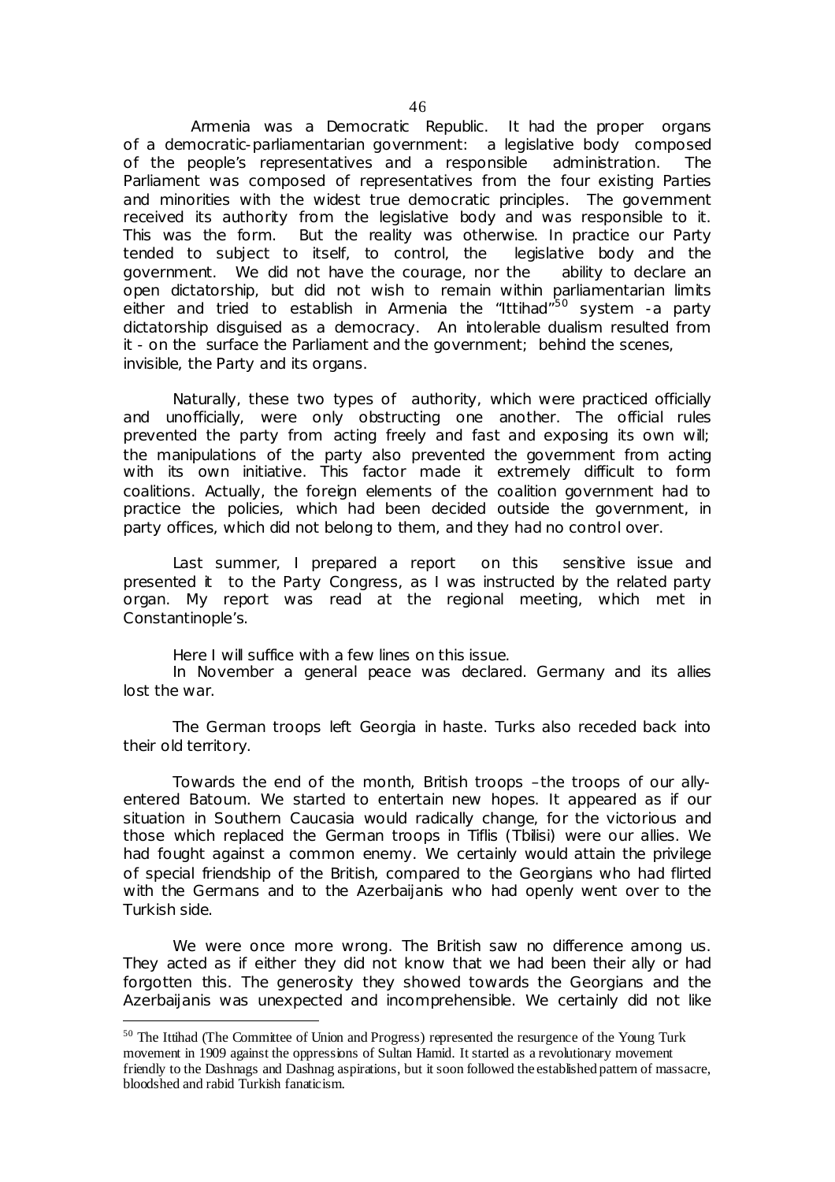Armenia was a Democratic Republic. It had the proper organs of a democratic-parliamentarian government: a legislative body composed of the people's representatives and a responsible administration. The Parliament was composed of representatives from the four existing Parties and minorities with the widest true democratic principles. The government received its authority from the legislative body and was responsible to it. This was the form. But the reality was otherwise. In practice our Party tended to subject to itself, to control, the legislative body and the government. We did not have the courage, nor the ability to declare an open dictatorship, but did not wish to remain within parliamentarian limits either and tried to establish in Armenia the "Ittihad"[50] system -a party dictatorship disguised as a democracy. An intolerable dualism resulted from it - on the surface the Parliament and the government; behind the scenes, invisible, the Party and its organs.

Naturally, these two types of authority, which were practiced officially and unofficially, were only obstructing one another. The official rules prevented the party from acting freely and fast and exposing its own will; the manipulations of the party also prevented the government from acting with its own initiative. This factor made it extremely difficult to form coalitions. Actually, the foreign elements of the coalition government had to practice the policies, which had been decided outside the government, in party offices, which did not belong to them, and they had no control over.

Last summer, I prepared a report on this sensitive issue and presented it to the Party Congress, as I was instructed by the related party organ. My report was read at the regional meeting, which met in Constantinople's.

Here I will suffice with a few lines on this issue.

In November a general peace was declared. Germany and its allies lost the war.

The German troops left Georgia in haste. Turks also receded back into their old territory.

Towards the end of the month, British troops –the troops of our ally-entered Batoum. We started to entertain new hopes. It appeared as if our situation in Southern Caucasia would radically change, for the victorious and those which replaced the German troops in Tiflis (Tbilisi) were our allies. We had fought against a common enemy. We certainly would attain the privilege of special friendship of the British, compared to the Georgians who had flirted with the Germans and to the Azerbaijanis who had openly went over to the Turkish side.

We were once more wrong. The British saw no difference among us. They acted as if either they did not know that we had been their ally or had forgotten this. The generosity they showed towards the Georgians and the Azerbaijanis was unexpected and incomprehensible. We certainly did not like

---

[50] The Ittihad (The Committee of Union and Progress) represented the resurgence of the Young Turk movement in 1909 against the oppressions of Sultan Hamid. It started as a revolutionary movement friendly to the Dashnags and Dashnag aspirations, but it soon followed the established pattern of massacre, bloodshed and rabid Turkish fanaticism.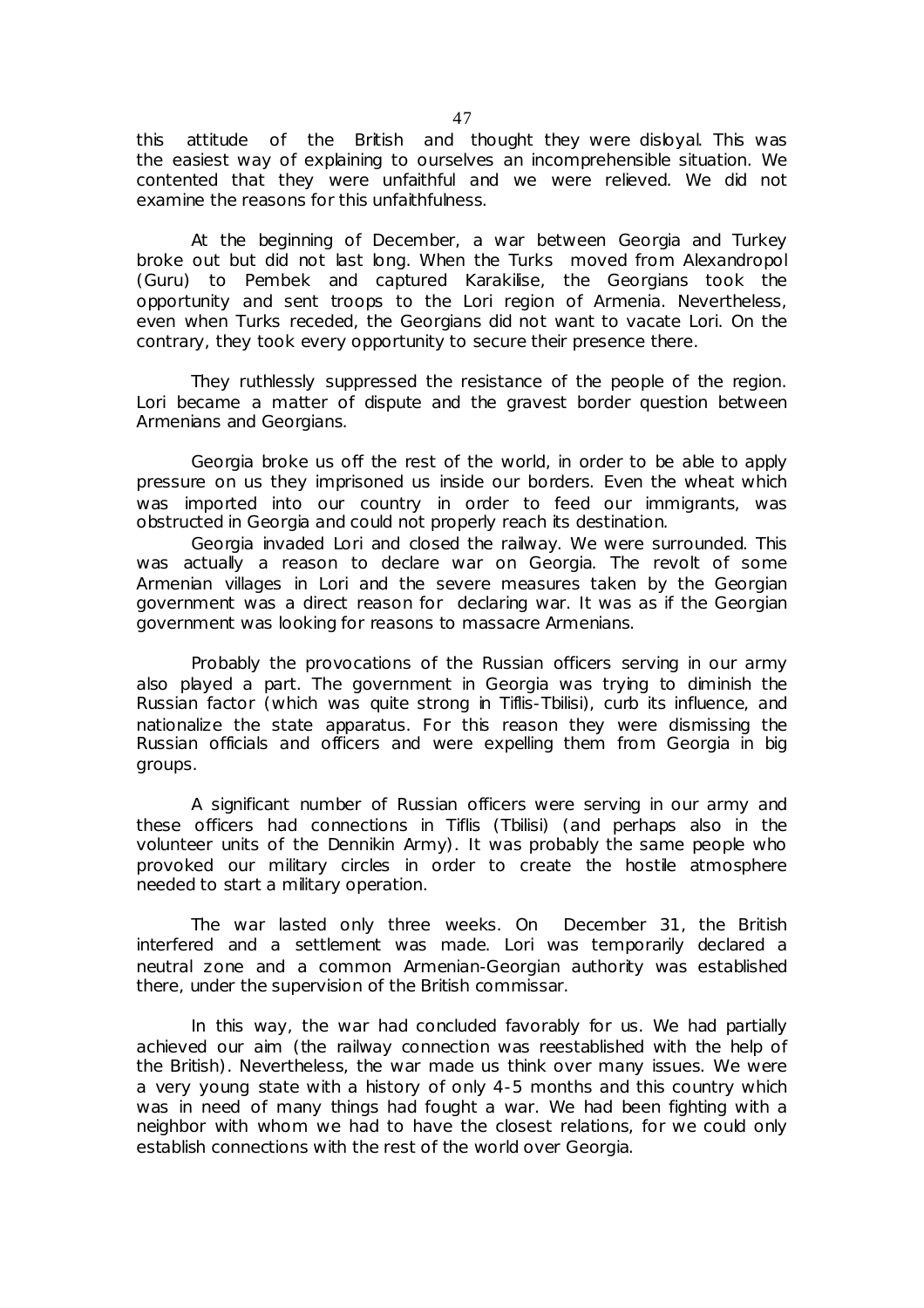this attitude of the British and thought they were disloyal. This was the easiest way of explaining to ourselves an incomprehensible situation. We contented that they were unfaithful and we were relieved. We did not examine the reasons for this unfaithfulness.

At the beginning of December, a war between Georgia and Turkey broke out but did not last long. When the Turks moved from Alexandropol (Guru) to Pembek and captured Karakilise, the Georgians took the opportunity and sent troops to the Lori region of Armenia. Nevertheless, even when Turks receded, the Georgians did not want to vacate Lori. On the contrary, they took every opportunity to secure their presence there.

They ruthlessly suppressed the resistance of the people of the region. Lori became a matter of dispute and the gravest border question between Armenians and Georgians.

Georgia broke us off the rest of the world, in order to be able to apply pressure on us they imprisoned us inside our borders. Even the wheat which was imported into our country in order to feed our immigrants, was obstructed in Georgia and could not properly reach its destination.

Georgia invaded Lori and closed the railway. We were surrounded. This was actually a reason to declare war on Georgia. The revolt of some Armenian villages in Lori and the severe measures taken by the Georgian government was a direct reason for declaring war. It was as if the Georgian government was looking for reasons to massacre Armenians.

Probably the provocations of the Russian officers serving in our army also played a part. The government in Georgia was trying to diminish the Russian factor (which was quite strong in Tiflis-Tbilisi), curb its influence, and nationalize the state apparatus. For this reason they were dismissing the Russian officials and officers and were expelling them from Georgia in big groups.

A significant number of Russian officers were serving in our army and these officers had connections in Tiflis (Tbilisi) (and perhaps also in the volunteer units of the Dennikin Army). It was probably the same people who provoked our military circles in order to create the hostile atmosphere needed to start a military operation.

The war lasted only three weeks. On December 31, the British interfered and a settlement was made. Lori was temporarily declared a neutral zone and a common Armenian-Georgian authority was established there, under the supervision of the British commissar.

In this way, the war had concluded favorably for us. We had partially achieved our aim (the railway connection was reestablished with the help of the British). Nevertheless, the war made us think over many issues. We were a very young state with a history of only 4-5 months and this country which was in need of many things had fought a war. We had been fighting with a neighbor with whom we had to have the closest relations, for we could only establish connections with the rest of the world over Georgia.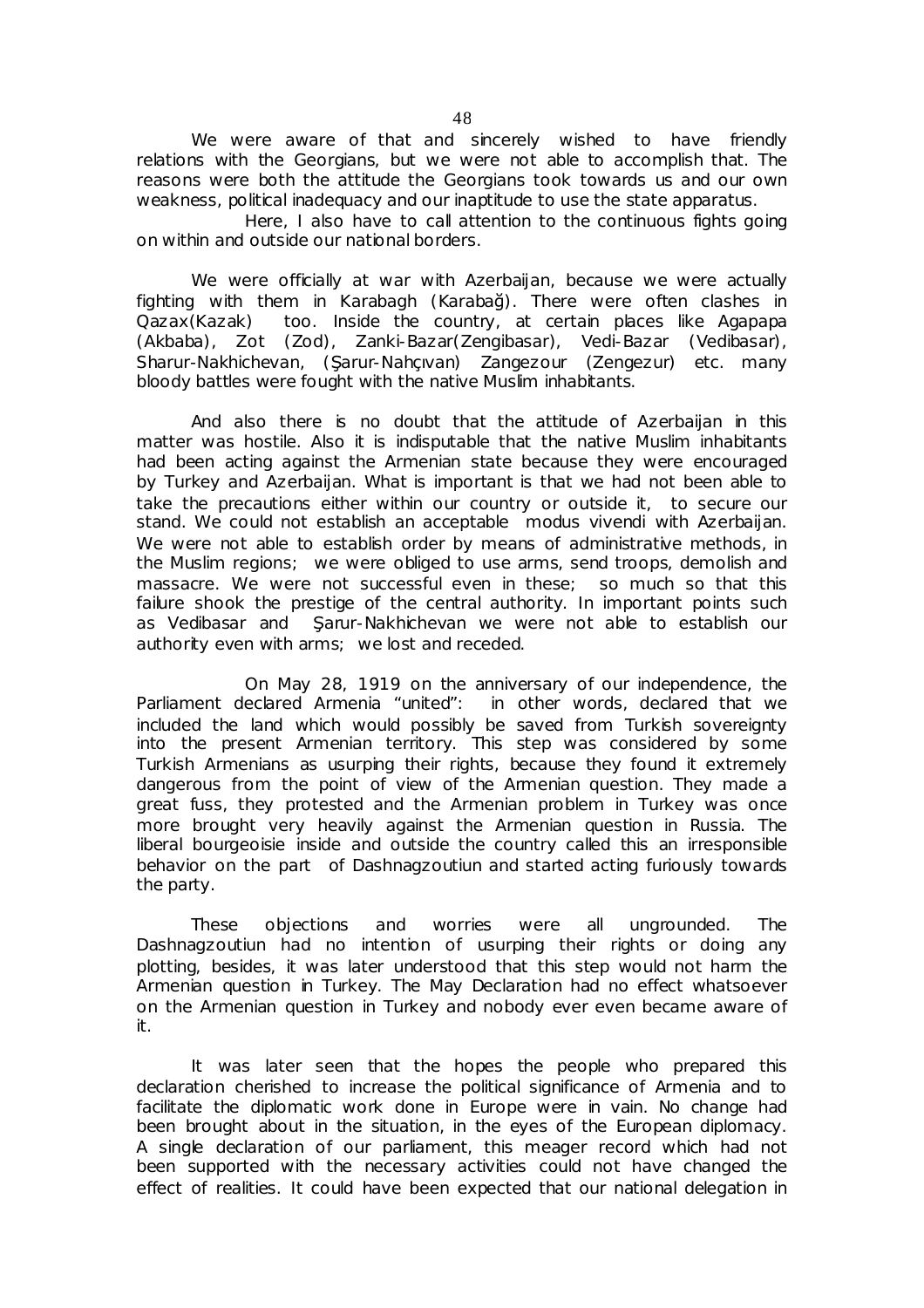We were aware of that and sincerely wished to have friendly relations with the Georgians, but we were not able to accomplish that. The reasons were both the attitude the Georgians took towards us and our own weakness, political inadequacy and our inaptitude to use the state apparatus.

Here, I also have to call attention to the continuous fights going on within and outside our national borders.

We were officially at war with Azerbaijan, because we were actually fighting with them in Karabagh (Karabağ). There were often clashes in Qazax(Kazak) too. Inside the country, at certain places like Agapapa (Akbaba), Zot (Zod), Zanki-Bazar(Zengibasar), Vedi-Bazar (Vedibasar), Sharur-Nakhichevan, (Şarur-Nahçıvan) Zangezour (Zengezur) etc. many bloody battles were fought with the native Muslim inhabitants.

And also there is no doubt that the attitude of Azerbaijan in this matter was hostile. Also it is indisputable that the native Muslim inhabitants had been acting against the Armenian state because they were encouraged by Turkey and Azerbaijan. What is important is that we had not been able to take the precautions either within our country or outside it, to secure our stand. We could not establish an acceptable modus vivendi with Azerbaijan. We were not able to establish order by means of administrative methods, in the Muslim regions; we were obliged to use arms, send troops, demolish and massacre. We were not successful even in these; so much so that this failure shook the prestige of the central authority. In important points such as Vedibasar and Şarur-Nakhichevan we were not able to establish our authority even with arms; we lost and receded.

On May 28, 1919 on the anniversary of our independence, the Parliament declared Armenia "united": in other words, declared that we included the land which would possibly be saved from Turkish sovereignty into the present Armenian territory. This step was considered by some Turkish Armenians as usurping their rights, because they found it extremely dangerous from the point of view of the Armenian question. They made a great fuss, they protested and the Armenian problem in Turkey was once more brought very heavily against the Armenian question in Russia. The liberal bourgeoisie inside and outside the country called this an irresponsible behavior on the part of Dashnagzoutiun and started acting furiously towards the party.

These objections and worries were all ungrounded. The Dashnagzoutiun had no intention of usurping their rights or doing any plotting, besides, it was later understood that this step would not harm the Armenian question in Turkey. The May Declaration had no effect whatsoever on the Armenian question in Turkey and nobody ever even became aware of it.

It was later seen that the hopes the people who prepared this declaration cherished to increase the political significance of Armenia and to facilitate the diplomatic work done in Europe were in vain. No change had been brought about in the situation, in the eyes of the European diplomacy. A single declaration of our parliament, this meager record which had not been supported with the necessary activities could not have changed the effect of realities. It could have been expected that our national delegation in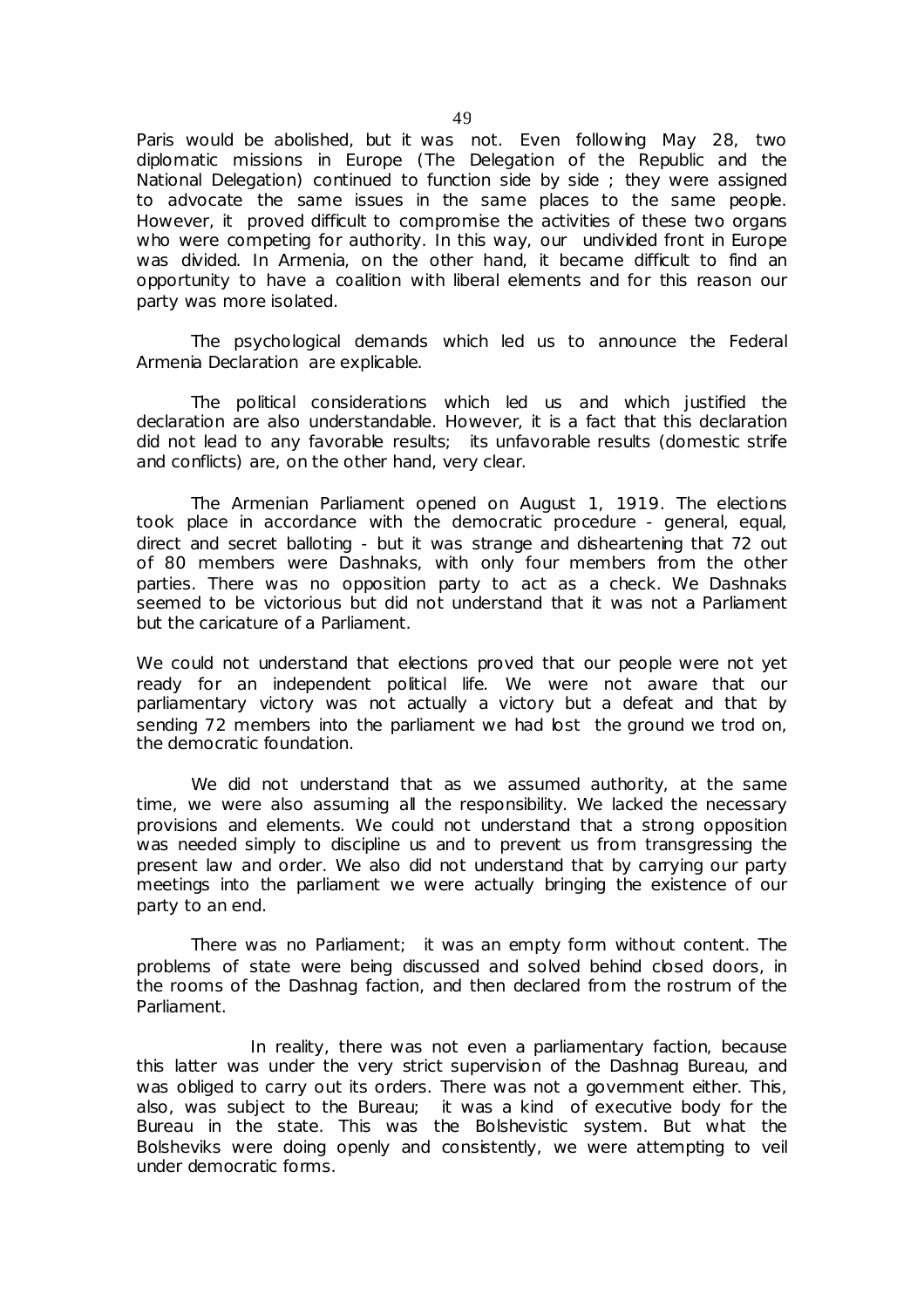Paris would be abolished, but it was not. Even following May 28, two diplomatic missions in Europe (The Delegation of the Republic and the National Delegation) continued to function side by side ; they were assigned to advocate the same issues in the same places to the same people. However, it proved difficult to compromise the activities of these two organs who were competing for authority. In this way, our undivided front in Europe was divided. In Armenia, on the other hand, it became difficult to find an opportunity to have a coalition with liberal elements and for this reason our party was more isolated.

The psychological demands which led us to announce the Federal Armenia Declaration are explicable.

The political considerations which led us and which justified the declaration are also understandable. However, it is a fact that this declaration did not lead to any favorable results; its unfavorable results (domestic strife and conflicts) are, on the other hand, very clear.

The Armenian Parliament opened on August 1, 1919. The elections took place in accordance with the democratic procedure - general, equal, direct and secret balloting - but it was strange and disheartening that 72 out of 80 members were Dashnaks, with only four members from the other parties. There was no opposition party to act as a check. We Dashnaks seemed to be victorious but did not understand that it was not a Parliament but the caricature of a Parliament.

We could not understand that elections proved that our people were not yet ready for an independent political life. We were not aware that our parliamentary victory was not actually a victory but a defeat and that by sending 72 members into the parliament we had lost the ground we trod on, the democratic foundation.

We did not understand that as we assumed authority, at the same time, we were also assuming all the responsibility. We lacked the necessary provisions and elements. We could not understand that a strong opposition was needed simply to discipline us and to prevent us from transgressing the present law and order. We also did not understand that by carrying our party meetings into the parliament we were actually bringing the existence of our party to an end.

There was no Parliament; it was an empty form without content. The problems of state were being discussed and solved behind closed doors, in the rooms of the Dashnag faction, and then declared from the rostrum of the Parliament.

In reality, there was not even a parliamentary faction, because this latter was under the very strict supervision of the Dashnag Bureau, and was obliged to carry out its orders. There was not a government either. This, also, was subject to the Bureau; it was a kind of executive body for the Bureau in the state. This was the Bolshevistic system. But what the Bolsheviks were doing openly and consistently, we were attempting to veil under democratic forms.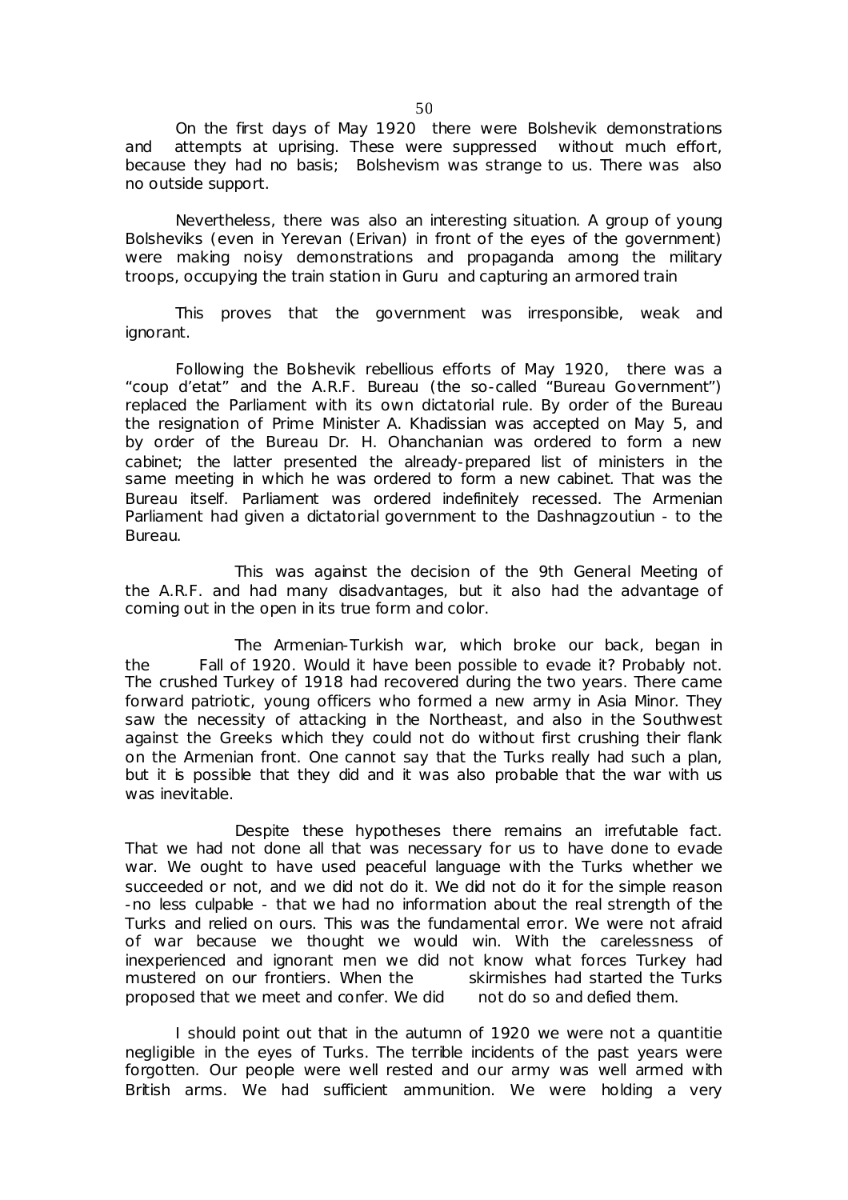On the first days of May 1920 there were Bolshevik demonstrations and attempts at uprising. These were suppressed without much effort, because they had no basis; Bolshevism was strange to us. There was also no outside support.

Nevertheless, there was also an interesting situation. A group of young Bolsheviks (even in Yerevan (Erivan) in front of the eyes of the government) were making noisy demonstrations and propaganda among the military troops, occupying the train station in Guru and capturing an armored train

This proves that the government was irresponsible, weak and ignorant.

Following the Bolshevik rebellious efforts of May 1920, there was a "coup d'etat" and the A.R.F. Bureau (the so-called "Bureau Government") replaced the Parliament with its own dictatorial rule. By order of the Bureau the resignation of Prime Minister A. Khadissian was accepted on May 5, and by order of the Bureau Dr. H. Ohanchanian was ordered to form a new cabinet; the latter presented the already-prepared list of ministers in the same meeting in which he was ordered to form a new cabinet. That was the Bureau itself. Parliament was ordered indefinitely recessed. The Armenian Parliament had given a dictatorial government to the Dashnagzoutiun - to the Bureau.

This was against the decision of the 9th General Meeting of the A.R.F. and had many disadvantages, but it also had the advantage of coming out in the open in its true form and color.

The Armenian-Turkish war, which broke our back, began in the Fall of 1920. Would it have been possible to evade it? Probably not. The crushed Turkey of 1918 had recovered during the two years. There came forward patriotic, young officers who formed a new army in Asia Minor. They saw the necessity of attacking in the Northeast, and also in the Southwest against the Greeks which they could not do without first crushing their flank on the Armenian front. One cannot say that the Turks really had such a plan, but it is possible that they did and it was also probable that the war with us was inevitable.

Despite these hypotheses there remains an irrefutable fact. That we had not done all that was necessary for us to have done to evade war. We ought to have used peaceful language with the Turks whether we succeeded or not, and we did not do it. We did not do it for the simple reason -no less culpable - that we had no information about the real strength of the Turks and relied on ours. This was the fundamental error. We were not afraid of war because we thought we would win. With the carelessness of inexperienced and ignorant men we did not know what forces Turkey had mustered on our frontiers. When the skirmishes had started the Turks proposed that we meet and confer. We did not do so and defied them.

I should point out that in the autumn of 1920 we were not a quantitie negligible in the eyes of Turks. The terrible incidents of the past years were forgotten. Our people were well rested and our army was well armed with British arms. We had sufficient ammunition. We were holding a very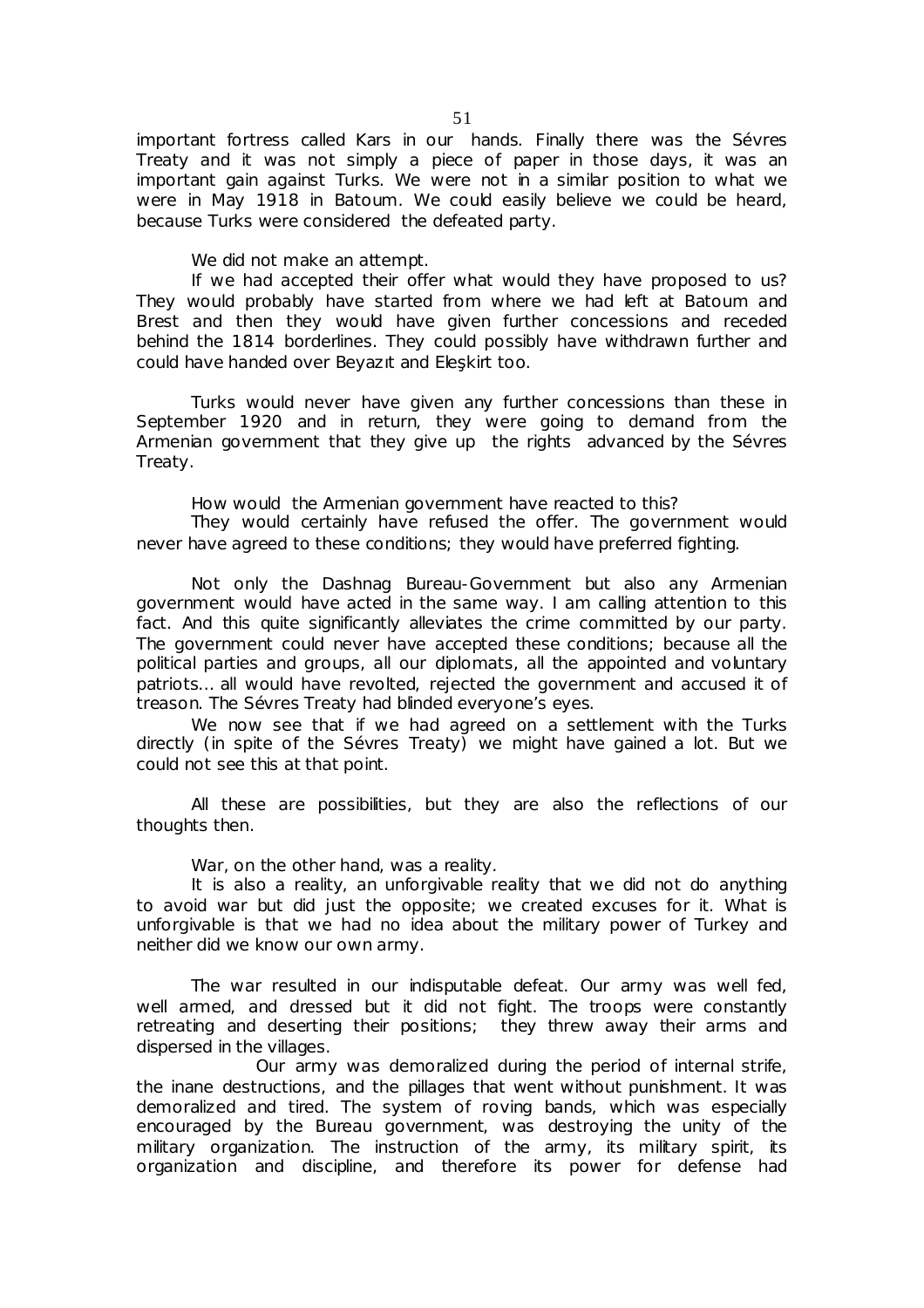important fortress called Kars in our hands. Finally there was the Sévres Treaty and it was not simply a piece of paper in those days, it was an important gain against Turks. We were not in a similar position to what we were in May 1918 in Batoum. We could easily believe we could be heard, because Turks were considered the defeated party.

We did not make an attempt.

If we had accepted their offer what would they have proposed to us? They would probably have started from where we had left at Batoum and Brest and then they would have given further concessions and receded behind the 1814 borderlines. They could possibly have withdrawn further and could have handed over Beyazıt and Eleşkirt too.

Turks would never have given any further concessions than these in September 1920 and in return, they were going to demand from the Armenian government that they give up the rights advanced by the Sévres Treaty.

How would the Armenian government have reacted to this?

They would certainly have refused the offer. The government would never have agreed to these conditions; they would have preferred fighting.

Not only the Dashnag Bureau-Government but also any Armenian government would have acted in the same way. I am calling attention to this fact. And this quite significantly alleviates the crime committed by our party. The government could never have accepted these conditions; because all the political parties and groups, all our diplomats, all the appointed and voluntary patriots… all would have revolted, rejected the government and accused it of treason. The Sévres Treaty had blinded everyone's eyes.

We now see that if we had agreed on a settlement with the Turks directly (in spite of the Sévres Treaty) we might have gained a lot. But we could not see this at that point.

All these are possibilities, but they are also the reflections of our thoughts then.

War, on the other hand, was a reality.

It is also a reality, an unforgivable reality that we did not do anything to avoid war but did just the opposite; we created excuses for it. What is unforgivable is that we had no idea about the military power of Turkey and neither did we know our own army.

The war resulted in our indisputable defeat. Our army was well fed, well armed, and dressed but it did not fight. The troops were constantly retreating and deserting their positions; they threw away their arms and dispersed in the villages.

Our army was demoralized during the period of internal strife, the inane destructions, and the pillages that went without punishment. It was demoralized and tired. The system of roving bands, which was especially encouraged by the Bureau government, was destroying the unity of the military organization. The instruction of the army, its military spirit, its organization and discipline, and therefore its power for defense had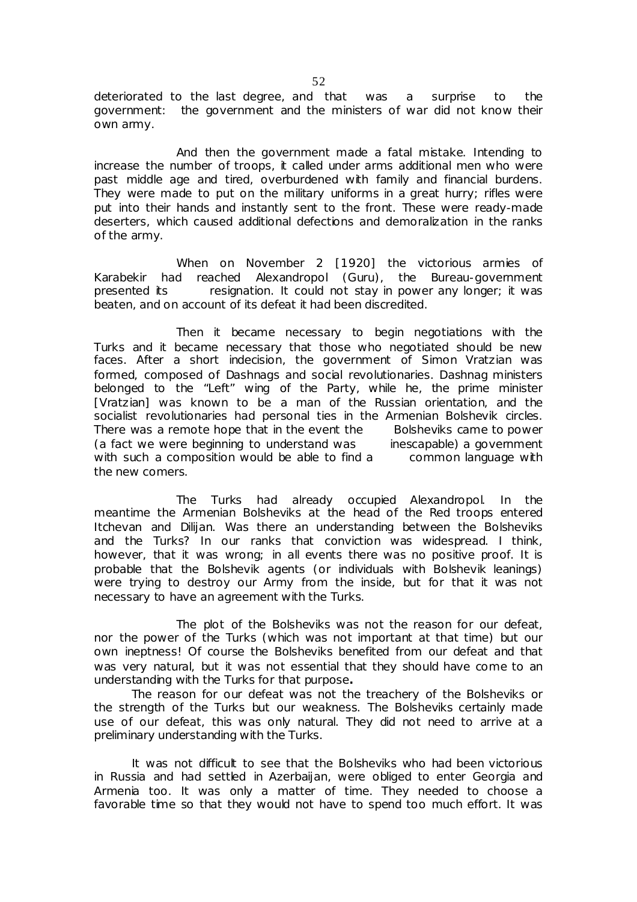deteriorated to the last degree, and that was a surprise to the government: the government and the ministers of war did not know their own army.

And then the government made a fatal mistake. Intending to increase the number of troops, it called under arms additional men who were past middle age and tired, overburdened with family and financial burdens. They were made to put on the military uniforms in a great hurry; rifles were put into their hands and instantly sent to the front. These were ready-made deserters, which caused additional defections and demoralization in the ranks of the army.

When on November 2 [1920] the victorious armies of Karabekir had reached Alexandropol (Guru), the Bureau-government presented its resignation. It could not stay in power any longer; it was beaten, and on account of its defeat it had been discredited.

Then it became necessary to begin negotiations with the Turks and it became necessary that those who negotiated should be new faces. After a short indecision, the government of Simon Vratzian was formed, composed of Dashnags and social revolutionaries. Dashnag ministers belonged to the "Left" wing of the Party, while he, the prime minister [Vratzian] was known to be a man of the Russian orientation, and the socialist revolutionaries had personal ties in the Armenian Bolshevik circles. There was a remote hope that in the event the Bolsheviks came to power (a fact we were beginning to understand was inescapable) a government with such a composition would be able to find a common language with the new comers.

The Turks had already occupied Alexandropol. In the meantime the Armenian Bolsheviks at the head of the Red troops entered Itchevan and Dilijan. Was there an understanding between the Bolsheviks and the Turks? In our ranks that conviction was widespread. I think, however, that it was wrong; in all events there was no positive proof. It is probable that the Bolshevik agents (or individuals with Bolshevik leanings) were trying to destroy our Army from the inside, but for that it was not necessary to have an agreement with the Turks.

The plot of the Bolsheviks was not the reason for our defeat, nor the power of the Turks (which was not important at that time) but our own ineptness! Of course the Bolsheviks benefited from our defeat and that was very natural, but it was not essential that they should have come to an understanding with the Turks for that purpose**.**

The reason for our defeat was not the treachery of the Bolsheviks or the strength of the Turks but our weakness. The Bolsheviks certainly made use of our defeat, this was only natural. They did not need to arrive at a preliminary understanding with the Turks.

It was not difficult to see that the Bolsheviks who had been victorious in Russia and had settled in Azerbaijan, were obliged to enter Georgia and Armenia too. It was only a matter of time. They needed to choose a favorable time so that they would not have to spend too much effort. It was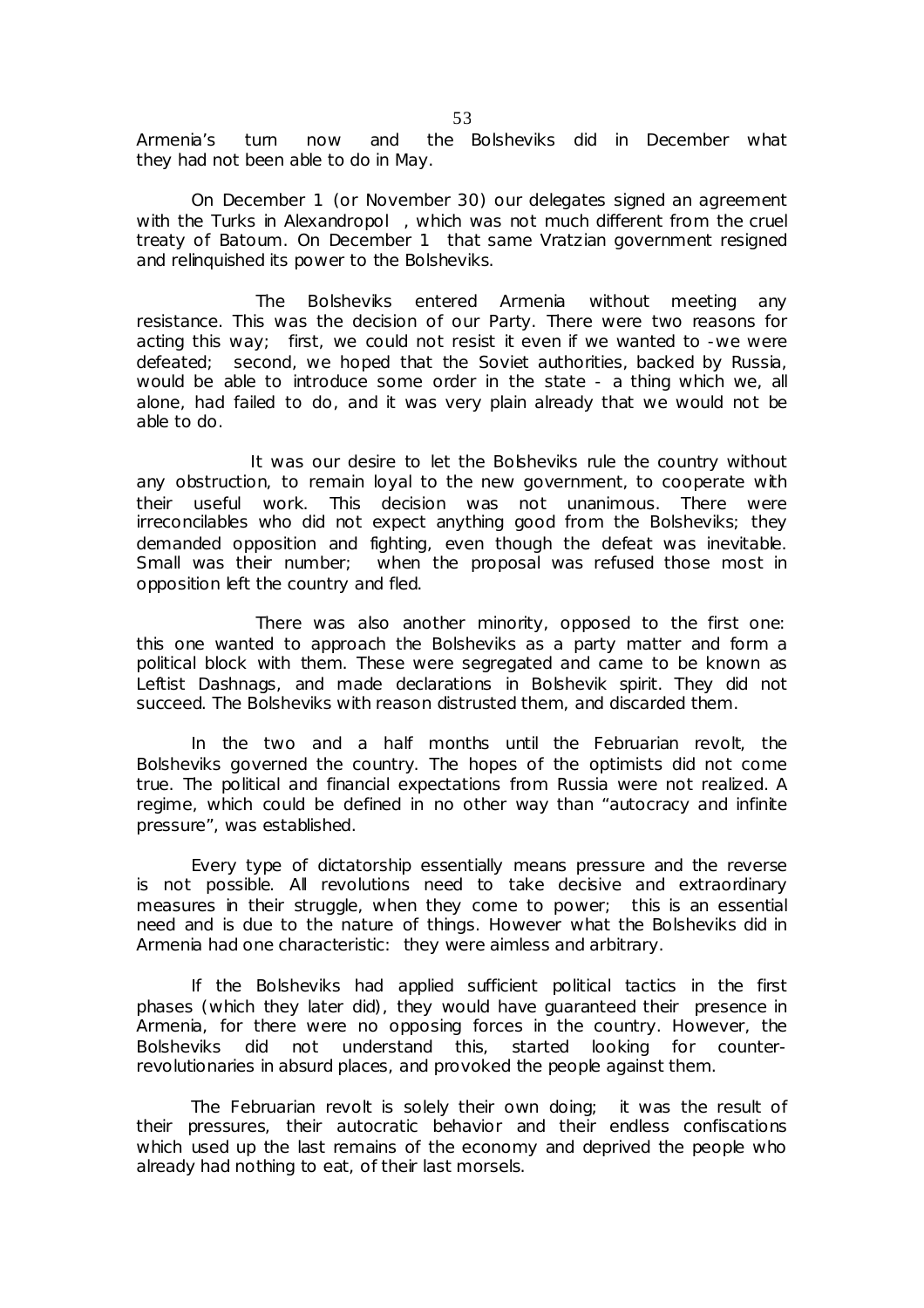Armenia's turn now and the Bolsheviks did in December what they had not been able to do in May.

On December 1 (or November 30) our delegates signed an agreement with the Turks in Alexandropol , which was not much different from the cruel treaty of Batoum. On December 1 that same Vratzian government resigned and relinquished its power to the Bolsheviks.

The Bolsheviks entered Armenia without meeting any resistance. This was the decision of our Party. There were two reasons for acting this way; first, we could not resist it even if we wanted to -we were defeated; second, we hoped that the Soviet authorities, backed by Russia, would be able to introduce some order in the state - a thing which we, all alone, had failed to do, and it was very plain already that we would not be able to do.

It was our desire to let the Bolsheviks rule the country without any obstruction, to remain loyal to the new government, to cooperate with their useful work. This decision was not unanimous. There were irreconcilables who did not expect anything good from the Bolsheviks; they demanded opposition and fighting, even though the defeat was inevitable. Small was their number; when the proposal was refused those most in opposition left the country and fled.

There was also another minority, opposed to the first one: this one wanted to approach the Bolsheviks as a party matter and form a political block with them. These were segregated and came to be known as Leftist Dashnags, and made declarations in Bolshevik spirit. They did not succeed. The Bolsheviks with reason distrusted them, and discarded them.

In the two and a half months until the Februarian revolt, the Bolsheviks governed the country. The hopes of the optimists did not come true. The political and financial expectations from Russia were not realized. A regime, which could be defined in no other way than "autocracy and infinite pressure", was established.

Every type of dictatorship essentially means pressure and the reverse is not possible. All revolutions need to take decisive and extraordinary measures in their struggle, when they come to power; this is an essential need and is due to the nature of things. However what the Bolsheviks did in Armenia had one characteristic: they were aimless and arbitrary.

If the Bolsheviks had applied sufficient political tactics in the first phases (which they later did), they would have guaranteed their presence in Armenia, for there were no opposing forces in the country. However, the Bolsheviks did not understand this, started looking for counter-revolutionaries in absurd places, and provoked the people against them.

The Februarian revolt is solely their own doing; it was the result of their pressures, their autocratic behavior and their endless confiscations which used up the last remains of the economy and deprived the people who already had nothing to eat, of their last morsels.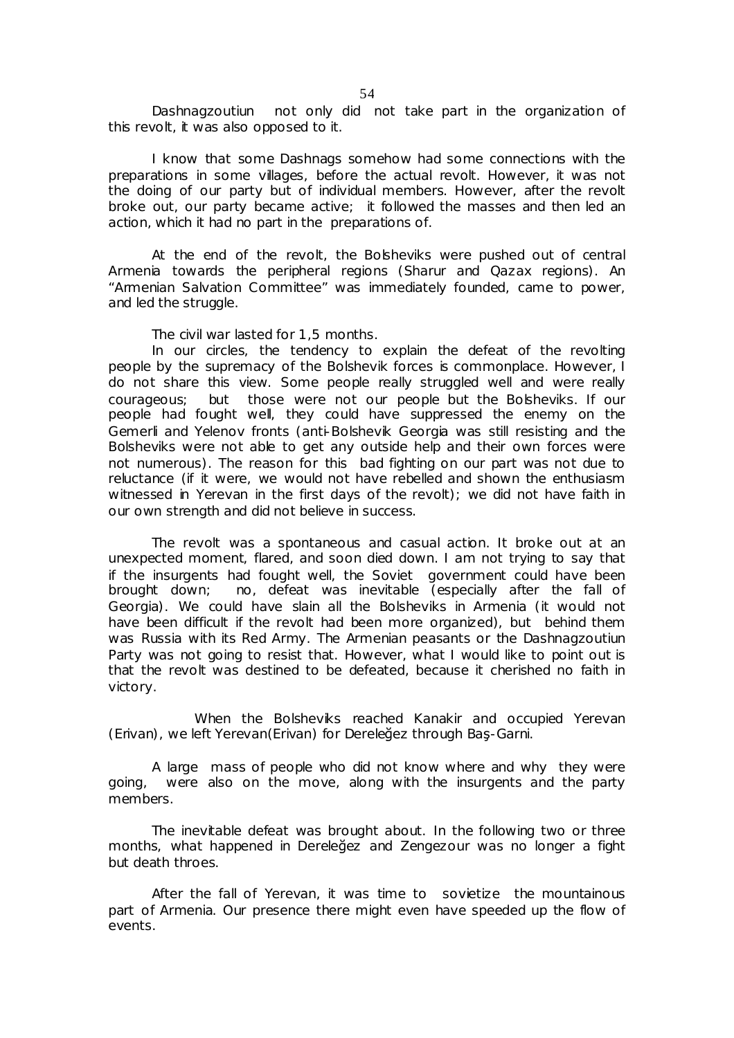Dashnagzoutiun not only did not take part in the organization of this revolt, it was also opposed to it.

I know that some Dashnags somehow had some connections with the preparations in some villages, before the actual revolt. However, it was not the doing of our party but of individual members. However, after the revolt broke out, our party became active; it followed the masses and then led an action, which it had no part in the preparations of.

At the end of the revolt, the Bolsheviks were pushed out of central Armenia towards the peripheral regions (Sharur and Qazax regions). An "Armenian Salvation Committee" was immediately founded, came to power, and led the struggle.

The civil war lasted for 1,5 months.

In our circles, the tendency to explain the defeat of the revolting people by the supremacy of the Bolshevik forces is commonplace. However, I do not share this view. Some people really struggled well and were really courageous; but those were not our people but the Bolsheviks. If our people had fought well, they could have suppressed the enemy on the Gemerli and Yelenov fronts (anti-Bolshevik Georgia was still resisting and the Bolsheviks were not able to get any outside help and their own forces were not numerous). The reason for this bad fighting on our part was not due to reluctance (if it were, we would not have rebelled and shown the enthusiasm witnessed in Yerevan in the first days of the revolt); we did not have faith in our own strength and did not believe in success.

The revolt was a spontaneous and casual action. It broke out at an unexpected moment, flared, and soon died down. I am not trying to say that if the insurgents had fought well, the Soviet government could have been brought down; no, defeat was inevitable (especially after the fall of Georgia). We could have slain all the Bolsheviks in Armenia (it would not have been difficult if the revolt had been more organized), but behind them was Russia with its Red Army. The Armenian peasants or the Dashnagzoutiun Party was not going to resist that. However, what I would like to point out is that the revolt was destined to be defeated, because it cherished no faith in victory.

When the Bolsheviks reached Kanakir and occupied Yerevan (Erivan), we left Yerevan(Erivan) for Dereleğez through Baş-Garni.

A large mass of people who did not know where and why they were going, were also on the move, along with the insurgents and the party members.

The inevitable defeat was brought about. In the following two or three months, what happened in Dereleğez and Zengezour was no longer a fight but death throes.

After the fall of Yerevan, it was time to sovietize the mountainous part of Armenia. Our presence there might even have speeded up the flow of events.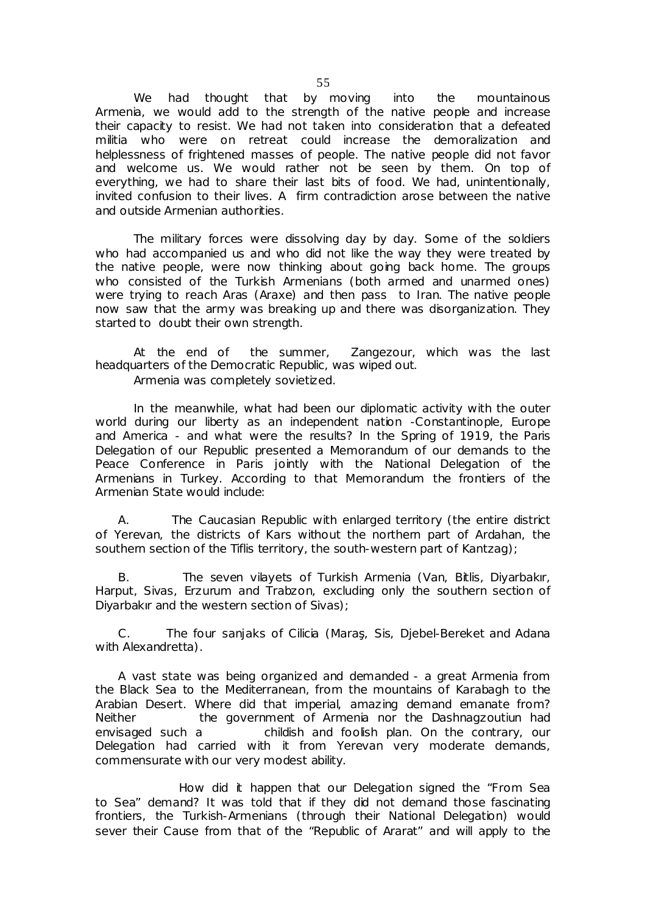We had thought that by moving into the mountainous Armenia, we would add to the strength of the native people and increase their capacity to resist. We had not taken into consideration that a defeated militia who were on retreat could increase the demoralization and helplessness of frightened masses of people. The native people did not favor and welcome us. We would rather not be seen by them. On top of everything, we had to share their last bits of food. We had, unintentionally, invited confusion to their lives. A firm contradiction arose between the native and outside Armenian authorities.

The military forces were dissolving day by day. Some of the soldiers who had accompanied us and who did not like the way they were treated by the native people, were now thinking about going back home. The groups who consisted of the Turkish Armenians (both armed and unarmed ones) were trying to reach Aras (Araxe) and then pass to Iran. The native people now saw that the army was breaking up and there was disorganization. They started to doubt their own strength.

At the end of the summer, Zangezour, which was the last headquarters of the Democratic Republic, was wiped out.

Armenia was completely sovietized.

In the meanwhile, what had been our diplomatic activity with the outer world during our liberty as an independent nation -Constantinople, Europe and America - and what were the results? In the Spring of 1919, the Paris Delegation of our Republic presented a Memorandum of our demands to the Peace Conference in Paris jointly with the National Delegation of the Armenians in Turkey. According to that Memorandum the frontiers of the Armenian State would include:

A. The Caucasian Republic with enlarged territory (the entire district of Yerevan, the districts of Kars without the northern part of Ardahan, the southern section of the Tiflis territory, the south-western part of Kantzag);

B. The seven vilayets of Turkish Armenia (Van, Bitlis, Diyarbakır, Harput, Sivas, Erzurum and Trabzon, excluding only the southern section of Diyarbakır and the western section of Sivas);

C. The four sanjaks of Cilicia (Maraş, Sis, Djebel-Bereket and Adana with Alexandretta).

A vast state was being organized and demanded - a great Armenia from the Black Sea to the Mediterranean, from the mountains of Karabagh to the Arabian Desert. Where did that imperial, amazing demand emanate from? Neither the government of Armenia nor the Dashnagzoutiun had envisaged such a childish and foolish plan. On the contrary, our Delegation had carried with it from Yerevan very moderate demands, commensurate with our very modest ability.

How did it happen that our Delegation signed the "From Sea to Sea" demand? It was told that if they did not demand those fascinating frontiers, the Turkish-Armenians (through their National Delegation) would sever their Cause from that of the "Republic of Ararat" and will apply to the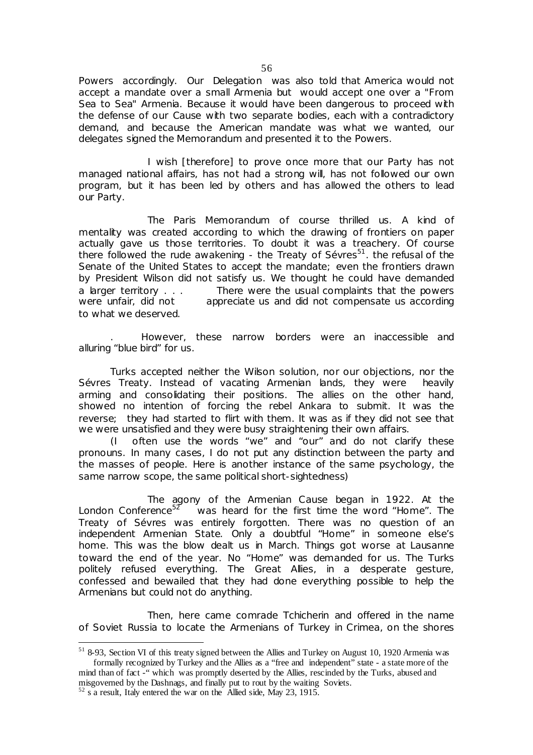Powers accordingly. Our Delegation was also told that America would not accept a mandate over a small Armenia but would accept one over a "From Sea to Sea" Armenia. Because it would have been dangerous to proceed with the defense of our Cause with two separate bodies, each with a contradictory demand, and because the American mandate was what we wanted, our delegates signed the Memorandum and presented it to the Powers.

I wish [therefore] to prove once more that our Party has not managed national affairs, has not had a strong will, has not followed our own program, but it has been led by others and has allowed the others to lead our Party.

The Paris Memorandum of course thrilled us. A kind of mentality was created according to which the drawing of frontiers on paper actually gave us those territories. To doubt it was a treachery. Of course there followed the rude awakening - the Treaty of Sévres[51]. the refusal of the Senate of the United States to accept the mandate; even the frontiers drawn by President Wilson did not satisfy us. We thought he could have demanded a larger territory . . . There were the usual complaints that the powers were unfair, did not appreciate us and did not compensate us according to what we deserved.

. However, these narrow borders were an inaccessible and alluring "blue bird" for us.

Turks accepted neither the Wilson solution, nor our objections, nor the Sévres Treaty. Instead of vacating Armenian lands, they were heavily arming and consolidating their positions. The allies on the other hand, showed no intention of forcing the rebel Ankara to submit. It was the reverse; they had started to flirt with them. It was as if they did not see that we were unsatisfied and they were busy straightening their own affairs.

(I often use the words "we" and "our" and do not clarify these pronouns. In many cases, I do not put any distinction between the party and the masses of people. Here is another instance of the same psychology, the same narrow scope, the same political short-sightedness)

The agony of the Armenian Cause began in 1922. At the London Conference[52] was heard for the first time the word "Home". The Treaty of Sévres was entirely forgotten. There was no question of an independent Armenian State. Only a doubtful "Home" in someone else's home. This was the blow dealt us in March. Things got worse at Lausanne toward the end of the year. No "Home" was demanded for us. The Turks politely refused everything. The Great Allies, in a desperate gesture, confessed and bewailed that they had done everything possible to help the Armenians but could not do anything.

Then, here came comrade Tchicherin and offered in the name of Soviet Russia to locate the Armenians of Turkey in Crimea, on the shores

---

[51] 8-93, Section VI of this treaty signed between the Allies and Turkey on August 10, 1920 Armenia was formally recognized by Turkey and the Allies as a "free and independent" state - a state more of the mind than of fact -" which was promptly deserted by the Allies, rescinded by the Turks, abused and misgoverned by the Dashnags, and finally put to rout by the waiting Soviets.

[52] s a result, Italy entered the war on the Allied side, May 23, 1915.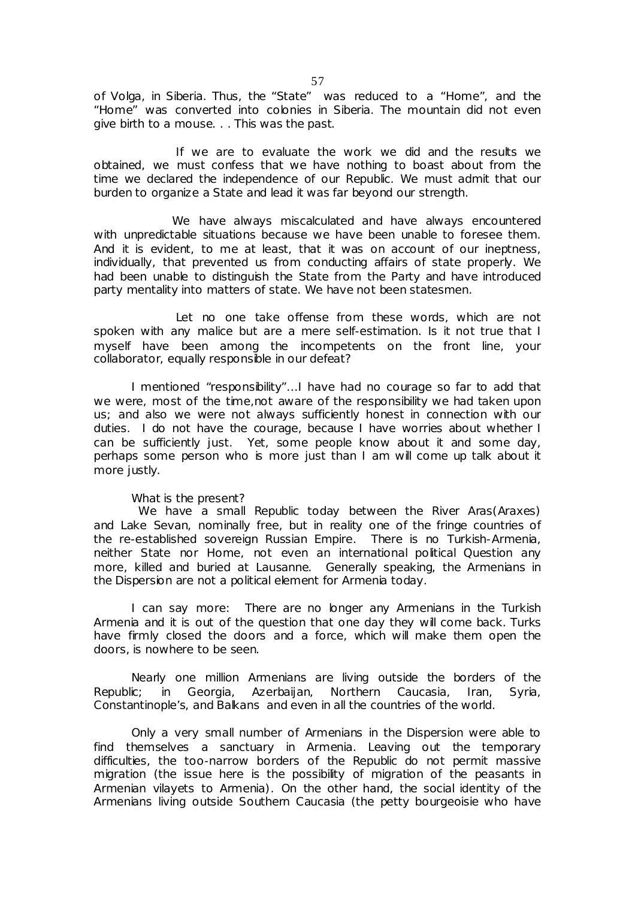of Volga, in Siberia. Thus, the "State" was reduced to a "Home", and the "Home" was converted into colonies in Siberia. The mountain did not even give birth to a mouse. . . This was the past.

If we are to evaluate the work we did and the results we obtained, we must confess that we have nothing to boast about from the time we declared the independence of our Republic. We must admit that our burden to organize a State and lead it was far beyond our strength.

We have always miscalculated and have always encountered with unpredictable situations because we have been unable to foresee them. And it is evident, to me at least, that it was on account of our ineptness, individually, that prevented us from conducting affairs of state properly. We had been unable to distinguish the State from the Party and have introduced party mentality into matters of state. We have not been statesmen.

Let no one take offense from these words, which are not spoken with any malice but are a mere self-estimation. Is it not true that I myself have been among the incompetents on the front line, your collaborator, equally responsible in our defeat?

I mentioned "responsibility"...I have had no courage so far to add that we were, most of the time,not aware of the responsibility we had taken upon us; and also we were not always sufficiently honest in connection with our duties. I do not have the courage, because I have worries about whether I can be sufficiently just. Yet, some people know about it and some day, perhaps some person who is more just than I am will come up talk about it more justly.

What is the present?

We have a small Republic today between the River Aras(Araxes) and Lake Sevan, nominally free, but in reality one of the fringe countries of the re-established sovereign Russian Empire. There is no Turkish-Armenia, neither State nor Home, not even an international political Question any more, killed and buried at Lausanne. Generally speaking, the Armenians in the Dispersion are not a political element for Armenia today.

I can say more: There are no longer any Armenians in the Turkish Armenia and it is out of the question that one day they will come back. Turks have firmly closed the doors and a force, which will make them open the doors, is nowhere to be seen.

Nearly one million Armenians are living outside the borders of the Republic; in Georgia, Azerbaijan, Northern Caucasia, Iran, Syria, Constantinople's, and Balkans and even in all the countries of the world.

Only a very small number of Armenians in the Dispersion were able to find themselves a sanctuary in Armenia. Leaving out the temporary difficulties, the too-narrow borders of the Republic do not permit massive migration (the issue here is the possibility of migration of the peasants in Armenian vilayets to Armenia). On the other hand, the social identity of the Armenians living outside Southern Caucasia (the petty bourgeoisie who have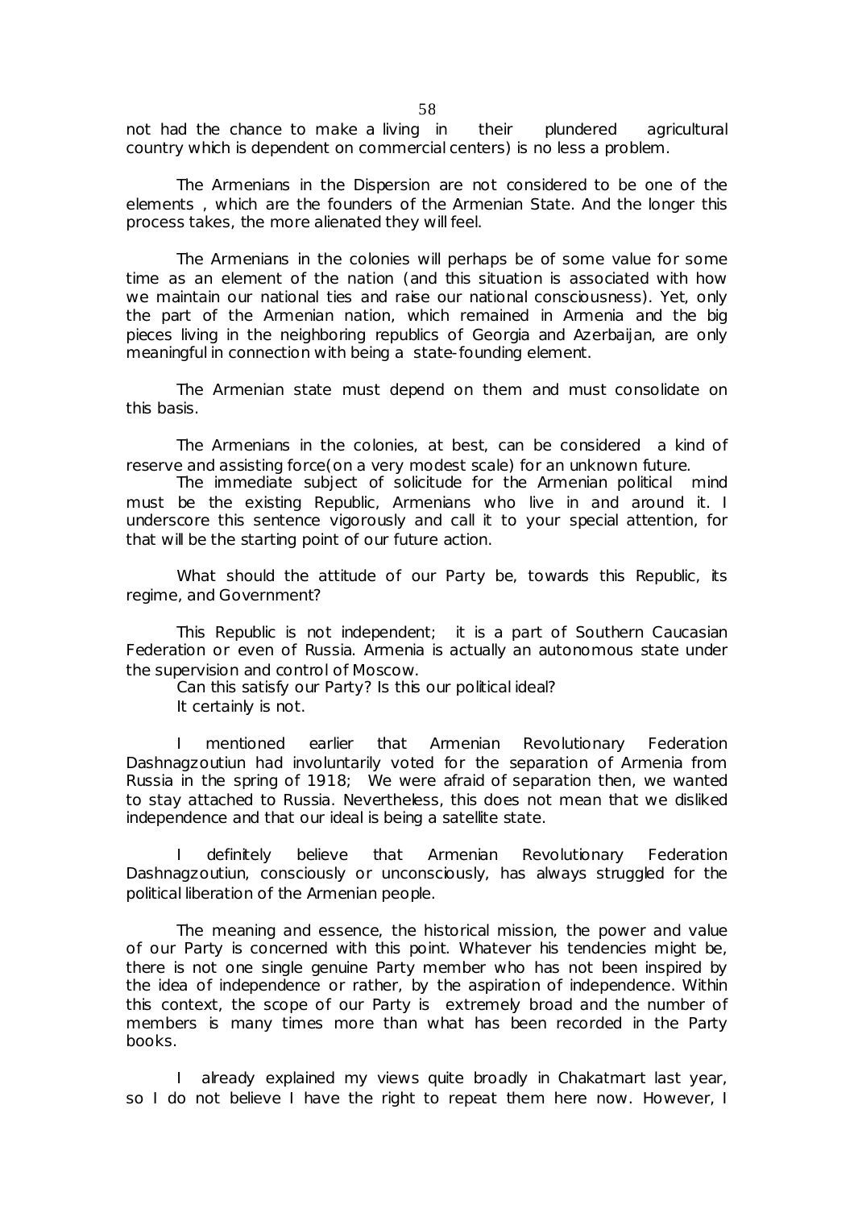not had the chance to make a living in their plundered agricultural country which is dependent on commercial centers) is no less a problem.

The Armenians in the Dispersion are not considered to be one of the elements , which are the founders of the Armenian State. And the longer this process takes, the more alienated they will feel.

The Armenians in the colonies will perhaps be of some value for some time as an element of the nation (and this situation is associated with how we maintain our national ties and raise our national consciousness). Yet, only the part of the Armenian nation, which remained in Armenia and the big pieces living in the neighboring republics of Georgia and Azerbaijan, are only meaningful in connection with being a state-founding element.

The Armenian state must depend on them and must consolidate on this basis.

The Armenians in the colonies, at best, can be considered a kind of reserve and assisting force(on a very modest scale) for an unknown future.

The immediate subject of solicitude for the Armenian political mind must be the existing Republic, Armenians who live in and around it. I underscore this sentence vigorously and call it to your special attention, for that will be the starting point of our future action.

What should the attitude of our Party be, towards this Republic, its regime, and Government?

This Republic is not independent; it is a part of Southern Caucasian Federation or even of Russia. Armenia is actually an autonomous state under the supervision and control of Moscow.

Can this satisfy our Party? Is this our political ideal?

It certainly is not.

I mentioned earlier that Armenian Revolutionary Federation Dashnagzoutiun had involuntarily voted for the separation of Armenia from Russia in the spring of 1918; We were afraid of separation then, we wanted to stay attached to Russia. Nevertheless, this does not mean that we disliked independence and that our ideal is being a satellite state.

I definitely believe that Armenian Revolutionary Federation Dashnagzoutiun, consciously or unconsciously, has always struggled for the political liberation of the Armenian people.

The meaning and essence, the historical mission, the power and value of our Party is concerned with this point. Whatever his tendencies might be, there is not one single genuine Party member who has not been inspired by the idea of independence or rather, by the aspiration of independence. Within this context, the scope of our Party is extremely broad and the number of members is many times more than what has been recorded in the Party books.

I already explained my views quite broadly in Chakatmart last year, so I do not believe I have the right to repeat them here now. However, I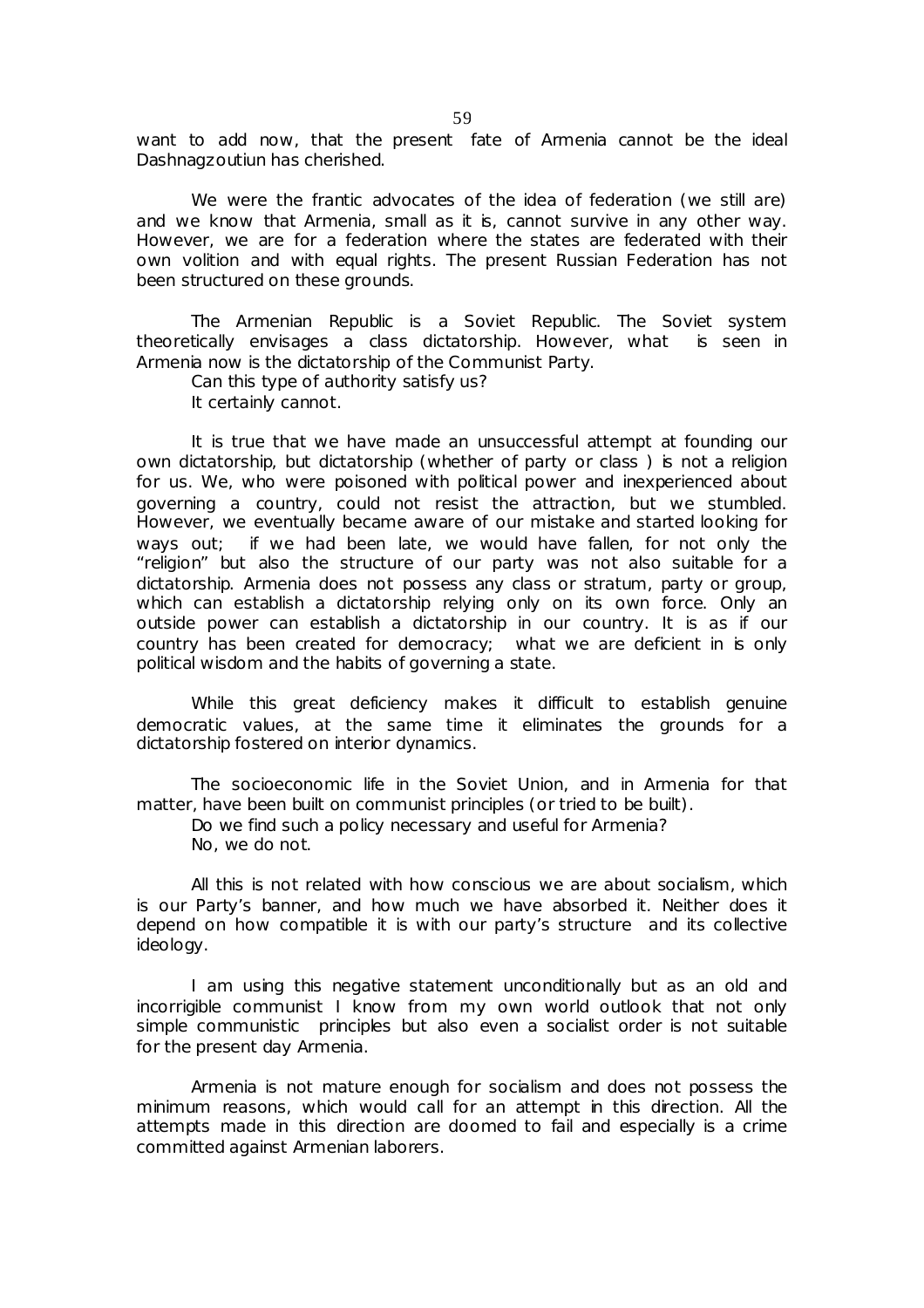want to add now, that the present fate of Armenia cannot be the ideal Dashnagzoutiun has cherished.

We were the frantic advocates of the idea of federation (we still are) and we know that Armenia, small as it is, cannot survive in any other way. However, we are for a federation where the states are federated with their own volition and with equal rights. The present Russian Federation has not been structured on these grounds.

The Armenian Republic is a Soviet Republic. The Soviet system theoretically envisages a class dictatorship. However, what is seen in Armenia now is the dictatorship of the Communist Party.

Can this type of authority satisfy us?

It certainly cannot.

It is true that we have made an unsuccessful attempt at founding our own dictatorship, but dictatorship (whether of party or class ) is not a religion for us. We, who were poisoned with political power and inexperienced about governing a country, could not resist the attraction, but we stumbled. However, we eventually became aware of our mistake and started looking for ways out; if we had been late, we would have fallen, for not only the "religion" but also the structure of our party was not also suitable for a dictatorship. Armenia does not possess any class or stratum, party or group, which can establish a dictatorship relying only on its own force. Only an outside power can establish a dictatorship in our country. It is as if our country has been created for democracy; what we are deficient in is only political wisdom and the habits of governing a state.

While this great deficiency makes it difficult to establish genuine democratic values, at the same time it eliminates the grounds for a dictatorship fostered on interior dynamics.

The socioeconomic life in the Soviet Union, and in Armenia for that matter, have been built on communist principles (or tried to be built).

Do we find such a policy necessary and useful for Armenia?

No, we do not.

All this is not related with how conscious we are about socialism, which is our Party's banner, and how much we have absorbed it. Neither does it depend on how compatible it is with our party's structure and its collective ideology.

I am using this negative statement unconditionally but as an old and incorrigible communist I know from my own world outlook that not only simple communistic principles but also even a socialist order is not suitable for the present day Armenia.

Armenia is not mature enough for socialism and does not possess the minimum reasons, which would call for an attempt in this direction. All the attempts made in this direction are doomed to fail and especially is a crime committed against Armenian laborers.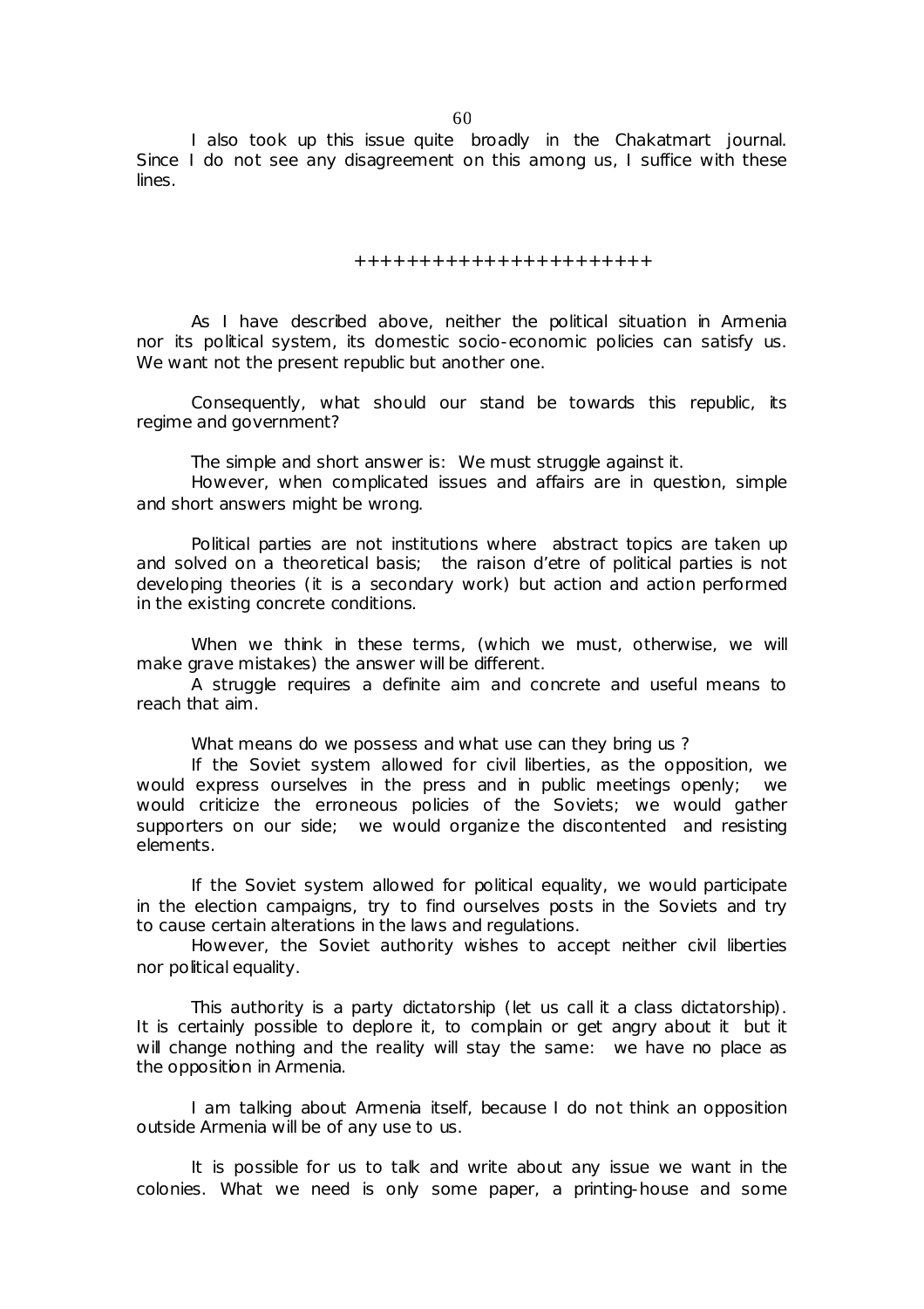I also took up this issue quite broadly in the Chakatmart journal. Since I do not see any disagreement on this among us, I suffice with these lines.

++++++++++++++++++++++

As I have described above, neither the political situation in Armenia nor its political system, its domestic socio-economic policies can satisfy us. We want not the present republic but another one.

Consequently, what should our stand be towards this republic, its regime and government?

The simple and short answer is: We must struggle against it.

However, when complicated issues and affairs are in question, simple and short answers might be wrong.

Political parties are not institutions where abstract topics are taken up and solved on a theoretical basis; the raison d'etre of political parties is not developing theories (it is a secondary work) but action and action performed in the existing concrete conditions.

When we think in these terms, (which we must, otherwise, we will make grave mistakes) the answer will be different.

A struggle requires a definite aim and concrete and useful means to reach that aim.

What means do we possess and what use can they bring us ?

If the Soviet system allowed for civil liberties, as the opposition, we would express ourselves in the press and in public meetings openly; we would criticize the erroneous policies of the Soviets; we would gather supporters on our side; we would organize the discontented and resisting elements.

If the Soviet system allowed for political equality, we would participate in the election campaigns, try to find ourselves posts in the Soviets and try to cause certain alterations in the laws and regulations.

However, the Soviet authority wishes to accept neither civil liberties nor political equality.

This authority is a party dictatorship (let us call it a class dictatorship). It is certainly possible to deplore it, to complain or get angry about it but it will change nothing and the reality will stay the same: we have no place as the opposition in Armenia.

I am talking about Armenia itself, because I do not think an opposition outside Armenia will be of any use to us.

It is possible for us to talk and write about any issue we want in the colonies. What we need is only some paper, a printing-house and some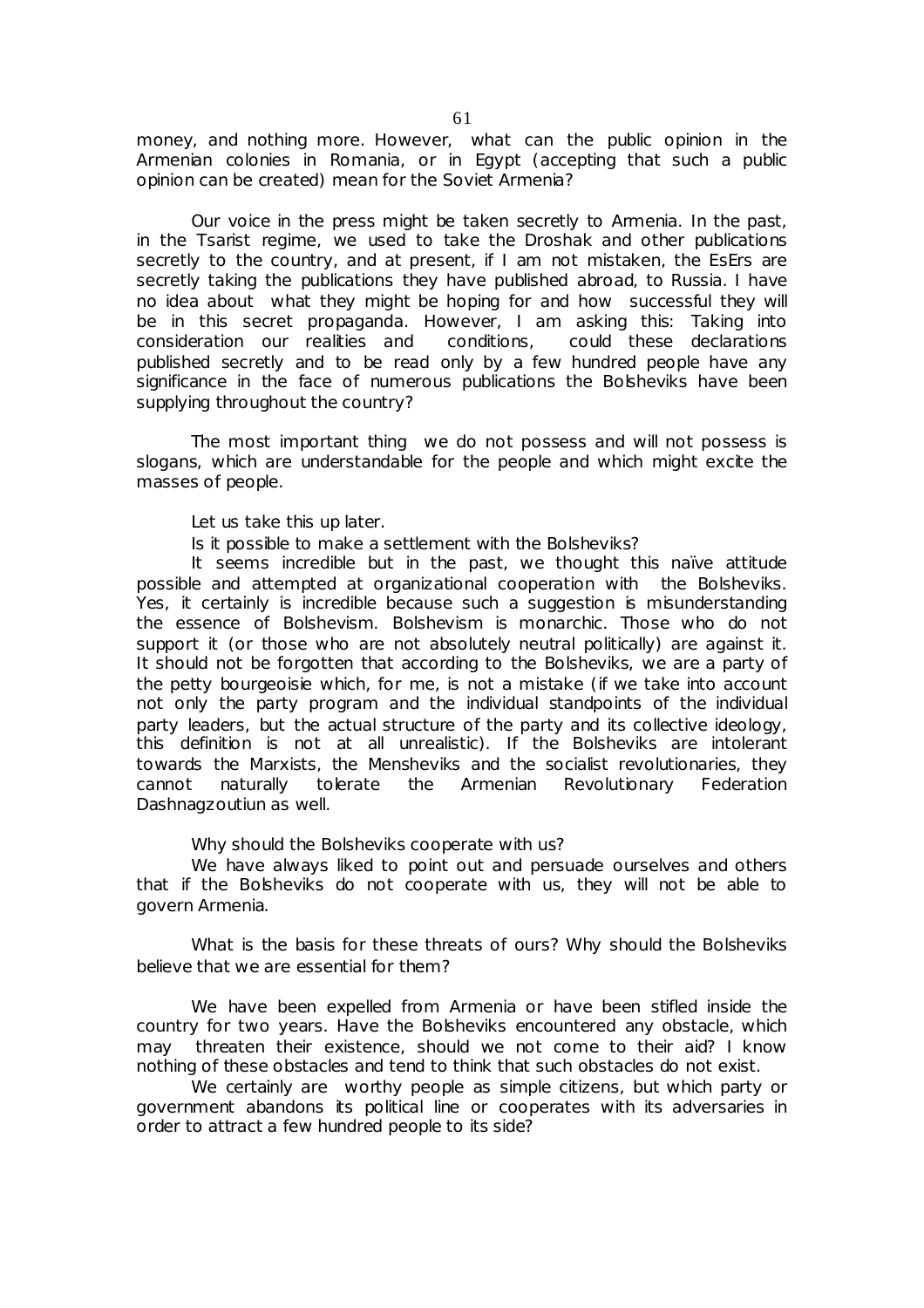money, and nothing more. However, what can the public opinion in the Armenian colonies in Romania, or in Egypt (accepting that such a public opinion can be created) mean for the Soviet Armenia?

Our voice in the press might be taken secretly to Armenia. In the past, in the Tsarist regime, we used to take the Droshak and other publications secretly to the country, and at present, if I am not mistaken, the EsErs are secretly taking the publications they have published abroad, to Russia. I have no idea about what they might be hoping for and how successful they will be in this secret propaganda. However, I am asking this: Taking into consideration our realities and conditions, could these declarations published secretly and to be read only by a few hundred people have any significance in the face of numerous publications the Bolsheviks have been supplying throughout the country?

The most important thing we do not possess and will not possess is slogans, which are understandable for the people and which might excite the masses of people.

Let us take this up later.

Is it possible to make a settlement with the Bolsheviks?

It seems incredible but in the past, we thought this naïve attitude possible and attempted at organizational cooperation with the Bolsheviks. Yes, it certainly is incredible because such a suggestion is misunderstanding the essence of Bolshevism. Bolshevism is monarchic. Those who do not support it (or those who are not absolutely neutral politically) are against it. It should not be forgotten that according to the Bolsheviks, we are a party of the petty bourgeoisie which, for me, is not a mistake (if we take into account not only the party program and the individual standpoints of the individual party leaders, but the actual structure of the party and its collective ideology, this definition is not at all unrealistic). If the Bolsheviks are intolerant towards the Marxists, the Mensheviks and the socialist revolutionaries, they cannot naturally tolerate the Armenian Revolutionary Federation Dashnagzoutiun as well.

Why should the Bolsheviks cooperate with us?

We have always liked to point out and persuade ourselves and others that if the Bolsheviks do not cooperate with us, they will not be able to govern Armenia.

What is the basis for these threats of ours? Why should the Bolsheviks believe that we are essential for them?

We have been expelled from Armenia or have been stifled inside the country for two years. Have the Bolsheviks encountered any obstacle, which may threaten their existence, should we not come to their aid? I know nothing of these obstacles and tend to think that such obstacles do not exist.

We certainly are worthy people as simple citizens, but which party or government abandons its political line or cooperates with its adversaries in order to attract a few hundred people to its side?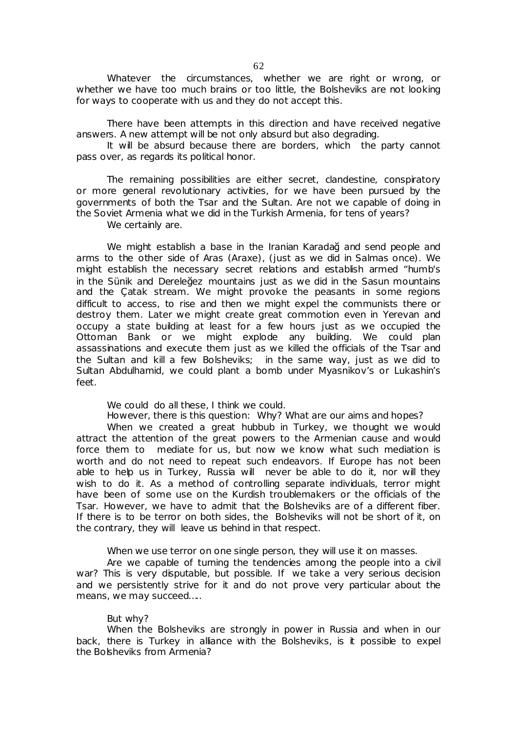Whatever the circumstances, whether we are right or wrong, or whether we have too much brains or too little, the Bolsheviks are not looking for ways to cooperate with us and they do not accept this.

There have been attempts in this direction and have received negative answers. A new attempt will be not only absurd but also degrading.

It will be absurd because there are borders, which the party cannot pass over, as regards its political honor.

The remaining possibilities are either secret, clandestine, conspiratory or more general revolutionary activities, for we have been pursued by the governments of both the Tsar and the Sultan. Are not we capable of doing in the Soviet Armenia what we did in the Turkish Armenia, for tens of years?

We certainly are.

We might establish a base in the Iranian Karadağ and send people and arms to the other side of Aras (Araxe), (just as we did in Salmas once). We might establish the necessary secret relations and establish armed "humb's in the Sünik and Dereleğez mountains just as we did in the Sasun mountains and the Çatak stream. We might provoke the peasants in some regions difficult to access, to rise and then we might expel the communists there or destroy them. Later we might create great commotion even in Yerevan and occupy a state building at least for a few hours just as we occupied the Ottoman Bank or we might explode any building. We could plan assassinations and execute them just as we killed the officials of the Tsar and the Sultan and kill a few Bolsheviks; in the same way, just as we did to Sultan Abdulhamid, we could plant a bomb under Myasnikov's or Lukashin's feet.

We could do all these, I think we could.

However, there is this question: Why? What are our aims and hopes?

When we created a great hubbub in Turkey, we thought we would attract the attention of the great powers to the Armenian cause and would force them to mediate for us, but now we know what such mediation is worth and do not need to repeat such endeavors. If Europe has not been able to help us in Turkey, Russia will never be able to do it, nor will they wish to do it. As a method of controlling separate individuals, terror might have been of some use on the Kurdish troublemakers or the officials of the Tsar. However, we have to admit that the Bolsheviks are of a different fiber. If there is to be terror on both sides, the Bolsheviks will not be short of it, on the contrary, they will leave us behind in that respect.

When we use terror on one single person, they will use it on masses.

Are we capable of turning the tendencies among the people into a civil war? This is very disputable, but possible. If we take a very serious decision and we persistently strive for it and do not prove very particular about the means, we may succeed.....

But why?

When the Bolsheviks are strongly in power in Russia and when in our back, there is Turkey in alliance with the Bolsheviks, is it possible to expel the Bolsheviks from Armenia?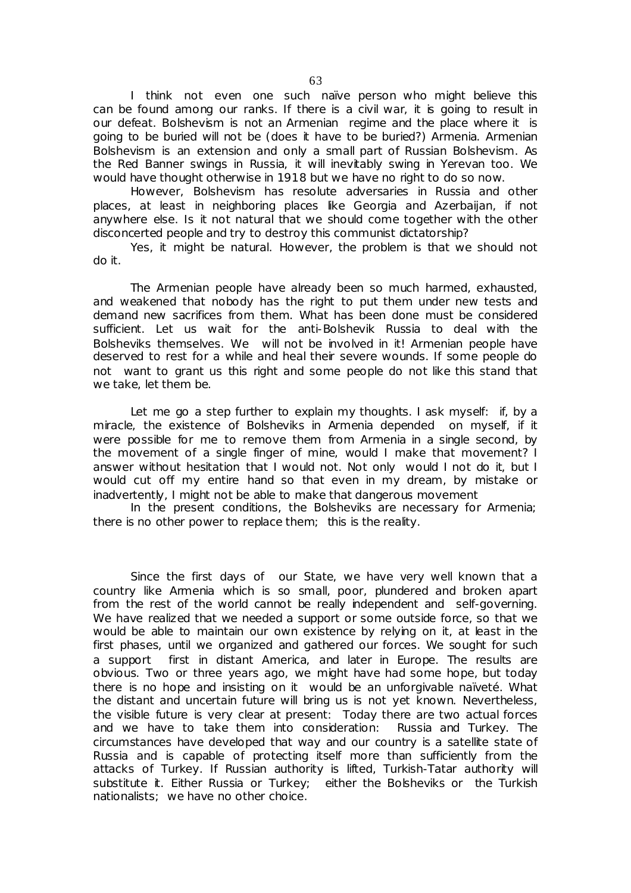I think not even one such naïve person who might believe this can be found among our ranks. If there is a civil war, it is going to result in our defeat. Bolshevism is not an Armenian regime and the place where it is going to be buried will not be (does it have to be buried?) Armenia. Armenian Bolshevism is an extension and only a small part of Russian Bolshevism. As the Red Banner swings in Russia, it will inevitably swing in Yerevan too. We would have thought otherwise in 1918 but we have no right to do so now.

However, Bolshevism has resolute adversaries in Russia and other places, at least in neighboring places like Georgia and Azerbaijan, if not anywhere else. Is it not natural that we should come together with the other disconcerted people and try to destroy this communist dictatorship?

Yes, it might be natural. However, the problem is that we should not do it.

The Armenian people have already been so much harmed, exhausted, and weakened that nobody has the right to put them under new tests and demand new sacrifices from them. What has been done must be considered sufficient. Let us wait for the anti-Bolshevik Russia to deal with the Bolsheviks themselves. We will not be involved in it! Armenian people have deserved to rest for a while and heal their severe wounds. If some people do not want to grant us this right and some people do not like this stand that we take, let them be.

Let me go a step further to explain my thoughts. I ask myself: if, by a miracle, the existence of Bolsheviks in Armenia depended on myself, if it were possible for me to remove them from Armenia in a single second, by the movement of a single finger of mine, would I make that movement? I answer without hesitation that I would not. Not only would I not do it, but I would cut off my entire hand so that even in my dream, by mistake or inadvertently, I might not be able to make that dangerous movement

In the present conditions, the Bolsheviks are necessary for Armenia; there is no other power to replace them; this is the reality.

Since the first days of our State, we have very well known that a country like Armenia which is so small, poor, plundered and broken apart from the rest of the world cannot be really independent and self-governing. We have realized that we needed a support or some outside force, so that we would be able to maintain our own existence by relying on it, at least in the first phases, until we organized and gathered our forces. We sought for such a support first in distant America, and later in Europe. The results are obvious. Two or three years ago, we might have had some hope, but today there is no hope and insisting on it would be an unforgivable naïveté. What the distant and uncertain future will bring us is not yet known. Nevertheless, the visible future is very clear at present: Today there are two actual forces and we have to take them into consideration: Russia and Turkey. The circumstances have developed that way and our country is a satellite state of Russia and is capable of protecting itself more than sufficiently from the attacks of Turkey. If Russian authority is lifted, Turkish-Tatar authority will substitute it. Either Russia or Turkey; either the Bolsheviks or the Turkish nationalists; we have no other choice.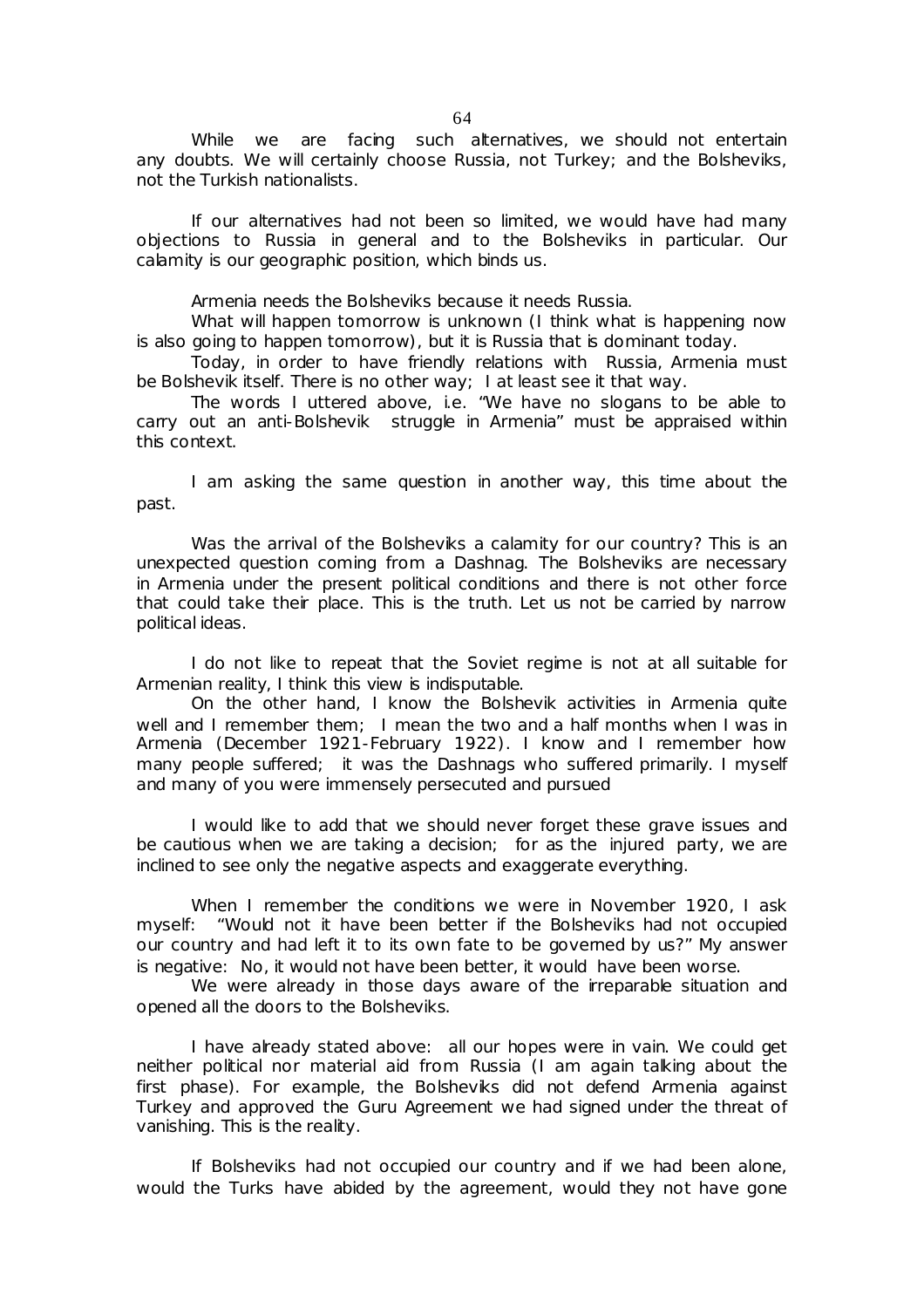While we are facing such alternatives, we should not entertain any doubts. We will certainly choose Russia, not Turkey; and the Bolsheviks, not the Turkish nationalists.

If our alternatives had not been so limited, we would have had many objections to Russia in general and to the Bolsheviks in particular. Our calamity is our geographic position, which binds us.

Armenia needs the Bolsheviks because it needs Russia.

What will happen tomorrow is unknown (I think what is happening now is also going to happen tomorrow), but it is Russia that is dominant today.

Today, in order to have friendly relations with Russia, Armenia must be Bolshevik itself. There is no other way; I at least see it that way.

The words I uttered above, i.e. "We have no slogans to be able to carry out an anti-Bolshevik struggle in Armenia" must be appraised within this context.

I am asking the same question in another way, this time about the past.

Was the arrival of the Bolsheviks a calamity for our country? This is an unexpected question coming from a Dashnag. The Bolsheviks are necessary in Armenia under the present political conditions and there is not other force that could take their place. This is the truth. Let us not be carried by narrow political ideas.

I do not like to repeat that the Soviet regime is not at all suitable for Armenian reality, I think this view is indisputable.

On the other hand, I know the Bolshevik activities in Armenia quite well and I remember them; I mean the two and a half months when I was in Armenia (December 1921-February 1922). I know and I remember how many people suffered; it was the Dashnags who suffered primarily. I myself and many of you were immensely persecuted and pursued

I would like to add that we should never forget these grave issues and be cautious when we are taking a decision; for as the injured party, we are inclined to see only the negative aspects and exaggerate everything.

When I remember the conditions we were in November 1920, I ask myself: "Would not it have been better if the Bolsheviks had not occupied our country and had left it to its own fate to be governed by us?" My answer is negative: No, it would not have been better, it would have been worse.

We were already in those days aware of the irreparable situation and opened all the doors to the Bolsheviks.

I have already stated above: all our hopes were in vain. We could get neither political nor material aid from Russia (I am again talking about the first phase). For example, the Bolsheviks did not defend Armenia against Turkey and approved the Guru Agreement we had signed under the threat of vanishing. This is the reality.

If Bolsheviks had not occupied our country and if we had been alone, would the Turks have abided by the agreement, would they not have gone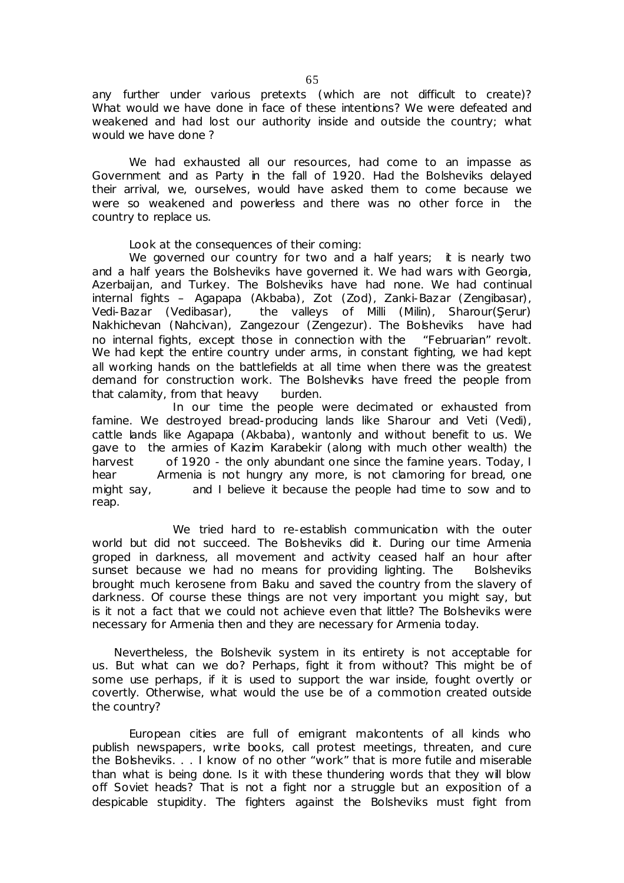any further under various pretexts (which are not difficult to create)? What would we have done in face of these intentions? We were defeated and weakened and had lost our authority inside and outside the country; what would we have done ?

We had exhausted all our resources, had come to an impasse as Government and as Party in the fall of 1920. Had the Bolsheviks delayed their arrival, we, ourselves, would have asked them to come because we were so weakened and powerless and there was no other force in the country to replace us.

Look at the consequences of their coming:

We governed our country for two and a half years; it is nearly two and a half years the Bolsheviks have governed it. We had wars with Georgia, Azerbaijan, and Turkey. The Bolsheviks have had none. We had continual internal fights – Agapapa (Akbaba), Zot (Zod), Zanki-Bazar (Zengibasar), Vedi-Bazar (Vedibasar), the valleys of Milli (Milin), Sharour(Şerur) Nakhichevan (Nahcivan), Zangezour (Zengezur). The Bolsheviks have had no internal fights, except those in connection with the "Februarian" revolt. We had kept the entire country under arms, in constant fighting, we had kept all working hands on the battlefields at all time when there was the greatest demand for construction work. The Bolsheviks have freed the people from that calamity, from that heavy burden.

In our time the people were decimated or exhausted from famine. We destroyed bread-producing lands like Sharour and Veti (Vedi), cattle lands like Agapapa (Akbaba), wantonly and without benefit to us. We gave to the armies of Kazim Karabekir (along with much other wealth) the harvest of 1920 - the only abundant one since the famine years. Today, I hear Armenia is not hungry any more, is not clamoring for bread, one might say, and I believe it because the people had time to sow and to reap.

We tried hard to re-establish communication with the outer world but did not succeed. The Bolsheviks did it. During our time Armenia groped in darkness, all movement and activity ceased half an hour after sunset because we had no means for providing lighting. The Bolsheviks brought much kerosene from Baku and saved the country from the slavery of darkness. Of course these things are not very important you might say, but is it not a fact that we could not achieve even that little? The Bolsheviks were necessary for Armenia then and they are necessary for Armenia today.

Nevertheless, the Bolshevik system in its entirety is not acceptable for us. But what can we do? Perhaps, fight it from without? This might be of some use perhaps, if it is used to support the war inside, fought overtly or covertly. Otherwise, what would the use be of a commotion created outside the country?

European cities are full of emigrant malcontents of all kinds who publish newspapers, write books, call protest meetings, threaten, and cure the Bolsheviks. . . I know of no other "work" that is more futile and miserable than what is being done. Is it with these thundering words that they will blow off Soviet heads? That is not a fight nor a struggle but an exposition of a despicable stupidity. The fighters against the Bolsheviks must fight from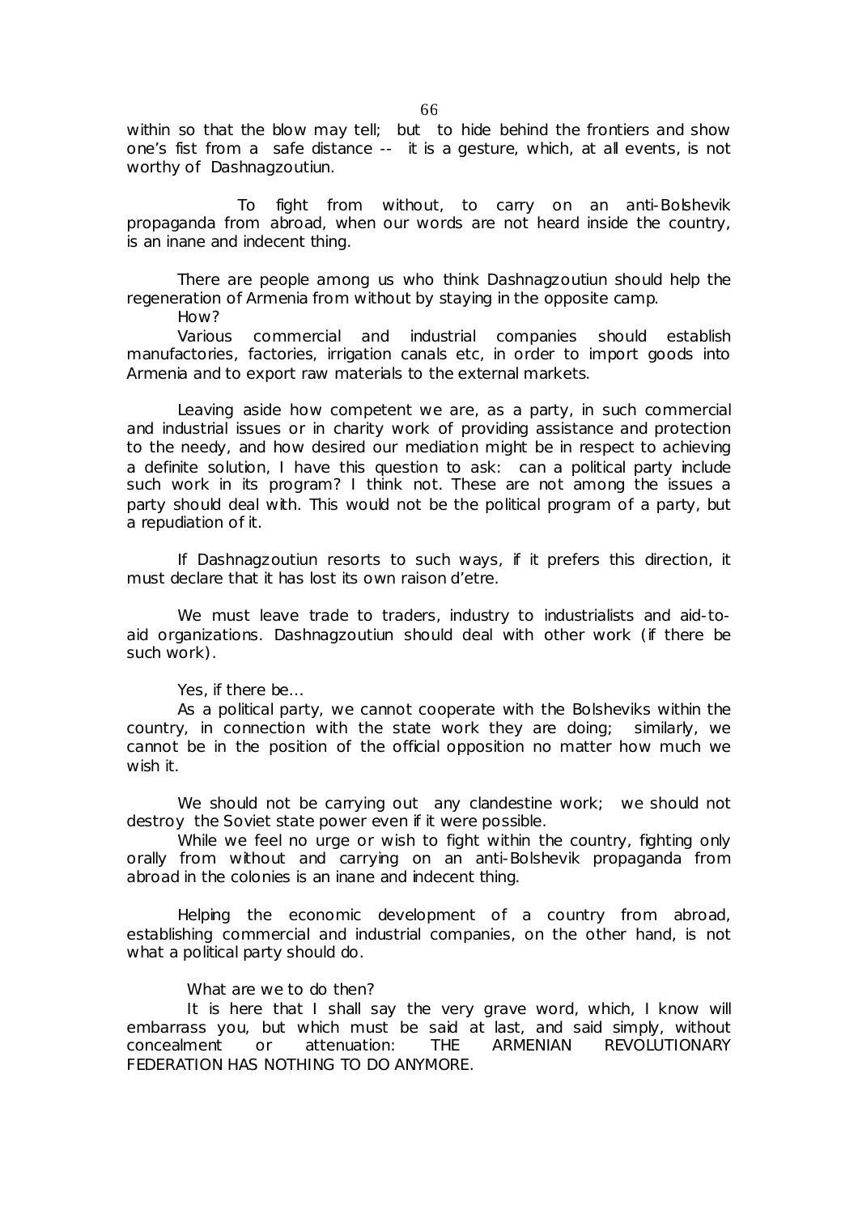within so that the blow may tell; but to hide behind the frontiers and show one's fist from a safe distance -- it is a gesture, which, at all events, is not worthy of Dashnagzoutiun.

To fight from without, to carry on an anti-Bolshevik propaganda from abroad, when our words are not heard inside the country, is an inane and indecent thing.

There are people among us who think Dashnagzoutiun should help the regeneration of Armenia from without by staying in the opposite camp.

How?

Various commercial and industrial companies should establish manufactories, factories, irrigation canals etc, in order to import goods into Armenia and to export raw materials to the external markets.

Leaving aside how competent we are, as a party, in such commercial and industrial issues or in charity work of providing assistance and protection to the needy, and how desired our mediation might be in respect to achieving a definite solution, I have this question to ask: can a political party include such work in its program? I think not. These are not among the issues a party should deal with. This would not be the political program of a party, but a repudiation of it.

If Dashnagzoutiun resorts to such ways, if it prefers this direction, it must declare that it has lost its own raison d'etre.

We must leave trade to traders, industry to industrialists and aid-to-aid organizations. Dashnagzoutiun should deal with other work (if there be such work).

Yes, if there be...

As a political party, we cannot cooperate with the Bolsheviks within the country, in connection with the state work they are doing; similarly, we cannot be in the position of the official opposition no matter how much we wish it.

We should not be carrying out any clandestine work; we should not destroy the Soviet state power even if it were possible.

While we feel no urge or wish to fight within the country, fighting only orally from without and carrying on an anti-Bolshevik propaganda from abroad in the colonies is an inane and indecent thing.

Helping the economic development of a country from abroad, establishing commercial and industrial companies, on the other hand, is not what a political party should do.

What are we to do then?

It is here that I shall say the very grave word, which, I know will embarrass you, but which must be said at last, and said simply, without concealment or attenuation: THE ARMENIAN REVOLUTIONARY FEDERATION HAS NOTHING TO DO ANYMORE.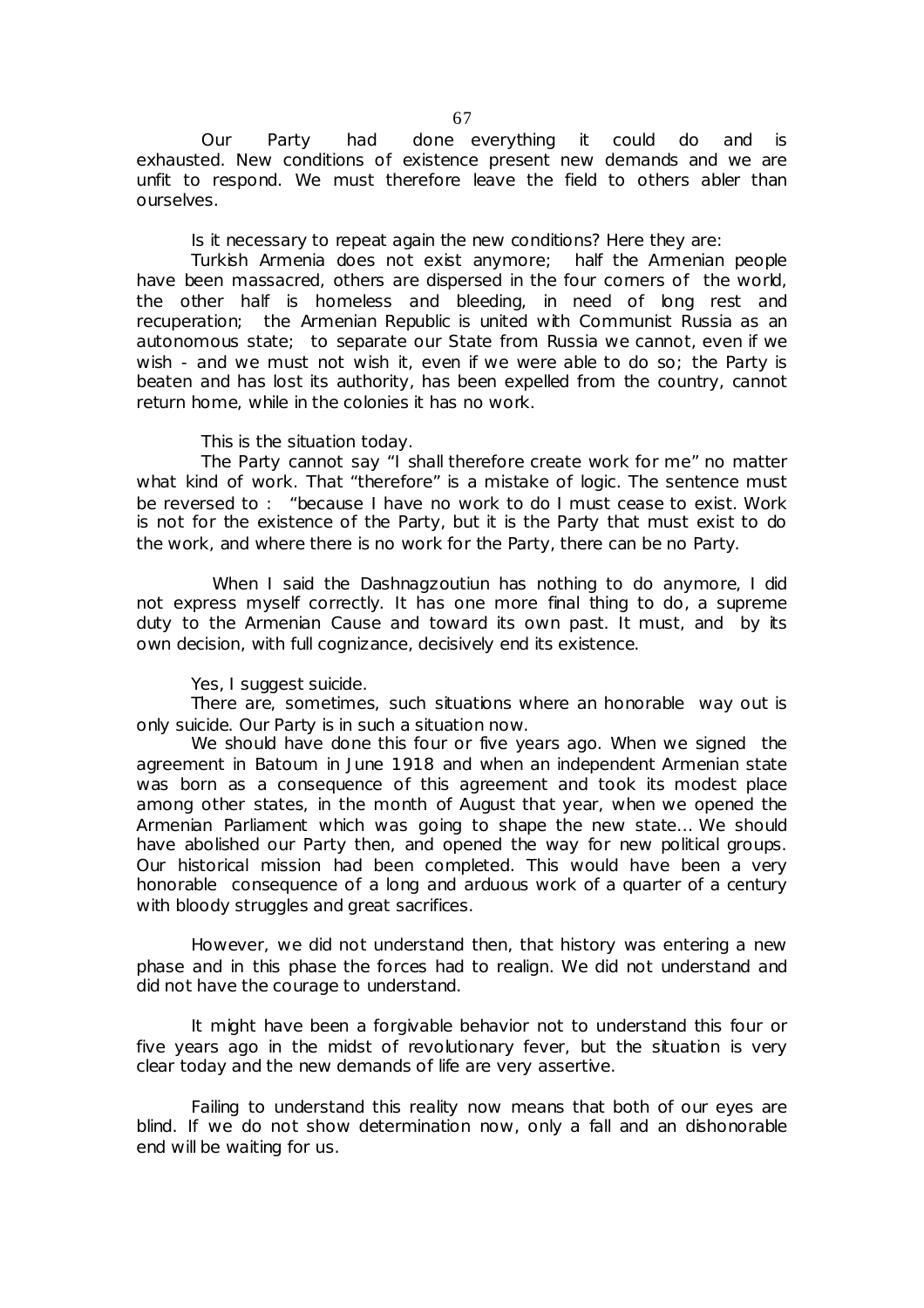Our Party had done everything it could do and is exhausted. New conditions of existence present new demands and we are unfit to respond. We must therefore leave the field to others abler than ourselves.

Is it necessary to repeat again the new conditions? Here they are:

Turkish Armenia does not exist anymore; half the Armenian people have been massacred, others are dispersed in the four corners of the world, the other half is homeless and bleeding, in need of long rest and recuperation; the Armenian Republic is united with Communist Russia as an autonomous state; to separate our State from Russia we cannot, even if we wish - and we must not wish it, even if we were able to do so; the Party is beaten and has lost its authority, has been expelled from the country, cannot return home, while in the colonies it has no work.

This is the situation today.

The Party cannot say "I shall therefore create work for me" no matter what kind of work. That "therefore" is a mistake of logic. The sentence must be reversed to : "because I have no work to do I must cease to exist. Work is not for the existence of the Party, but it is the Party that must exist to do the work, and where there is no work for the Party, there can be no Party.

When I said the Dashnagzoutiun has nothing to do anymore, I did not express myself correctly. It has one more final thing to do, a supreme duty to the Armenian Cause and toward its own past. It must, and by its own decision, with full cognizance, decisively end its existence.

Yes, I suggest suicide.

There are, sometimes, such situations where an honorable way out is only suicide. Our Party is in such a situation now.

We should have done this four or five years ago. When we signed the agreement in Batoum in June 1918 and when an independent Armenian state was born as a consequence of this agreement and took its modest place among other states, in the month of August that year, when we opened the Armenian Parliament which was going to shape the new state... We should have abolished our Party then, and opened the way for new political groups. Our historical mission had been completed. This would have been a very honorable consequence of a long and arduous work of a quarter of a century with bloody struggles and great sacrifices.

However, we did not understand then, that history was entering a new phase and in this phase the forces had to realign. We did not understand and did not have the courage to understand.

It might have been a forgivable behavior not to understand this four or five years ago in the midst of revolutionary fever, but the situation is very clear today and the new demands of life are very assertive.

Failing to understand this reality now means that both of our eyes are blind. If we do not show determination now, only a fall and an dishonorable end will be waiting for us.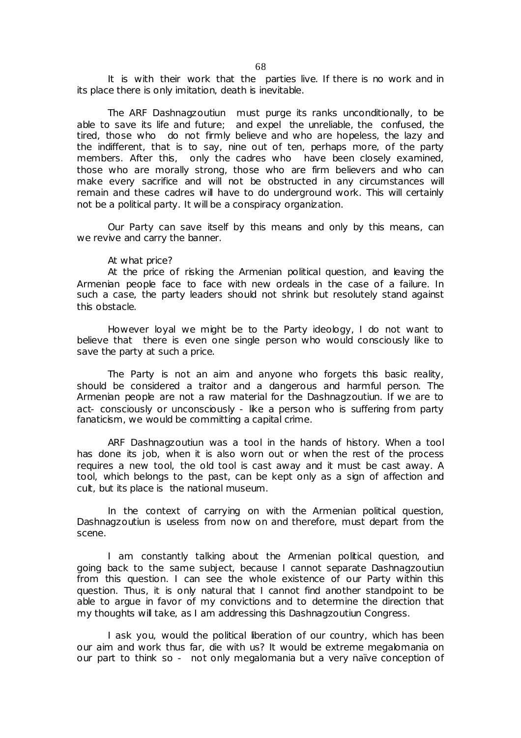It is with their work that the parties live. If there is no work and in its place there is only imitation, death is inevitable.

The ARF Dashnagzoutiun must purge its ranks unconditionally, to be able to save its life and future; and expel the unreliable, the confused, the tired, those who do not firmly believe and who are hopeless, the lazy and the indifferent, that is to say, nine out of ten, perhaps more, of the party members. After this, only the cadres who have been closely examined, those who are morally strong, those who are firm believers and who can make every sacrifice and will not be obstructed in any circumstances will remain and these cadres will have to do underground work. This will certainly not be a political party. It will be a conspiracy organization.

Our Party can save itself by this means and only by this means, can we revive and carry the banner.

At what price?

At the price of risking the Armenian political question, and leaving the Armenian people face to face with new ordeals in the case of a failure. In such a case, the party leaders should not shrink but resolutely stand against this obstacle.

However loyal we might be to the Party ideology, I do not want to believe that there is even one single person who would consciously like to save the party at such a price.

The Party is not an aim and anyone who forgets this basic reality, should be considered a traitor and a dangerous and harmful person. The Armenian people are not a raw material for the Dashnagzoutiun. If we are to act- consciously or unconsciously - like a person who is suffering from party fanaticism, we would be committing a capital crime.

ARF Dashnagzoutiun was a tool in the hands of history. When a tool has done its job, when it is also worn out or when the rest of the process requires a new tool, the old tool is cast away and it must be cast away. A tool, which belongs to the past, can be kept only as a sign of affection and cult, but its place is the national museum.

In the context of carrying on with the Armenian political question, Dashnagzoutiun is useless from now on and therefore, must depart from the scene.

I am constantly talking about the Armenian political question, and going back to the same subject, because I cannot separate Dashnagzoutiun from this question. I can see the whole existence of our Party within this question. Thus, it is only natural that I cannot find another standpoint to be able to argue in favor of my convictions and to determine the direction that my thoughts will take, as I am addressing this Dashnagzoutiun Congress.

I ask you, would the political liberation of our country, which has been our aim and work thus far, die with us? It would be extreme megalomania on our part to think so - not only megalomania but a very naïve conception of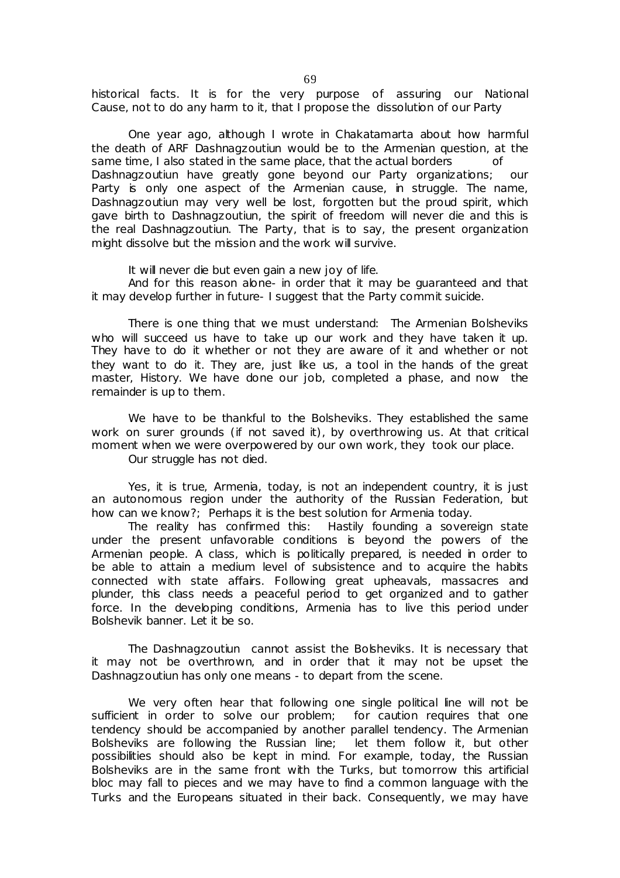historical facts. It is for the very purpose of assuring our National Cause, not to do any harm to it, that I propose the dissolution of our Party

One year ago, although I wrote in Chakatamarta about how harmful the death of ARF Dashnagzoutiun would be to the Armenian question, at the same time, I also stated in the same place, that the actual borders of Dashnagzoutiun have greatly gone beyond our Party organizations; our Party is only one aspect of the Armenian cause, in struggle. The name, Dashnagzoutiun may very well be lost, forgotten but the proud spirit, which gave birth to Dashnagzoutiun, the spirit of freedom will never die and this is the real Dashnagzoutiun. The Party, that is to say, the present organization might dissolve but the mission and the work will survive.

It will never die but even gain a new joy of life.

And for this reason alone- in order that it may be guaranteed and that it may develop further in future- I suggest that the Party commit suicide.

There is one thing that we must understand: The Armenian Bolsheviks who will succeed us have to take up our work and they have taken it up. They have to do it whether or not they are aware of it and whether or not they want to do it. They are, just like us, a tool in the hands of the great master, History. We have done our job, completed a phase, and now the remainder is up to them.

We have to be thankful to the Bolsheviks. They established the same work on surer grounds (if not saved it), by overthrowing us. At that critical moment when we were overpowered by our own work, they took our place.

Our struggle has not died.

Yes, it is true, Armenia, today, is not an independent country, it is just an autonomous region under the authority of the Russian Federation, but how can we know?; Perhaps it is the best solution for Armenia today.

The reality has confirmed this: Hastily founding a sovereign state under the present unfavorable conditions is beyond the powers of the Armenian people. A class, which is politically prepared, is needed in order to be able to attain a medium level of subsistence and to acquire the habits connected with state affairs. Following great upheavals, massacres and plunder, this class needs a peaceful period to get organized and to gather force. In the developing conditions, Armenia has to live this period under Bolshevik banner. Let it be so.

The Dashnagzoutiun cannot assist the Bolsheviks. It is necessary that it may not be overthrown, and in order that it may not be upset the Dashnagzoutiun has only one means - to depart from the scene.

We very often hear that following one single political line will not be sufficient in order to solve our problem; for caution requires that one tendency should be accompanied by another parallel tendency. The Armenian Bolsheviks are following the Russian line; let them follow it, but other possibilities should also be kept in mind. For example, today, the Russian Bolsheviks are in the same front with the Turks, but tomorrow this artificial bloc may fall to pieces and we may have to find a common language with the Turks and the Europeans situated in their back. Consequently, we may have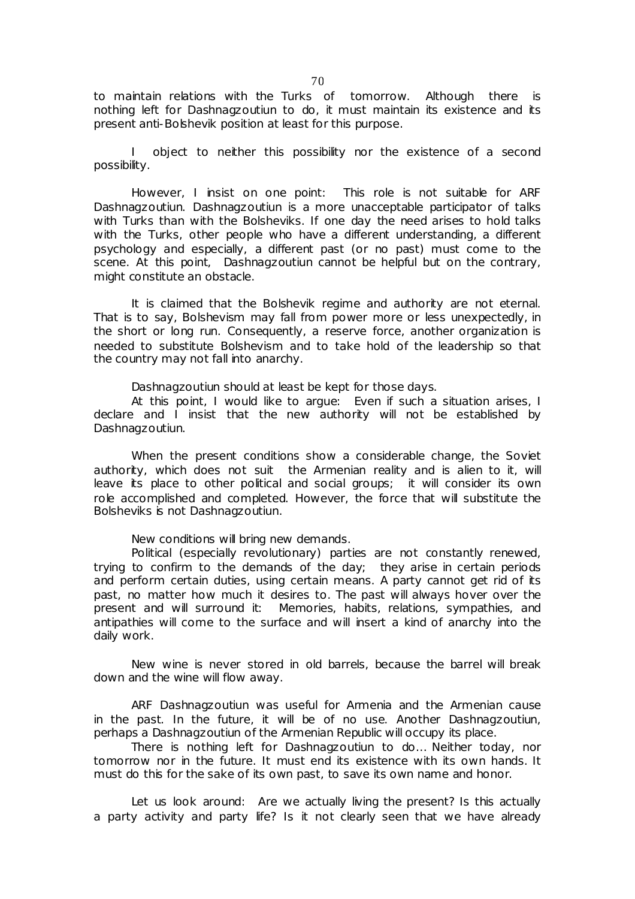to maintain relations with the Turks of tomorrow. Although there is nothing left for Dashnagzoutiun to do, it must maintain its existence and its present anti-Bolshevik position at least for this purpose.

I object to neither this possibility nor the existence of a second possibility.

However, I insist on one point: This role is not suitable for ARF Dashnagzoutiun. Dashnagzoutiun is a more unacceptable participator of talks with Turks than with the Bolsheviks. If one day the need arises to hold talks with the Turks, other people who have a different understanding, a different psychology and especially, a different past (or no past) must come to the scene. At this point, Dashnagzoutiun cannot be helpful but on the contrary, might constitute an obstacle.

It is claimed that the Bolshevik regime and authority are not eternal. That is to say, Bolshevism may fall from power more or less unexpectedly, in the short or long run. Consequently, a reserve force, another organization is needed to substitute Bolshevism and to take hold of the leadership so that the country may not fall into anarchy.

Dashnagzoutiun should at least be kept for those days.

At this point, I would like to argue: Even if such a situation arises, I declare and I insist that the new authority will not be established by Dashnagzoutiun.

When the present conditions show a considerable change, the Soviet authority, which does not suit the Armenian reality and is alien to it, will leave its place to other political and social groups; it will consider its own role accomplished and completed. However, the force that will substitute the Bolsheviks is not Dashnagzoutiun.

New conditions will bring new demands.

Political (especially revolutionary) parties are not constantly renewed, trying to confirm to the demands of the day; they arise in certain periods and perform certain duties, using certain means. A party cannot get rid of its past, no matter how much it desires to. The past will always hover over the present and will surround it: Memories, habits, relations, sympathies, and antipathies will come to the surface and will insert a kind of anarchy into the daily work.

New wine is never stored in old barrels, because the barrel will break down and the wine will flow away.

ARF Dashnagzoutiun was useful for Armenia and the Armenian cause in the past. In the future, it will be of no use. Another Dashnagzoutiun, perhaps a Dashnagzoutiun of the Armenian Republic will occupy its place.

There is nothing left for Dashnagzoutiun to do... Neither today, nor tomorrow nor in the future. It must end its existence with its own hands. It must do this for the sake of its own past, to save its own name and honor.

Let us look around: Are we actually living the present? Is this actually a party activity and party life? Is it not clearly seen that we have already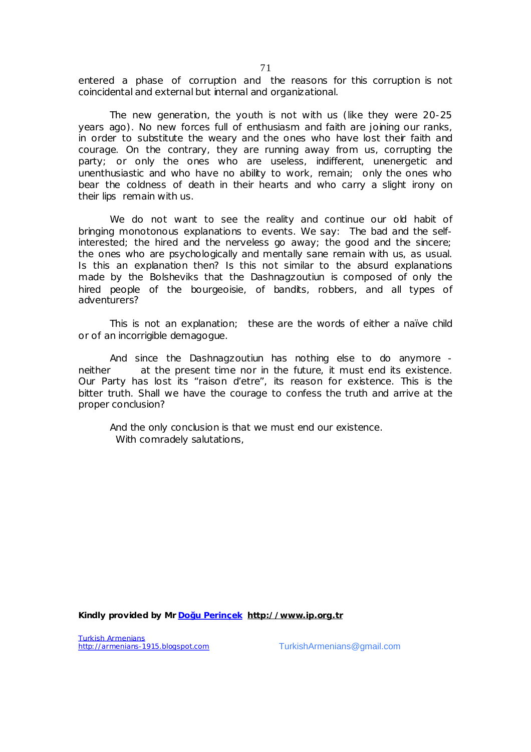entered a phase of corruption and the reasons for this corruption is not coincidental and external but internal and organizational.

The new generation, the youth is not with us (like they were 20-25 years ago). No new forces full of enthusiasm and faith are joining our ranks, in order to substitute the weary and the ones who have lost their faith and courage. On the contrary, they are running away from us, corrupting the party; or only the ones who are useless, indifferent, unenergetic and unenthusiastic and who have no ability to work, remain; only the ones who bear the coldness of death in their hearts and who carry a slight irony on their lips remain with us.

We do not want to see the reality and continue our old habit of bringing monotonous explanations to events. We say: The bad and the self-interested; the hired and the nerveless go away; the good and the sincere; the ones who are psychologically and mentally sane remain with us, as usual. Is this an explanation then? Is this not similar to the absurd explanations made by the Bolsheviks that the Dashnagzoutiun is composed of only the hired people of the bourgeoisie, of bandits, robbers, and all types of adventurers?

This is not an explanation; these are the words of either a naïve child or of an incorrigible demagogue.

And since the Dashnagzoutiun has nothing else to do anymore - neither at the present time nor in the future, it must end its existence. Our Party has lost its "raison d'etre", its reason for existence. This is the bitter truth. Shall we have the courage to confess the truth and arrive at the proper conclusion?

And the only conclusion is that we must end our existence.
With comradely salutations,

**Kindly provided by Mr Doğu Perinçek http://www.ip.org.tr**

Turkish Armenians
http://armenians-1915.blogspot.com TurkishArmenians@gmail.com